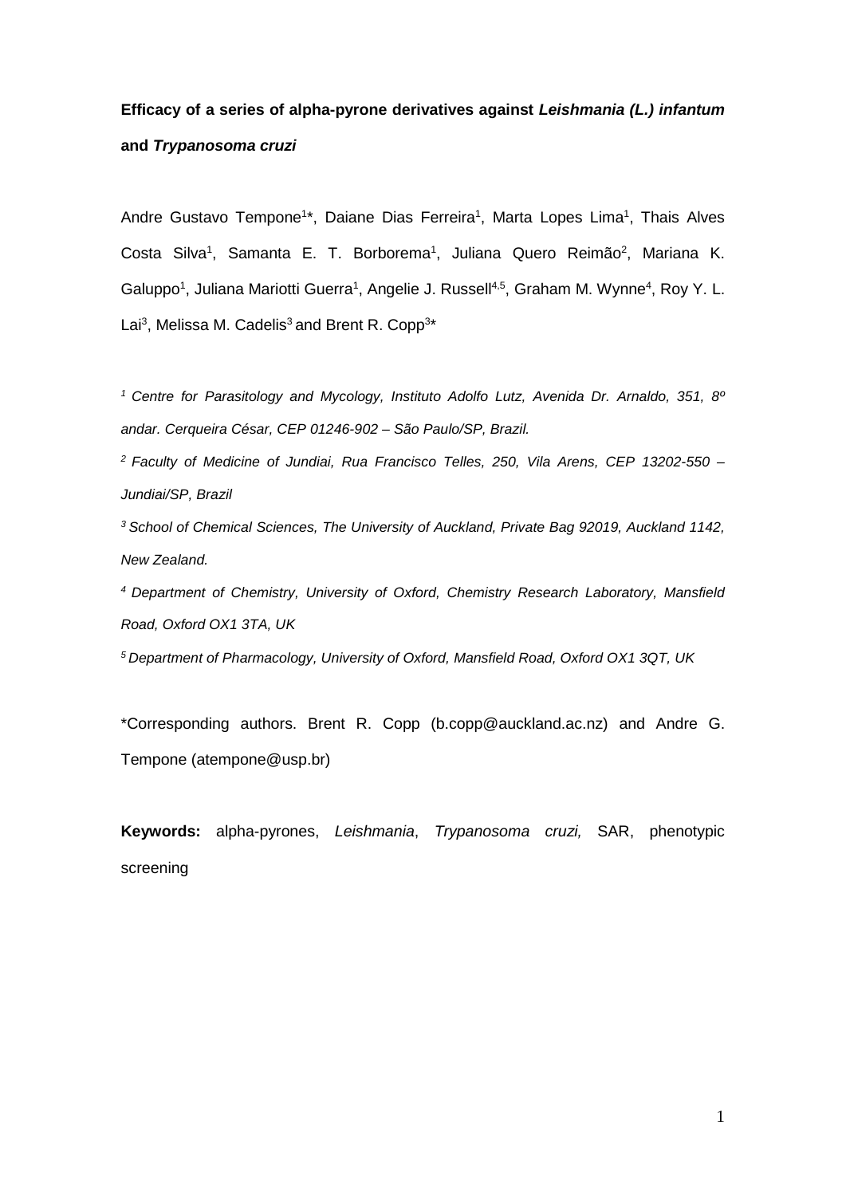**Efficacy of a series of alpha-pyrone derivatives against *Leishmania (L.) infantum* and *Trypanosoma cruzi***

Andre Gustavo Tempone[1]*, Daiane Dias Ferreira[1], Marta Lopes Lima[1], Thais Alves Costa Silva[1], Samanta E. T. Borborema[1], Juliana Quero Reimão[2], Mariana K. Galuppo[1], Juliana Mariotti Guerra[1], Angelie J. Russell[4,5], Graham M. Wynne[4], Roy Y. L. Lai[3], Melissa M. Cadelis[3] and Brent R. Copp[3]*

*[1] Centre for Parasitology and Mycology, Instituto Adolfo Lutz, Avenida Dr. Arnaldo, 351, 8º andar. Cerqueira César, CEP 01246-902 – São Paulo/SP, Brazil.*

*[2] Faculty of Medicine of Jundiai, Rua Francisco Telles, 250, Vila Arens, CEP 13202-550 – Jundiai/SP, Brazil*

*[3] School of Chemical Sciences, The University of Auckland, Private Bag 92019, Auckland 1142, New Zealand.*

*[4] Department of Chemistry, University of Oxford, Chemistry Research Laboratory, Mansfield Road, Oxford OX1 3TA, UK*

*[5] Department of Pharmacology, University of Oxford, Mansfield Road, Oxford OX1 3QT, UK*

*Corresponding authors. Brent R. Copp (b.copp@auckland.ac.nz) and Andre G. Tempone (atempone@usp.br)

**Keywords:** alpha-pyrones, *Leishmania*, *Trypanosoma cruzi,* SAR, phenotypic screening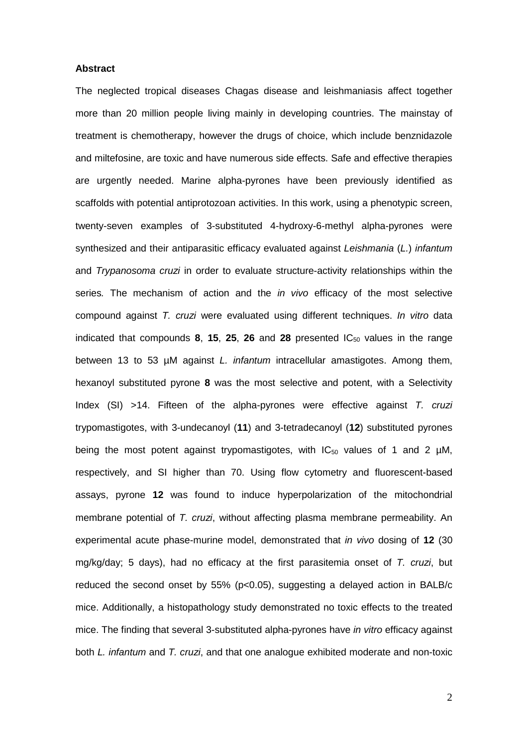**Abstract**

The neglected tropical diseases Chagas disease and leishmaniasis affect together more than 20 million people living mainly in developing countries. The mainstay of treatment is chemotherapy, however the drugs of choice, which include benznidazole and miltefosine, are toxic and have numerous side effects. Safe and effective therapies are urgently needed. Marine alpha-pyrones have been previously identified as scaffolds with potential antiprotozoan activities. In this work, using a phenotypic screen, twenty-seven examples of 3-substituted 4-hydroxy-6-methyl alpha-pyrones were synthesized and their antiparasitic efficacy evaluated against *Leishmania* (*L.*) *infantum* and *Trypanosoma cruzi* in order to evaluate structure-activity relationships within the series*.* The mechanism of action and the *in vivo* efficacy of the most selective compound against *T. cruzi* were evaluated using different techniques. *In vitro* data indicated that compounds **8**, **15**, **25**, **26** and **28** presented $IC_{50}$ values in the range between 13 to 53 µM against *L. infantum* intracellular amastigotes. Among them, hexanoyl substituted pyrone **8** was the most selective and potent, with a Selectivity Index (SI) >14. Fifteen of the alpha-pyrones were effective against *T. cruzi* trypomastigotes, with 3-undecanoyl (**11**) and 3-tetradecanoyl (**12**) substituted pyrones being the most potent against trypomastigotes, with $IC_{50}$ values of 1 and 2 µM, respectively, and SI higher than 70. Using flow cytometry and fluorescent-based assays, pyrone **12** was found to induce hyperpolarization of the mitochondrial membrane potential of *T. cruzi*, without affecting plasma membrane permeability. An experimental acute phase-murine model, demonstrated that *in vivo* dosing of **12** (30 mg/kg/day; 5 days), had no efficacy at the first parasitemia onset of *T. cruzi*, but reduced the second onset by 55% ($p<0.05$), suggesting a delayed action in BALB/c mice. Additionally, a histopathology study demonstrated no toxic effects to the treated mice. The finding that several 3-substituted alpha-pyrones have *in vitro* efficacy against both *L. infantum* and *T. cruzi*, and that one analogue exhibited moderate and non-toxic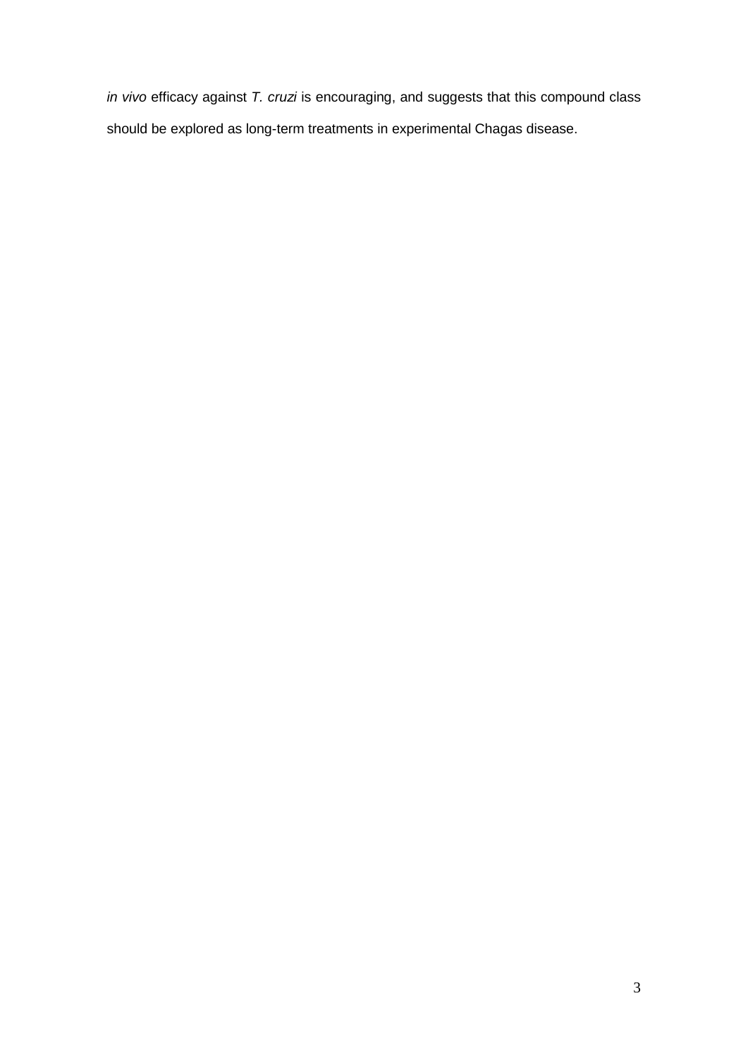*in vivo* efficacy against *T. cruzi* is encouraging, and suggests that this compound class should be explored as long-term treatments in experimental Chagas disease.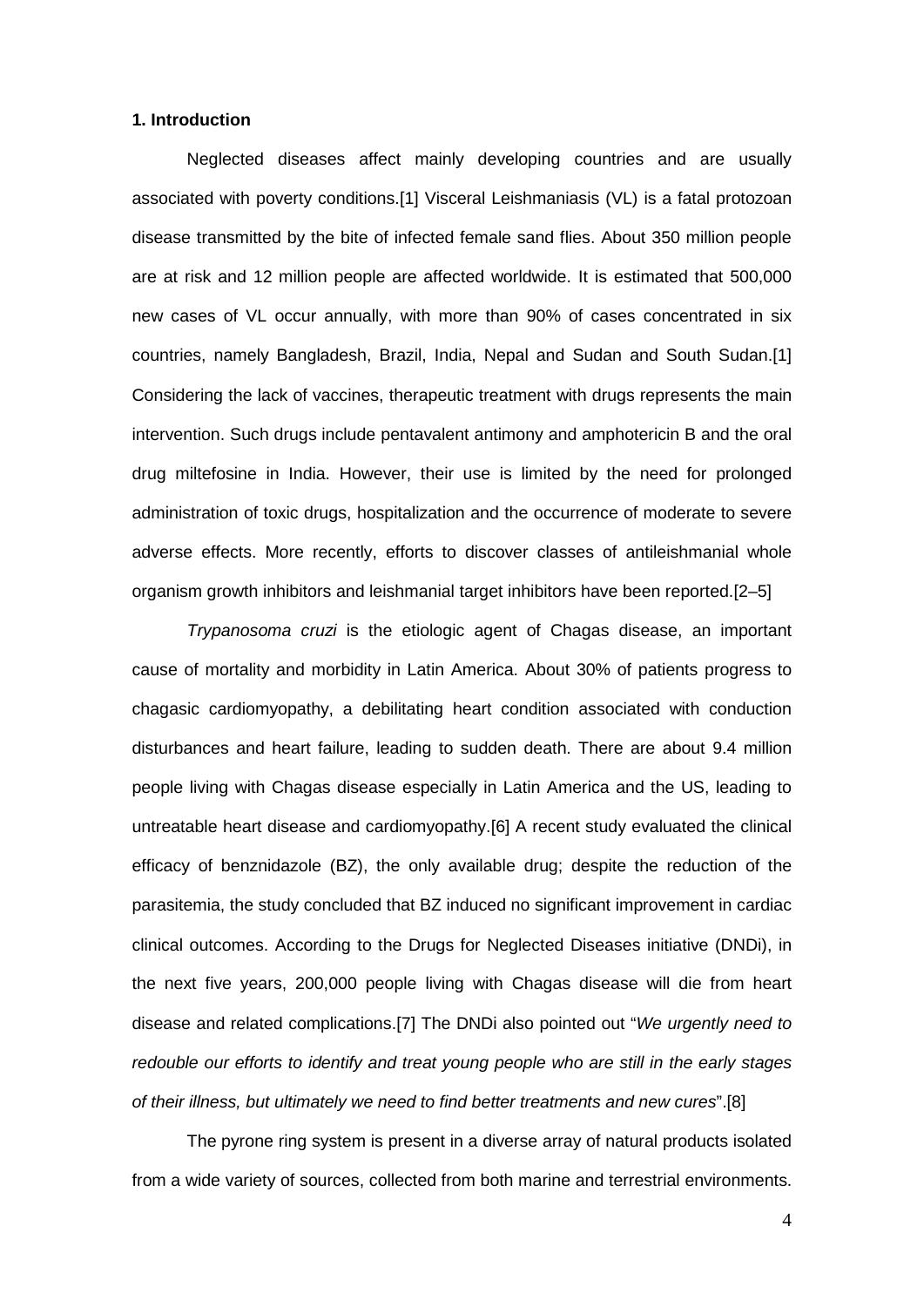## 1. Introduction

Neglected diseases affect mainly developing countries and are usually associated with poverty conditions.[1] Visceral Leishmaniasis (VL) is a fatal protozoan disease transmitted by the bite of infected female sand flies. About 350 million people are at risk and 12 million people are affected worldwide. It is estimated that 500,000 new cases of VL occur annually, with more than 90% of cases concentrated in six countries, namely Bangladesh, Brazil, India, Nepal and Sudan and South Sudan.[1] Considering the lack of vaccines, therapeutic treatment with drugs represents the main intervention. Such drugs include pentavalent antimony and amphotericin B and the oral drug miltefosine in India. However, their use is limited by the need for prolonged administration of toxic drugs, hospitalization and the occurrence of moderate to severe adverse effects. More recently, efforts to discover classes of antileishmanial whole organism growth inhibitors and leishmanial target inhibitors have been reported.[2–5]

*Trypanosoma cruzi* is the etiologic agent of Chagas disease, an important cause of mortality and morbidity in Latin America. About 30% of patients progress to chagasic cardiomyopathy, a debilitating heart condition associated with conduction disturbances and heart failure, leading to sudden death. There are about 9.4 million people living with Chagas disease especially in Latin America and the US, leading to untreatable heart disease and cardiomyopathy.[6] A recent study evaluated the clinical efficacy of benznidazole (BZ), the only available drug; despite the reduction of the parasitemia, the study concluded that BZ induced no significant improvement in cardiac clinical outcomes. According to the Drugs for Neglected Diseases initiative (DNDi), in the next five years, 200,000 people living with Chagas disease will die from heart disease and related complications.[7] The DNDi also pointed out "*We urgently need to redouble our efforts to identify and treat young people who are still in the early stages of their illness, but ultimately we need to find better treatments and new cures*".[8]

The pyrone ring system is present in a diverse array of natural products isolated from a wide variety of sources, collected from both marine and terrestrial environments.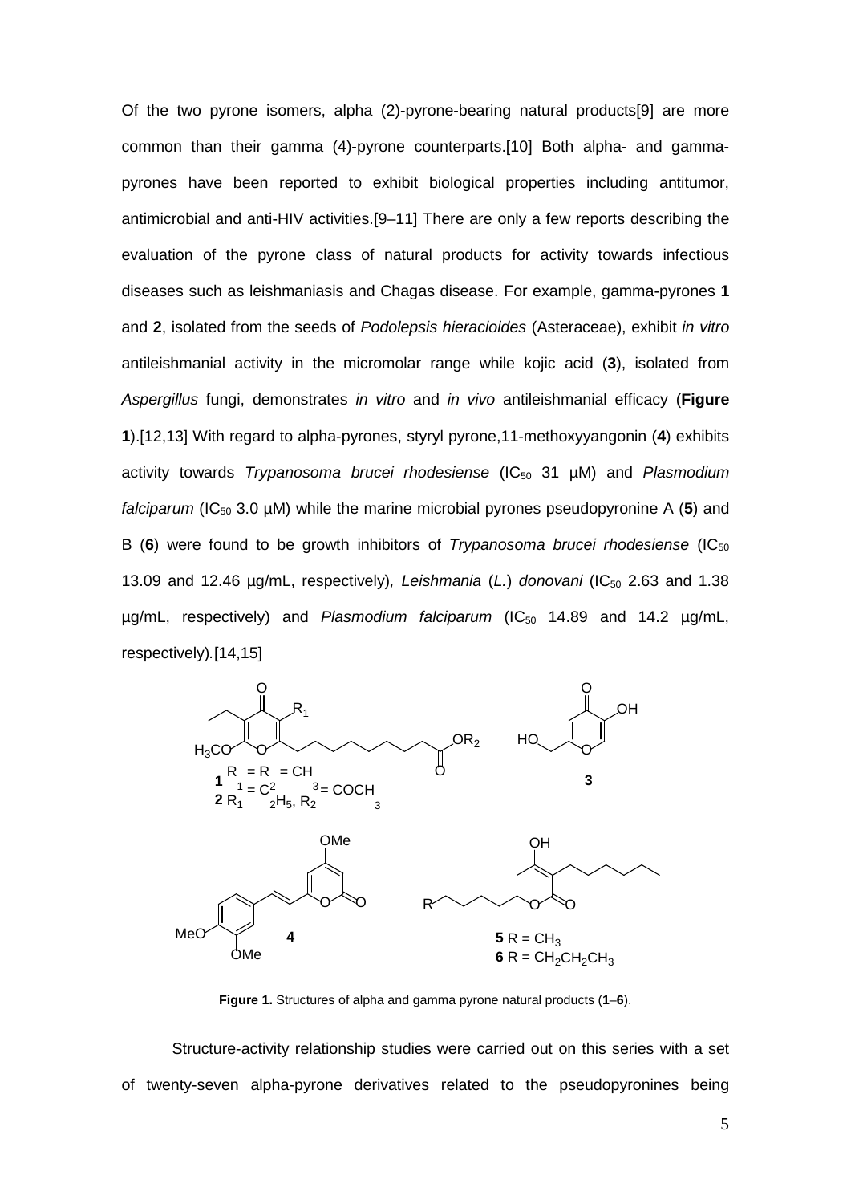Of the two pyrone isomers, alpha (2)-pyrone-bearing natural products[9] are more common than their gamma (4)-pyrone counterparts.[10] Both alpha- and gamma-pyrones have been reported to exhibit biological properties including antitumor, antimicrobial and anti-HIV activities.[9–11] There are only a few reports describing the evaluation of the pyrone class of natural products for activity towards infectious diseases such as leishmaniasis and Chagas disease. For example, gamma-pyrones **1** and **2**, isolated from the seeds of *Podolepsis hieracioides* (Asteraceae), exhibit *in vitro* antileishmanial activity in the micromolar range while kojic acid (**3**), isolated from *Aspergillus* fungi, demonstrates *in vitro* and *in vivo* antileishmanial efficacy (**Figure 1**).[12,13] With regard to alpha-pyrones, styryl pyrone,11-methoxyyangonin (**4**) exhibits activity towards *Trypanosoma brucei rhodesiense* ($IC_{50}$ 31 µM) and *Plasmodium falciparum* ($IC_{50}$ 3.0 µM) while the marine microbial pyrones pseudopyronine A (**5**) and B (**6**) were found to be growth inhibitors of *Trypanosoma brucei rhodesiense* ($IC_{50}$ 13.09 and 12.46 µg/mL, respectively)*, Leishmania* (*L.*) *donovani* ($IC_{50}$ 2.63 and 1.38 µg/mL, respectively) and *Plasmodium falciparum* ($IC_{50}$ 14.89 and 14.2 µg/mL, respectively).[14,15]

**1** $R_1 = R_2 = CH_3$
**2** $R_1 = C_2H_5$, $R_2 = COCH_3$
**3**
**4**
**5** $R = CH_3$
**6** $R = CH_2CH_2CH_3$

**Figure 1.** Structures of alpha and gamma pyrone natural products (**1**–**6**).

Structure-activity relationship studies were carried out on this series with a set of twenty-seven alpha-pyrone derivatives related to the pseudopyronines being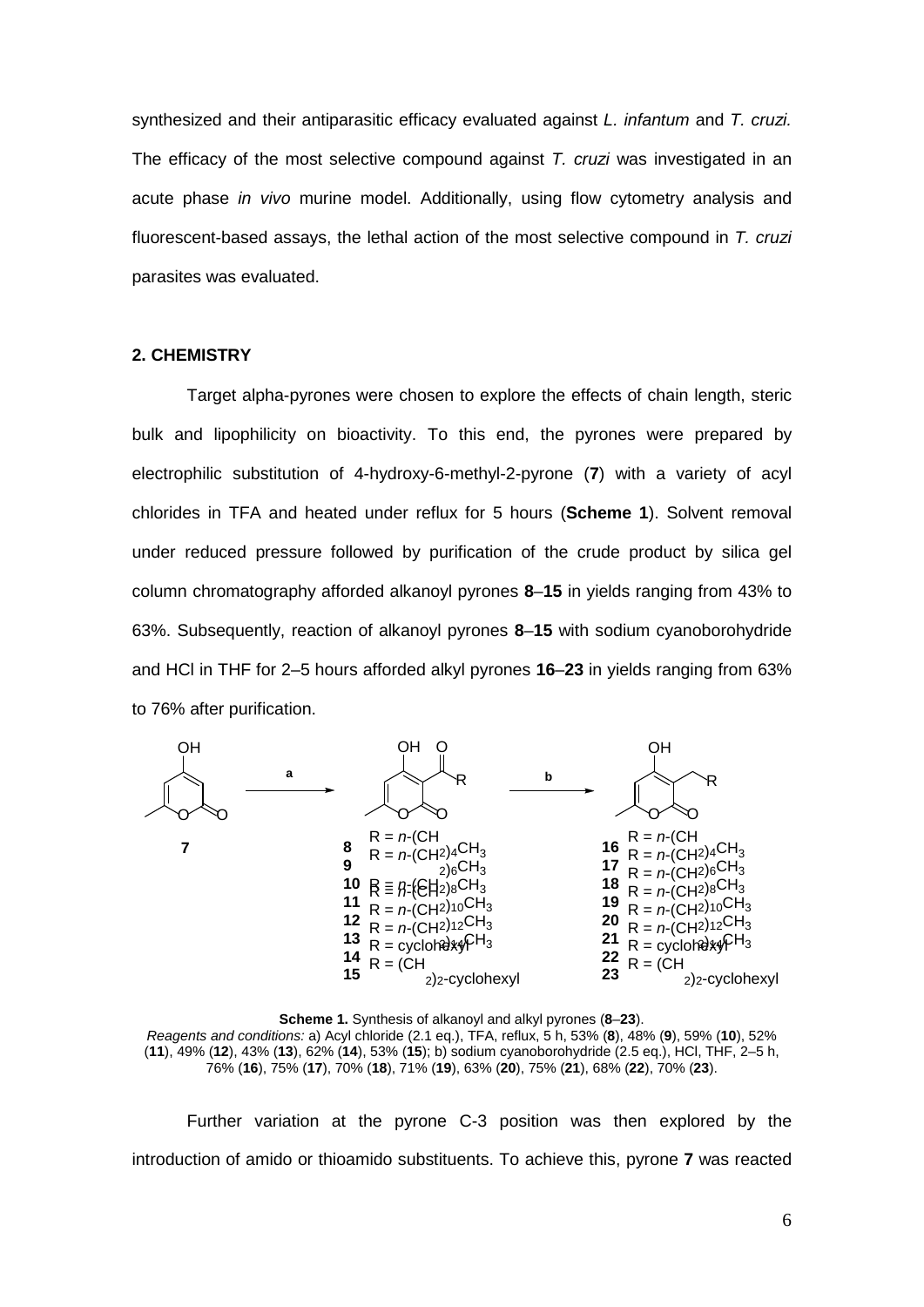synthesized and their antiparasitic efficacy evaluated against *L. infantum* and *T. cruzi.* The efficacy of the most selective compound against *T. cruzi* was investigated in an acute phase *in vivo* murine model. Additionally, using flow cytometry analysis and fluorescent-based assays, the lethal action of the most selective compound in *T. cruzi* parasites was evaluated.

## 2. CHEMISTRY

Target alpha-pyrones were chosen to explore the effects of chain length, steric bulk and lipophilicity on bioactivity. To this end, the pyrones were prepared by electrophilic substitution of 4-hydroxy-6-methyl-2-pyrone (**7**) with a variety of acyl chlorides in TFA and heated under reflux for 5 hours (**Scheme 1**). Solvent removal under reduced pressure followed by purification of the crude product by silica gel column chromatography afforded alkanoyl pyrones **8**–**15** in yields ranging from 43% to 63%. Subsequently, reaction of alkanoyl pyrones **8**–**15** with sodium cyanoborohydride and HCl in THF for 2–5 hours afforded alkyl pyrones **16**–**23** in yields ranging from 63% to 76% after purification.

**8** R = $n$-$(CH_2)_4CH_3$ &nbsp;&nbsp;&nbsp; **16** R = $n$-$(CH_2)_4CH_3$
**9** R = $n$-$(CH_2)_6CH_3$ &nbsp;&nbsp;&nbsp; **17** R = $n$-$(CH_2)_6CH_3$
**10** R = $n$-$(CH_2)_8CH_3$ &nbsp;&nbsp;&nbsp; **18** R = $n$-$(CH_2)_8CH_3$
**11** R = $n$-$(CH_2)_{10}CH_3$ &nbsp;&nbsp;&nbsp; **19** R = $n$-$(CH_2)_{10}CH_3$
**12** R = $n$-$(CH_2)_{12}CH_3$ &nbsp;&nbsp;&nbsp; **20** R = $n$-$(CH_2)_{12}CH_3$
**13** R = $n$-$(CH_2)_{14}CH_3$ &nbsp;&nbsp;&nbsp; **21** R = $n$-$(CH_2)_{14}CH_3$
**14** R = cyclohexyl &nbsp;&nbsp;&nbsp; **22** R = cyclohexyl
**15** R = $(CH_2)_2$-cyclohexyl &nbsp;&nbsp;&nbsp; **23** R = $(CH_2)_2$-cyclohexyl

**Scheme 1.** Synthesis of alkanoyl and alkyl pyrones (**8**–**23**).
*Reagents and conditions:* a) Acyl chloride (2.1 eq.), TFA, reflux, 5 h, 53% (**8**), 48% (**9**), 59% (**10**), 52% (**11**), 49% (**12**), 43% (**13**), 62% (**14**), 53% (**15**); b) sodium cyanoborohydride (2.5 eq.), HCl, THF, 2–5 h, 76% (**16**), 75% (**17**), 70% (**18**), 71% (**19**), 63% (**20**), 75% (**21**), 68% (**22**), 70% (**23**).

Further variation at the pyrone C-3 position was then explored by the introduction of amido or thioamido substituents. To achieve this, pyrone **7** was reacted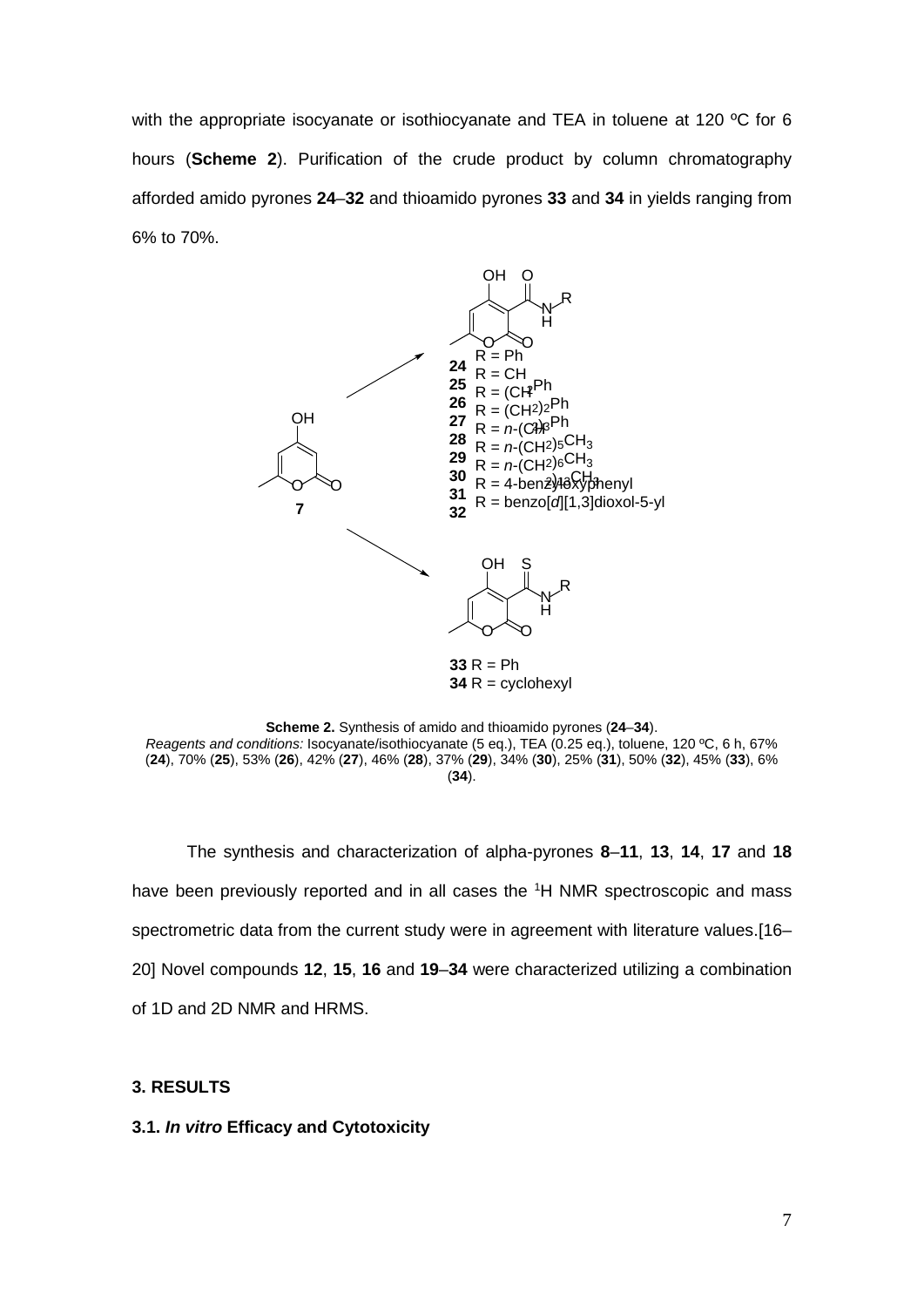with the appropriate isocyanate or isothiocyanate and TEA in toluene at 120 ºC for 6 hours (**Scheme 2**). Purification of the crude product by column chromatography afforded amido pyrones **24**–**32** and thioamido pyrones **33** and **34** in yields ranging from 6% to 70%.

**24** R = Ph
**25** R = $CH_2Ph$
**26** R = $(CH_2)_2Ph$
**27** R = $(CH_2)_3Ph$
**28** R = $n$-$(CH_2)_5CH_3$
**29** R = $n$-$(CH_2)_6CH_3$
**30** R = $n$-$(CH_2)_{13}CH_3$
**31** R = 4-benzyloxyphenyl
**32** R = benzo[*d*][1,3]dioxol-5-yl

**33** R = Ph
**34** R = cyclohexyl

**Scheme 2.** Synthesis of amido and thioamido pyrones (**24**–**34**).
*Reagents and conditions:* Isocyanate/isothiocyanate (5 eq.), TEA (0.25 eq.), toluene, 120 ºC, 6 h, 67% (**24**), 70% (**25**), 53% (**26**), 42% (**27**), 46% (**28**), 37% (**29**), 34% (**30**), 25% (**31**), 50% (**32**), 45% (**33**), 6% (**34**).

The synthesis and characterization of alpha-pyrones **8**–**11**, **13**, **14**, **17** and **18** have been previously reported and in all cases the $^1$H NMR spectroscopic and mass spectrometric data from the current study were in agreement with literature values.[16–20] Novel compounds **12**, **15**, **16** and **19**–**34** were characterized utilizing a combination of 1D and 2D NMR and HRMS.

### 3. RESULTS

#### 3.1. *In vitro* Efficacy and Cytotoxicity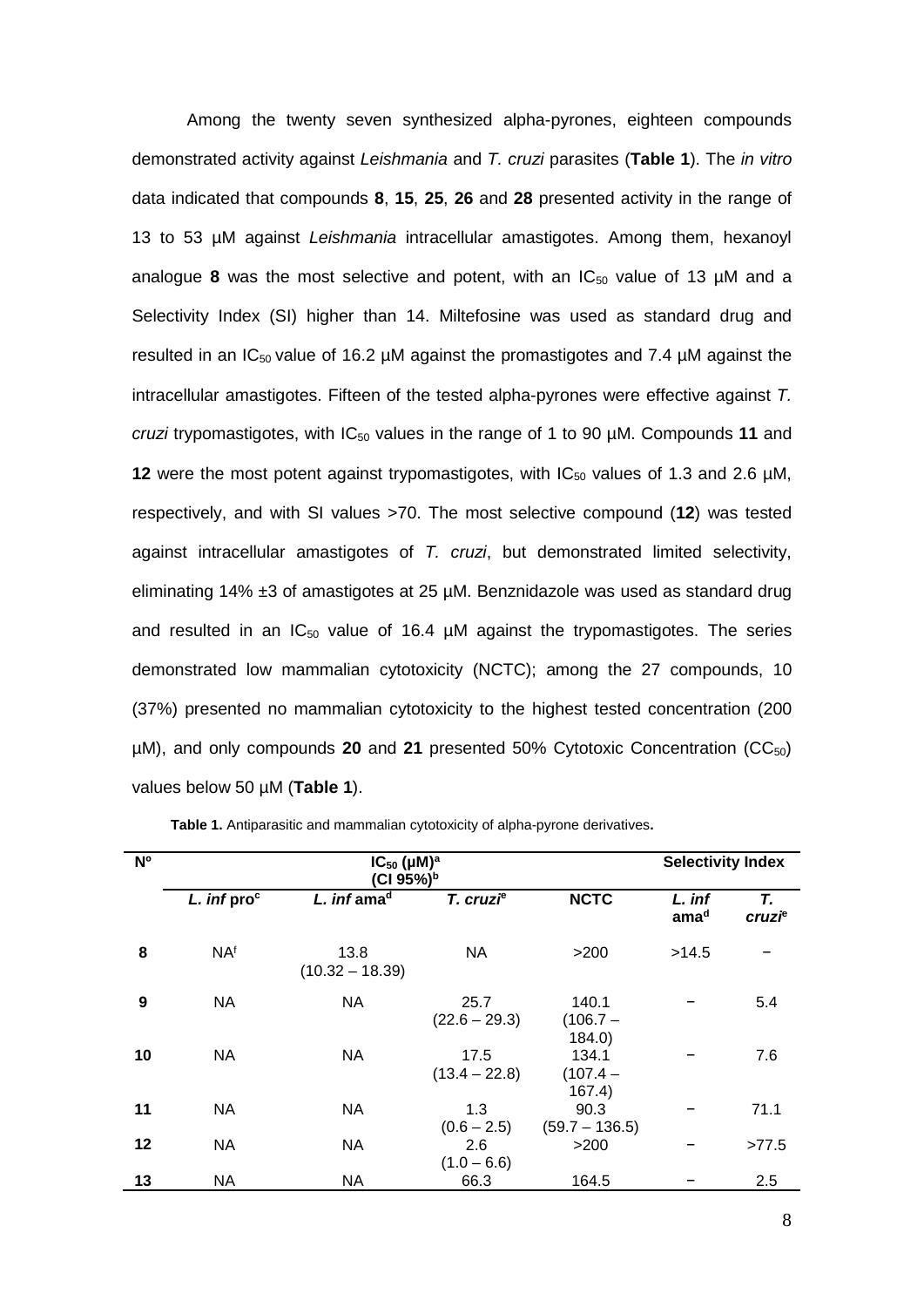Among the twenty seven synthesized alpha-pyrones, eighteen compounds demonstrated activity against *Leishmania* and *T. cruzi* parasites (**Table 1**). The *in vitro* data indicated that compounds **8**, **15**, **25**, **26** and **28** presented activity in the range of 13 to 53 µM against *Leishmania* intracellular amastigotes. Among them, hexanoyl analogue **8** was the most selective and potent, with an $IC_{50}$ value of 13 µM and a Selectivity Index (SI) higher than 14. Miltefosine was used as standard drug and resulted in an $IC_{50}$ value of 16.2 µM against the promastigotes and 7.4 µM against the intracellular amastigotes. Fifteen of the tested alpha-pyrones were effective against *T. cruzi* trypomastigotes, with $IC_{50}$ values in the range of 1 to 90 µM. Compounds **11** and **12** were the most potent against trypomastigotes, with $IC_{50}$ values of 1.3 and 2.6 µM, respectively, and with SI values >70. The most selective compound (**12**) was tested against intracellular amastigotes of *T. cruzi*, but demonstrated limited selectivity, eliminating 14% ±3 of amastigotes at 25 µM. Benznidazole was used as standard drug and resulted in an $IC_{50}$ value of 16.4 µM against the trypomastigotes. The series demonstrated low mammalian cytotoxicity (NCTC); among the 27 compounds, 10 (37%) presented no mammalian cytotoxicity to the highest tested concentration (200 µM), and only compounds **20** and **21** presented 50% Cytotoxic Concentration ($CC_{50}$) values below 50 µM (**Table 1**).

**Table 1.** Antiparasitic and mammalian cytotoxicity of alpha-pyrone derivatives**.**

| Nº | $IC_{50}$ (µM)[a] (CI 95%)[b] | | | | Selectivity Index | |
|---|---|---|---|---|---|---|
| | *L. inf* pro[c] | *L. inf* ama[d] | *T. cruzi*[e] | NCTC | *L. inf* ama[d] | *T. cruzi*[e] |
| **8** | NA[f] | 13.8 (10.32 – 18.39) | NA | >200 | >14.5 | – |
| **9** | NA | NA | 25.7 (22.6 – 29.3) | 140.1 (106.7 – 184.0) | – | 5.4 |
| **10** | NA | NA | 17.5 (13.4 – 22.8) | 134.1 (107.4 – 167.4) | – | 7.6 |
| **11** | NA | NA | 1.3 (0.6 – 2.5) | 90.3 (59.7 – 136.5) | – | 71.1 |
| **12** | NA | NA | 2.6 (1.0 – 6.6) | >200 | – | >77.5 |
| **13** | NA | NA | 66.3 | 164.5 | – | 2.5 |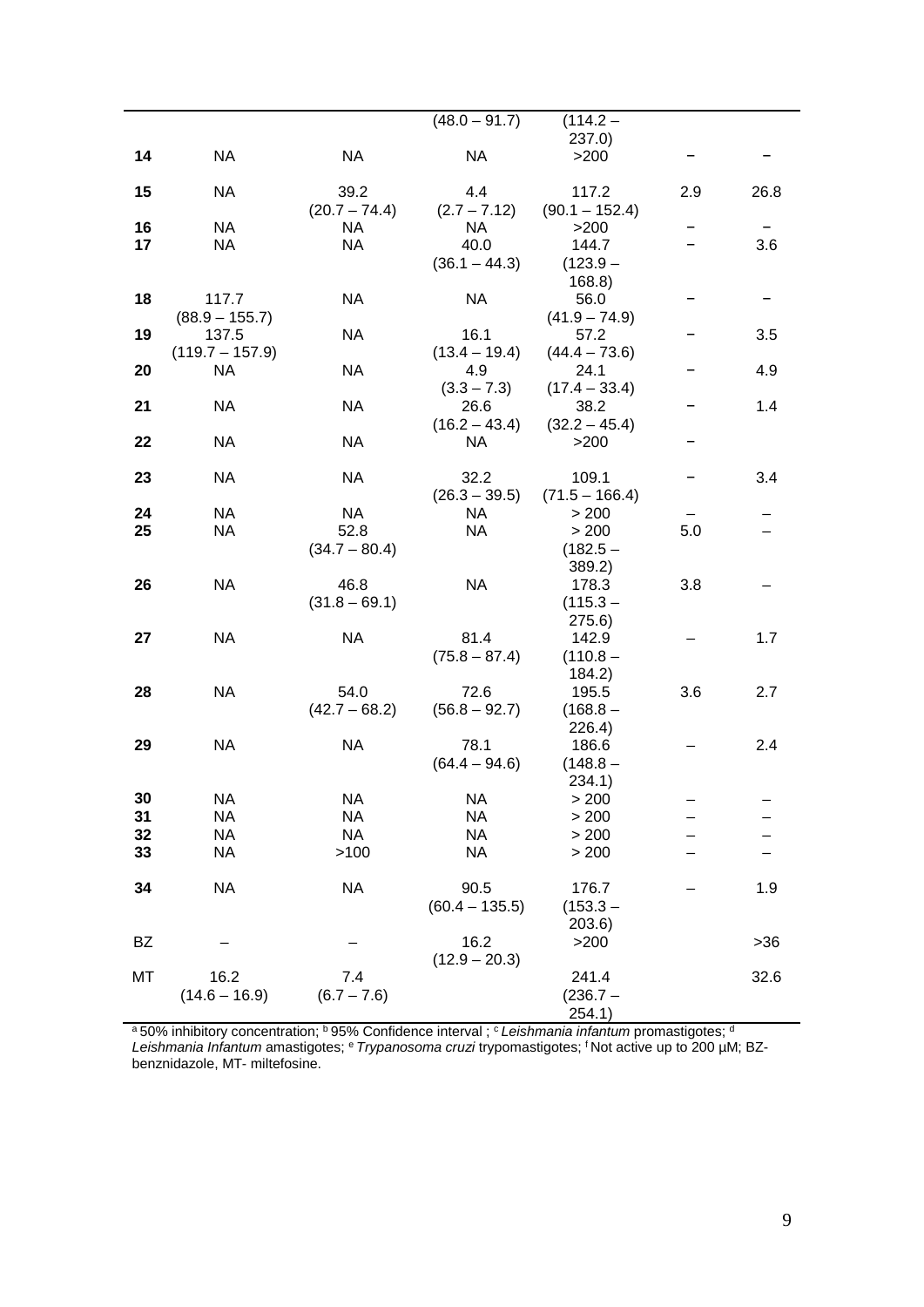| | | | | | | |
|---|---|---|---|---|---|---|
| | | | (48.0 – 91.7) | (114.2 – 237.0) | | |
| **14** | NA | NA | NA | >200 | – | – |
| **15** | NA | 39.2 (20.7 – 74.4) | 4.4 (2.7 – 7.12) | 117.2 (90.1 – 152.4) | 2.9 | 26.8 |
| **16** | NA | NA | NA | >200 | – | – |
| **17** | NA | NA | 40.0 (36.1 – 44.3) | 144.7 (123.9 – 168.8) | – | 3.6 |
| **18** | 117.7 (88.9 – 155.7) | NA | NA | 56.0 (41.9 – 74.9) | – | – |
| **19** | 137.5 (119.7 – 157.9) | NA | 16.1 (13.4 – 19.4) | 57.2 (44.4 – 73.6) | – | 3.5 |
| **20** | NA | NA | 4.9 (3.3 – 7.3) | 24.1 (17.4 – 33.4) | – | 4.9 |
| **21** | NA | NA | 26.6 (16.2 – 43.4) | 38.2 (32.2 – 45.4) | – | 1.4 |
| **22** | NA | NA | NA | >200 | – | |
| **23** | NA | NA | 32.2 (26.3 – 39.5) | 109.1 (71.5 – 166.4) | – | 3.4 |
| **24** | NA | NA | NA | > 200 | – | – |
| **25** | NA | 52.8 (34.7 – 80.4) | NA | > 200 (182.5 – 389.2) | 5.0 | – |
| **26** | NA | 46.8 (31.8 – 69.1) | NA | 178.3 (115.3 – 275.6) | 3.8 | – |
| **27** | NA | NA | 81.4 (75.8 – 87.4) | 142.9 (110.8 – 184.2) | – | 1.7 |
| **28** | NA | 54.0 (42.7 – 68.2) | 72.6 (56.8 – 92.7) | 195.5 (168.8 – 226.4) | 3.6 | 2.7 |
| **29** | NA | NA | 78.1 (64.4 – 94.6) | 186.6 (148.8 – 234.1) | – | 2.4 |
| **30** | NA | NA | NA | > 200 | – | – |
| **31** | NA | NA | NA | > 200 | – | – |
| **32** | NA | NA | NA | > 200 | – | – |
| **33** | NA | >100 | NA | > 200 | – | – |
| **34** | NA | NA | 90.5 (60.4 – 135.5) | 176.7 (153.3 – 203.6) | – | 1.9 |
| BZ | – | – | 16.2 (12.9 – 20.3) | >200 | | >36 |
| MT | 16.2 (14.6 – 16.9) | 7.4 (6.7 – 7.6) | | 241.4 (236.7 – 254.1) | | 32.6 |

[a] 50% inhibitory concentration; [b] 95% Confidence interval ; [c] *Leishmania infantum* promastigotes; [d] *Leishmania Infantum* amastigotes; [e] *Trypanosoma cruzi* trypomastigotes; [f] Not active up to 200 µM; BZ- benznidazole, MT- miltefosine.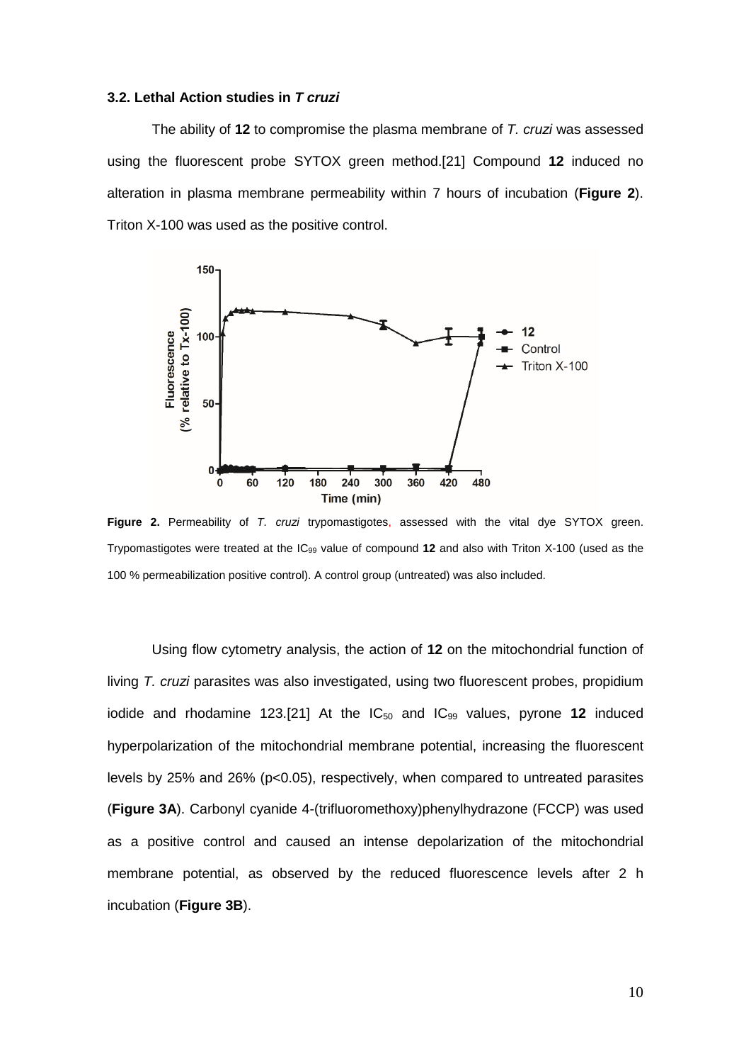### 3.2. Lethal Action studies in *T cruzi*

The ability of **12** to compromise the plasma membrane of *T. cruzi* was assessed using the fluorescent probe SYTOX green method.[21] Compound **12** induced no alteration in plasma membrane permeability within 7 hours of incubation (**Figure 2**). Triton X-100 was used as the positive control.

**Figure 2.** Permeability of *T. cruzi* trypomastigotes, assessed with the vital dye SYTOX green. Trypomastigotes were treated at the $IC_{99}$ value of compound **12** and also with Triton X-100 (used as the 100 % permeabilization positive control). A control group (untreated) was also included.

Using flow cytometry analysis, the action of **12** on the mitochondrial function of living *T. cruzi* parasites was also investigated, using two fluorescent probes, propidium iodide and rhodamine 123.[21] At the $IC_{50}$ and $IC_{99}$ values, pyrone **12** induced hyperpolarization of the mitochondrial membrane potential, increasing the fluorescent levels by 25% and 26% ($p<0.05$), respectively, when compared to untreated parasites (**Figure 3A**). Carbonyl cyanide 4-(trifluoromethoxy)phenylhydrazone (FCCP) was used as a positive control and caused an intense depolarization of the mitochondrial membrane potential, as observed by the reduced fluorescence levels after 2 h incubation (**Figure 3B**).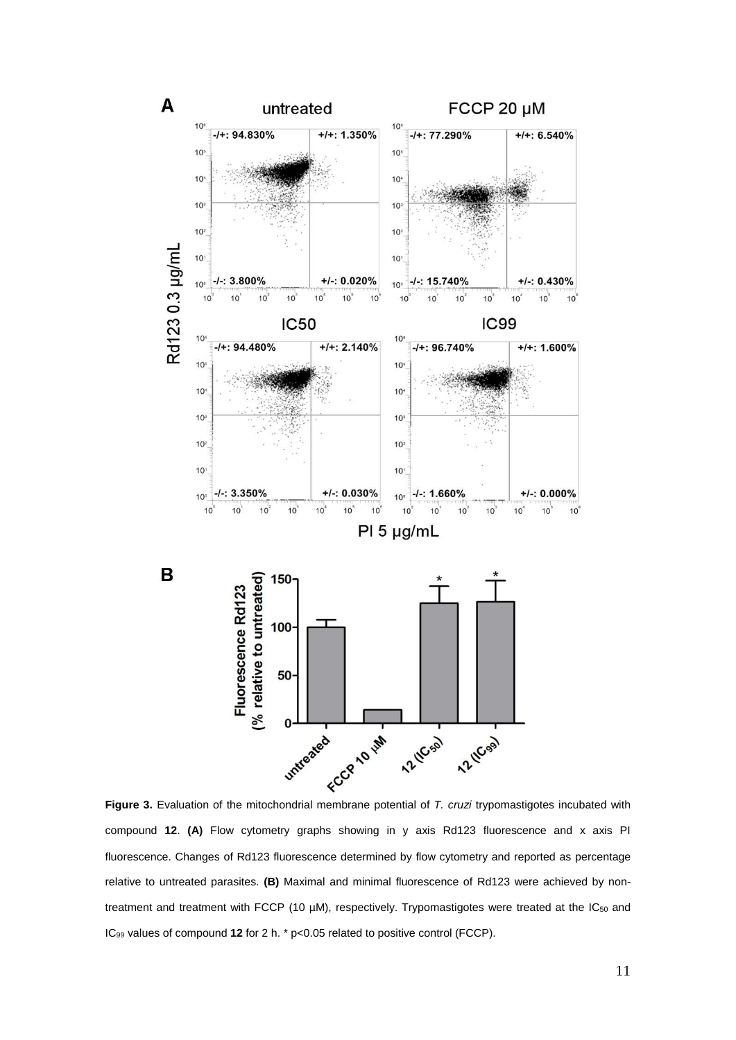**Figure 3.** Evaluation of the mitochondrial membrane potential of *T. cruzi* trypomastigotes incubated with compound **12**. **(A)** Flow cytometry graphs showing in y axis Rd123 fluorescence and x axis PI fluorescence. Changes of Rd123 fluorescence determined by flow cytometry and reported as percentage relative to untreated parasites. **(B)** Maximal and minimal fluorescence of Rd123 were achieved by non-treatment and treatment with FCCP (10 μM), respectively. Trypomastigotes were treated at the $IC_{50}$ and $IC_{99}$ values of compound **12** for 2 h. * $p<0.05$ related to positive control (FCCP).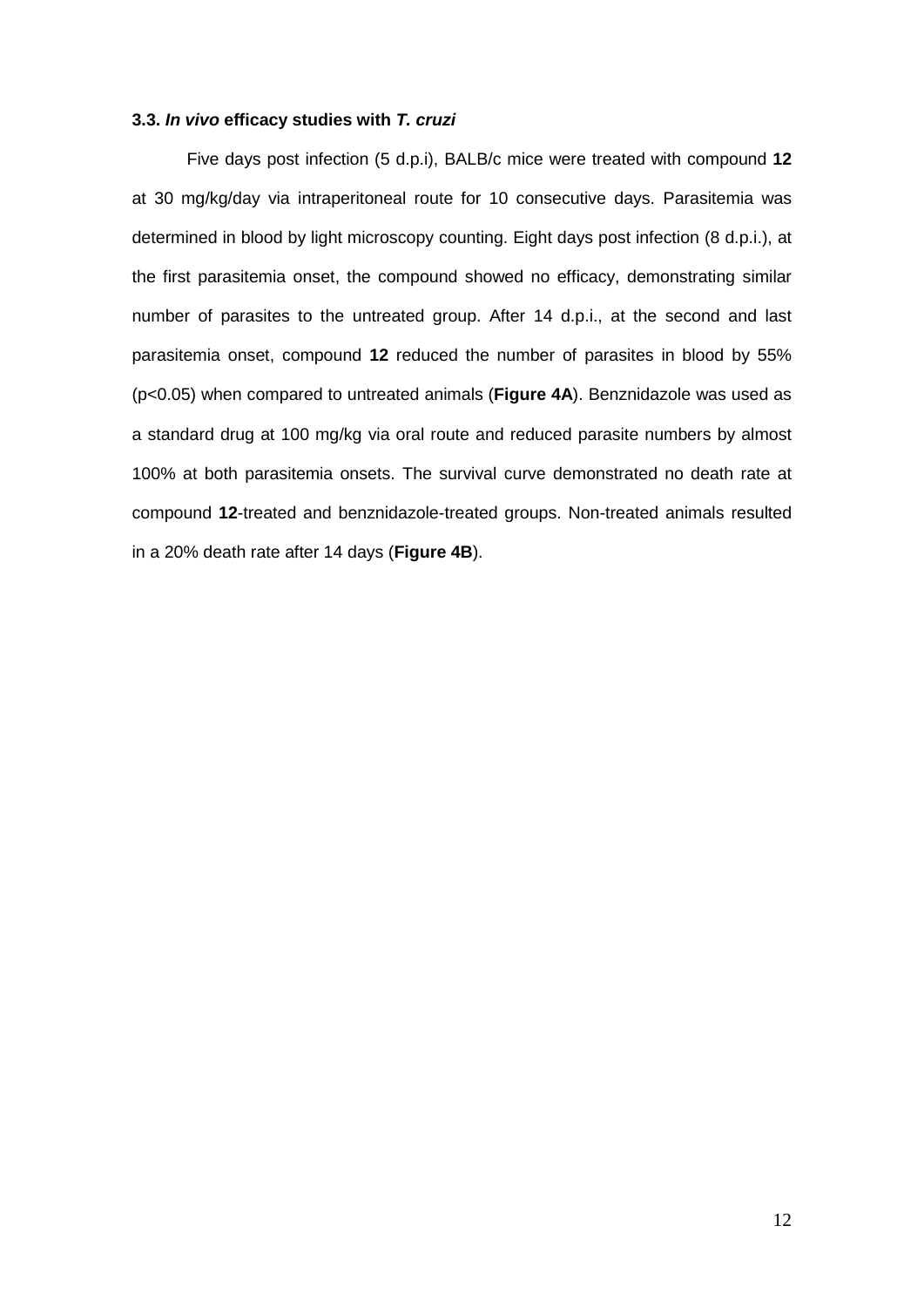### 3.3. *In vivo* efficacy studies with *T. cruzi*

Five days post infection (5 d.p.i), BALB/c mice were treated with compound **12** at 30 mg/kg/day via intraperitoneal route for 10 consecutive days. Parasitemia was determined in blood by light microscopy counting. Eight days post infection (8 d.p.i.), at the first parasitemia onset, the compound showed no efficacy, demonstrating similar number of parasites to the untreated group. After 14 d.p.i., at the second and last parasitemia onset, compound **12** reduced the number of parasites in blood by 55% ($p<0.05$) when compared to untreated animals (**Figure 4A**). Benznidazole was used as a standard drug at 100 mg/kg via oral route and reduced parasite numbers by almost 100% at both parasitemia onsets. The survival curve demonstrated no death rate at compound **12**-treated and benznidazole-treated groups. Non-treated animals resulted in a 20% death rate after 14 days (**Figure 4B**).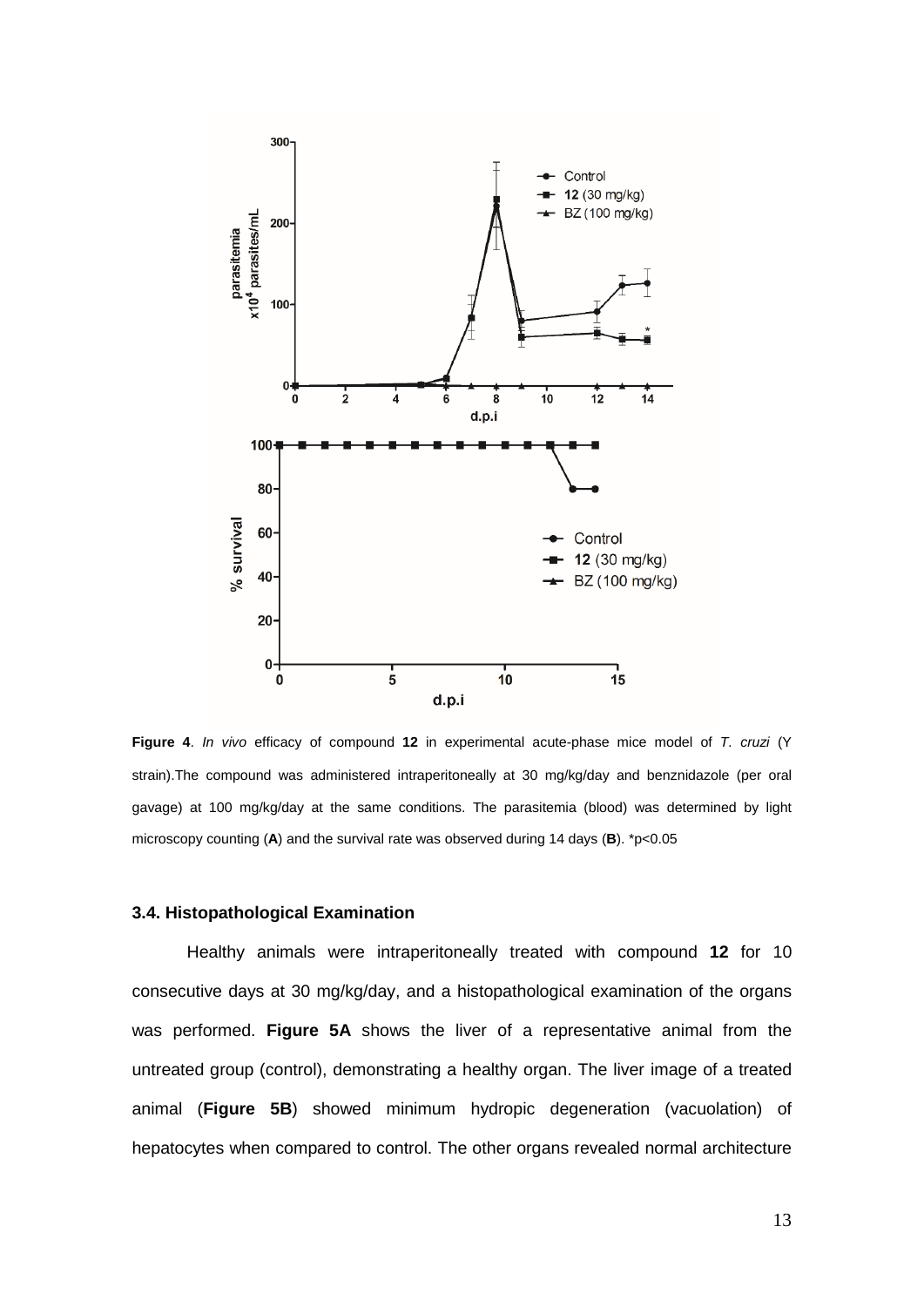**Figure 4**. *In vivo* efficacy of compound **12** in experimental acute-phase mice model of *T. cruzi* (Y strain).The compound was administered intraperitoneally at 30 mg/kg/day and benznidazole (per oral gavage) at 100 mg/kg/day at the same conditions. The parasitemia (blood) was determined by light microscopy counting (**A**) and the survival rate was observed during 14 days (**B**). *$p<0.05$

### 3.4. Histopathological Examination

Healthy animals were intraperitoneally treated with compound **12** for 10 consecutive days at 30 mg/kg/day, and a histopathological examination of the organs was performed. **Figure 5A** shows the liver of a representative animal from the untreated group (control), demonstrating a healthy organ. The liver image of a treated animal (**Figure 5B**) showed minimum hydropic degeneration (vacuolation) of hepatocytes when compared to control. The other organs revealed normal architecture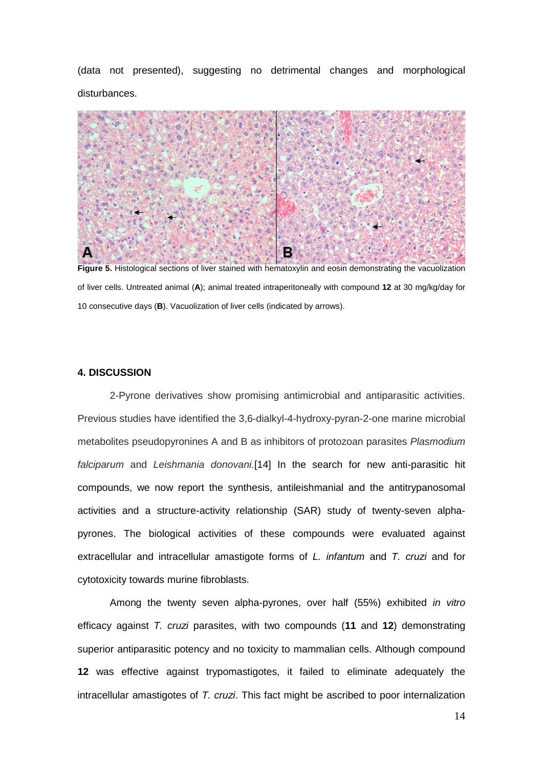(data not presented), suggesting no detrimental changes and morphological disturbances.

**Figure 5.** Histological sections of liver stained with hematoxylin and eosin demonstrating the vacuolization of liver cells. Untreated animal (**A**); animal treated intraperitoneally with compound **12** at 30 mg/kg/day for 10 consecutive days (**B**). Vacuolization of liver cells (indicated by arrows).

## 4. DISCUSSION

2-Pyrone derivatives show promising antimicrobial and antiparasitic activities. Previous studies have identified the 3,6-dialkyl-4-hydroxy-pyran-2-one marine microbial metabolites pseudopyronines A and B as inhibitors of protozoan parasites *Plasmodium falciparum* and *Leishmania donovani.*[14] In the search for new anti-parasitic hit compounds, we now report the synthesis, antileishmanial and the antitrypanosomal activities and a structure-activity relationship (SAR) study of twenty-seven alpha-pyrones. The biological activities of these compounds were evaluated against extracellular and intracellular amastigote forms of *L. infantum* and *T. cruzi* and for cytotoxicity towards murine fibroblasts.

Among the twenty seven alpha-pyrones, over half (55%) exhibited *in vitro* efficacy against *T. cruzi* parasites, with two compounds (**11** and **12**) demonstrating superior antiparasitic potency and no toxicity to mammalian cells. Although compound **12** was effective against trypomastigotes, it failed to eliminate adequately the intracellular amastigotes of *T. cruzi*. This fact might be ascribed to poor internalization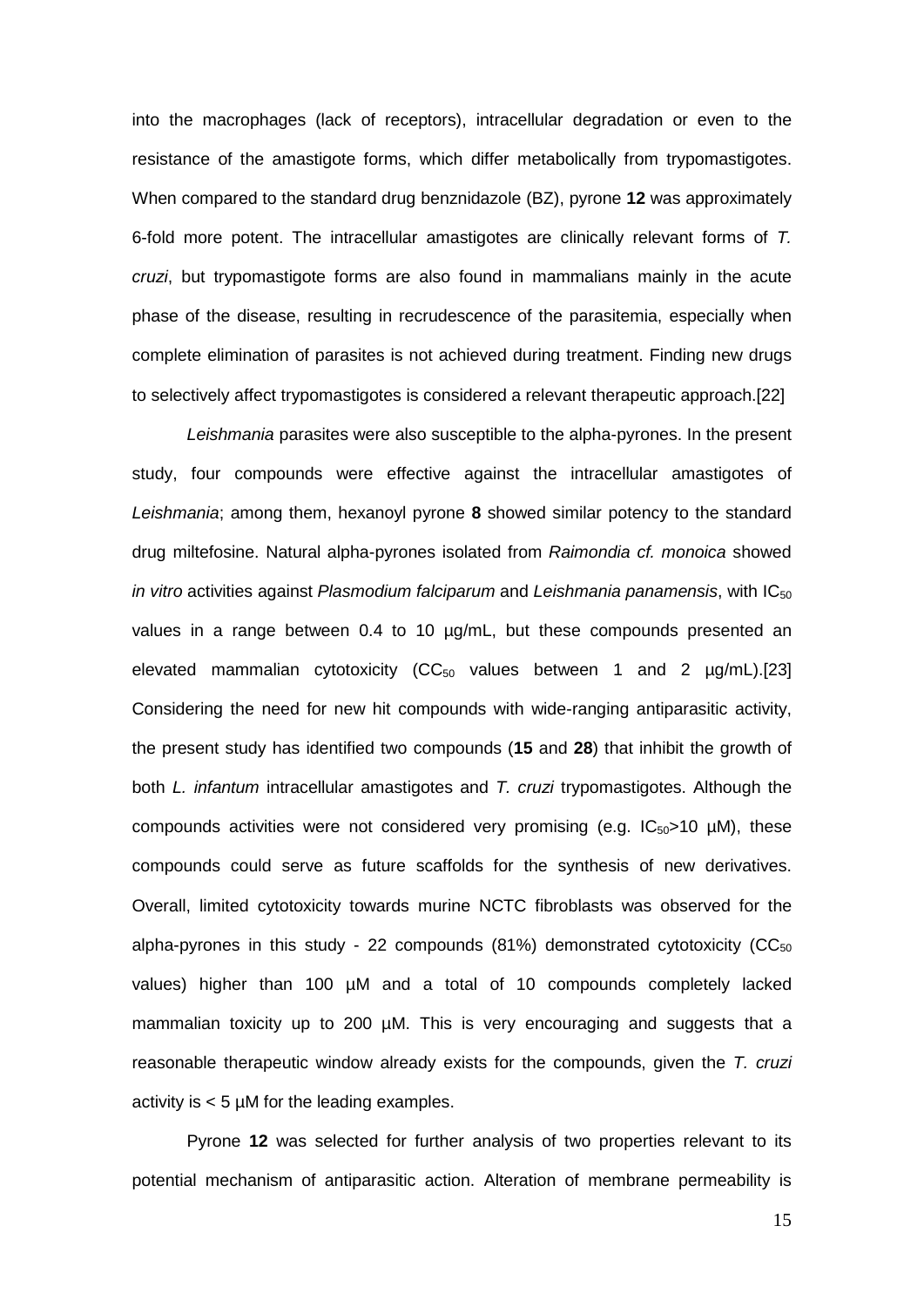into the macrophages (lack of receptors), intracellular degradation or even to the resistance of the amastigote forms, which differ metabolically from trypomastigotes. When compared to the standard drug benznidazole (BZ), pyrone **12** was approximately 6-fold more potent. The intracellular amastigotes are clinically relevant forms of *T. cruzi*, but trypomastigote forms are also found in mammalians mainly in the acute phase of the disease, resulting in recrudescence of the parasitemia, especially when complete elimination of parasites is not achieved during treatment. Finding new drugs to selectively affect trypomastigotes is considered a relevant therapeutic approach.[22]

*Leishmania* parasites were also susceptible to the alpha-pyrones. In the present study, four compounds were effective against the intracellular amastigotes of *Leishmania*; among them, hexanoyl pyrone **8** showed similar potency to the standard drug miltefosine. Natural alpha-pyrones isolated from *Raimondia cf. monoica* showed *in vitro* activities against *Plasmodium falciparum* and *Leishmania panamensis*, with $IC_{50}$ values in a range between 0.4 to 10 µg/mL, but these compounds presented an elevated mammalian cytotoxicity ($CC_{50}$ values between 1 and 2 µg/mL).[23] Considering the need for new hit compounds with wide-ranging antiparasitic activity, the present study has identified two compounds (**15** and **28**) that inhibit the growth of both *L. infantum* intracellular amastigotes and *T. cruzi* trypomastigotes. Although the compounds activities were not considered very promising (e.g. $IC_{50}$>10 µM), these compounds could serve as future scaffolds for the synthesis of new derivatives. Overall, limited cytotoxicity towards murine NCTC fibroblasts was observed for the alpha-pyrones in this study - 22 compounds (81%) demonstrated cytotoxicity ($CC_{50}$ values) higher than 100 µM and a total of 10 compounds completely lacked mammalian toxicity up to 200 µM. This is very encouraging and suggests that a reasonable therapeutic window already exists for the compounds, given the *T. cruzi* activity is < 5 µM for the leading examples.

Pyrone **12** was selected for further analysis of two properties relevant to its potential mechanism of antiparasitic action. Alteration of membrane permeability is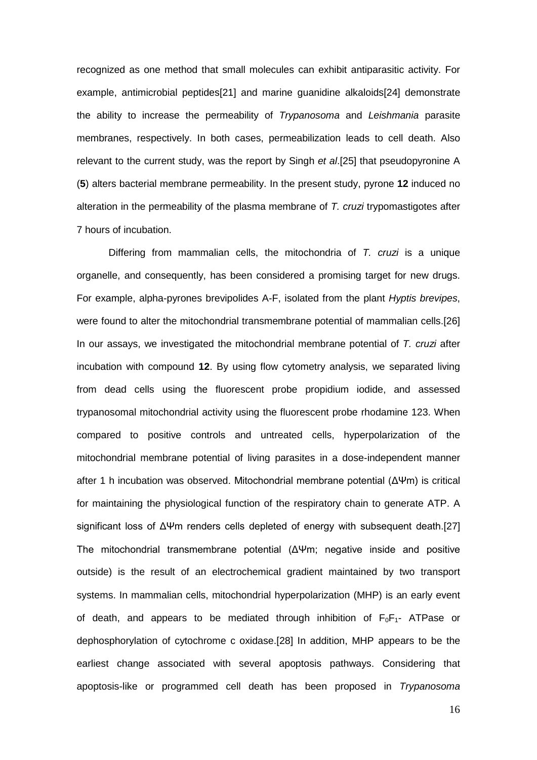recognized as one method that small molecules can exhibit antiparasitic activity. For example, antimicrobial peptides[21] and marine guanidine alkaloids[24] demonstrate the ability to increase the permeability of *Trypanosoma* and *Leishmania* parasite membranes, respectively. In both cases, permeabilization leads to cell death. Also relevant to the current study, was the report by Singh *et al*.[25] that pseudopyronine A (**5**) alters bacterial membrane permeability. In the present study, pyrone **12** induced no alteration in the permeability of the plasma membrane of *T. cruzi* trypomastigotes after 7 hours of incubation.

Differing from mammalian cells, the mitochondria of *T. cruzi* is a unique organelle, and consequently, has been considered a promising target for new drugs. For example, alpha-pyrones brevipolides A-F, isolated from the plant *Hyptis brevipes*, were found to alter the mitochondrial transmembrane potential of mammalian cells.[26] In our assays, we investigated the mitochondrial membrane potential of *T. cruzi* after incubation with compound **12**. By using flow cytometry analysis, we separated living from dead cells using the fluorescent probe propidium iodide, and assessed trypanosomal mitochondrial activity using the fluorescent probe rhodamine 123. When compared to positive controls and untreated cells, hyperpolarization of the mitochondrial membrane potential of living parasites in a dose-independent manner after 1 h incubation was observed. Mitochondrial membrane potential ($\Delta\Psi m$) is critical for maintaining the physiological function of the respiratory chain to generate ATP. A significant loss of $\Delta\Psi m$ renders cells depleted of energy with subsequent death.[27] The mitochondrial transmembrane potential ($\Delta\Psi m$; negative inside and positive outside) is the result of an electrochemical gradient maintained by two transport systems. In mammalian cells, mitochondrial hyperpolarization (MHP) is an early event of death, and appears to be mediated through inhibition of $F_0F_1$- ATPase or dephosphorylation of cytochrome c oxidase.[28] In addition, MHP appears to be the earliest change associated with several apoptosis pathways. Considering that apoptosis-like or programmed cell death has been proposed in *Trypanosoma*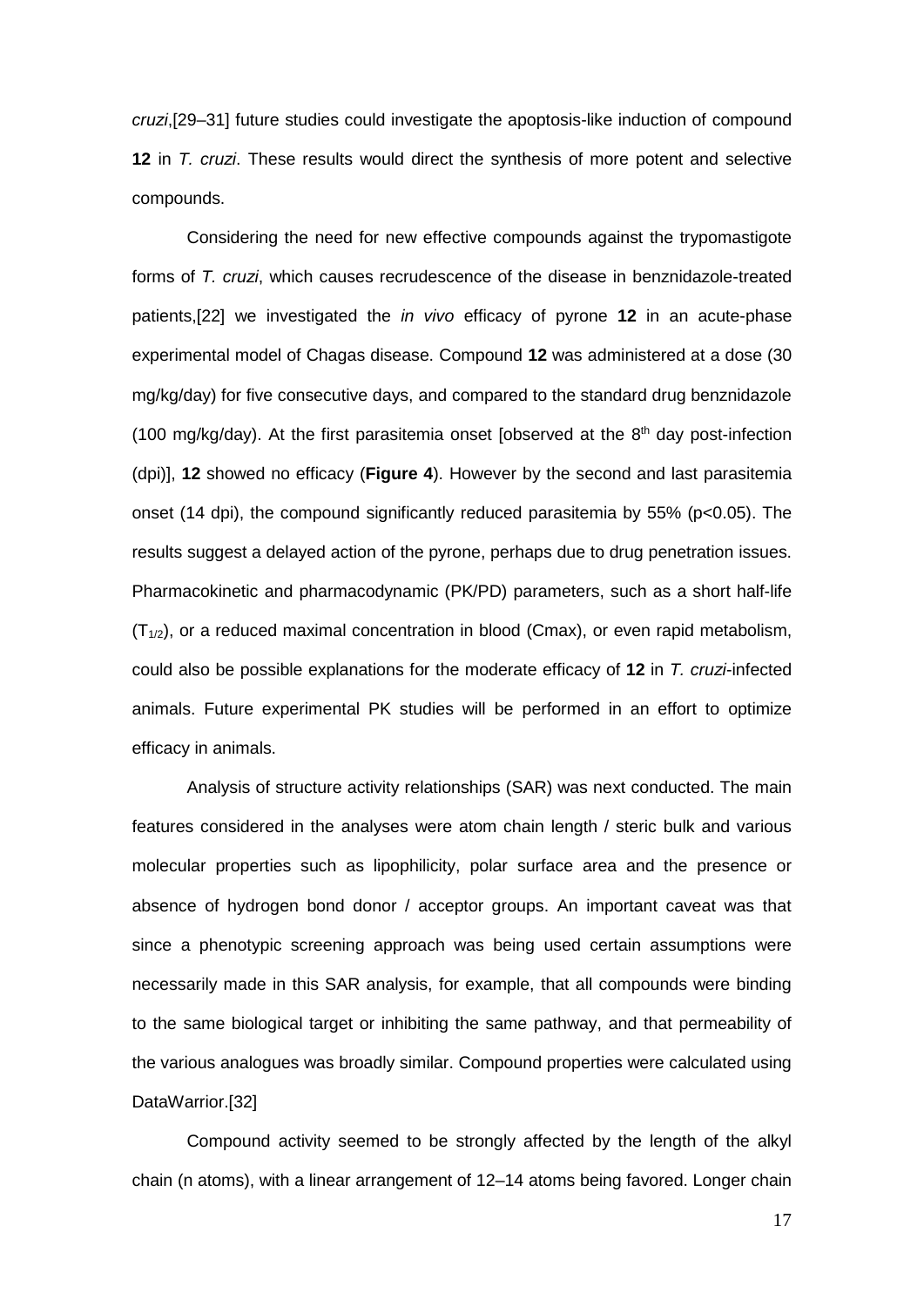*cruzi*,[29–31] future studies could investigate the apoptosis-like induction of compound **12** in *T. cruzi*. These results would direct the synthesis of more potent and selective compounds.

Considering the need for new effective compounds against the trypomastigote forms of *T. cruzi*, which causes recrudescence of the disease in benznidazole-treated patients,[22] we investigated the *in vivo* efficacy of pyrone **12** in an acute-phase experimental model of Chagas disease. Compound **12** was administered at a dose (30 mg/kg/day) for five consecutive days, and compared to the standard drug benznidazole (100 mg/kg/day). At the first parasitemia onset [observed at the 8th day post-infection (dpi)], **12** showed no efficacy (**Figure 4**). However by the second and last parasitemia onset (14 dpi), the compound significantly reduced parasitemia by 55% ($p<0.05$). The results suggest a delayed action of the pyrone, perhaps due to drug penetration issues. Pharmacokinetic and pharmacodynamic (PK/PD) parameters, such as a short half-life ($T_{1/2}$), or a reduced maximal concentration in blood (Cmax), or even rapid metabolism, could also be possible explanations for the moderate efficacy of **12** in *T. cruzi*-infected animals. Future experimental PK studies will be performed in an effort to optimize efficacy in animals.

Analysis of structure activity relationships (SAR) was next conducted. The main features considered in the analyses were atom chain length / steric bulk and various molecular properties such as lipophilicity, polar surface area and the presence or absence of hydrogen bond donor / acceptor groups. An important caveat was that since a phenotypic screening approach was being used certain assumptions were necessarily made in this SAR analysis, for example, that all compounds were binding to the same biological target or inhibiting the same pathway, and that permeability of the various analogues was broadly similar. Compound properties were calculated using DataWarrior.[32]

Compound activity seemed to be strongly affected by the length of the alkyl chain (n atoms), with a linear arrangement of 12–14 atoms being favored. Longer chain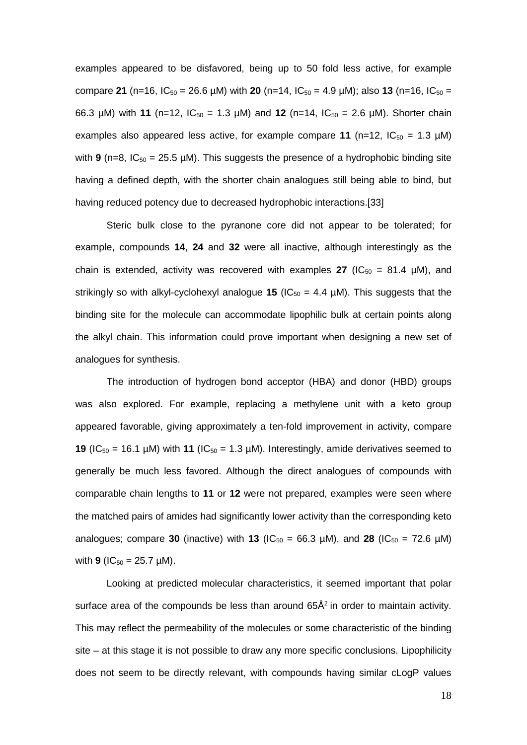examples appeared to be disfavored, being up to 50 fold less active, for example compare **21** (n=16, $IC_{50}$ = 26.6 µM) with **20** (n=14, $IC_{50}$ = 4.9 µM); also **13** (n=16, $IC_{50}$ = 66.3 µM) with **11** (n=12, $IC_{50}$ = 1.3 µM) and **12** (n=14, $IC_{50}$ = 2.6 µM). Shorter chain examples also appeared less active, for example compare **11** (n=12, $IC_{50}$ = 1.3 µM) with **9** (n=8, $IC_{50}$ = 25.5 µM). This suggests the presence of a hydrophobic binding site having a defined depth, with the shorter chain analogues still being able to bind, but having reduced potency due to decreased hydrophobic interactions.[33]

Steric bulk close to the pyranone core did not appear to be tolerated; for example, compounds **14**, **24** and **32** were all inactive, although interestingly as the chain is extended, activity was recovered with examples **27** ($IC_{50}$ = 81.4 µM), and strikingly so with alkyl-cyclohexyl analogue **15** ($IC_{50}$ = 4.4 µM). This suggests that the binding site for the molecule can accommodate lipophilic bulk at certain points along the alkyl chain. This information could prove important when designing a new set of analogues for synthesis.

The introduction of hydrogen bond acceptor (HBA) and donor (HBD) groups was also explored. For example, replacing a methylene unit with a keto group appeared favorable, giving approximately a ten-fold improvement in activity, compare **19** ($IC_{50}$ = 16.1 µM) with **11** ($IC_{50}$ = 1.3 µM). Interestingly, amide derivatives seemed to generally be much less favored. Although the direct analogues of compounds with comparable chain lengths to **11** or **12** were not prepared, examples were seen where the matched pairs of amides had significantly lower activity than the corresponding keto analogues; compare **30** (inactive) with **13** ($IC_{50}$ = 66.3 µM), and **28** ($IC_{50}$ = 72.6 µM) with **9** ($IC_{50}$ = 25.7 µM).

Looking at predicted molecular characteristics, it seemed important that polar surface area of the compounds be less than around 65Å$^2$ in order to maintain activity. This may reflect the permeability of the molecules or some characteristic of the binding site – at this stage it is not possible to draw any more specific conclusions. Lipophilicity does not seem to be directly relevant, with compounds having similar cLogP values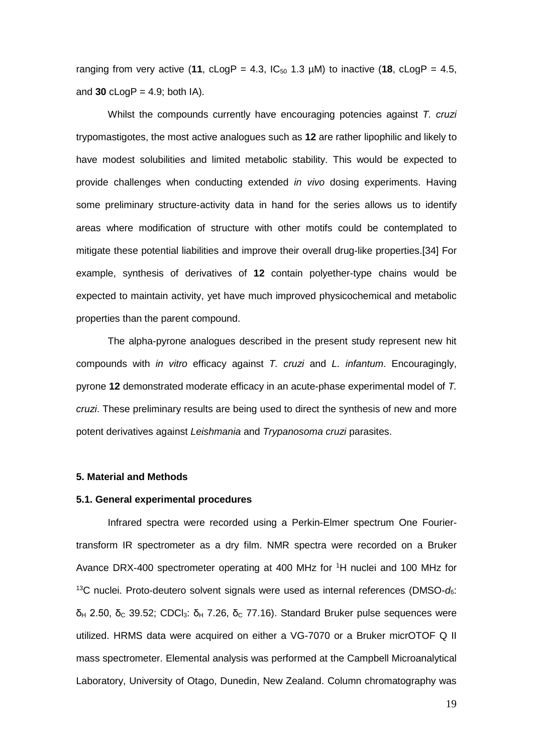ranging from very active (**11**, cLogP = 4.3, $IC_{50}$ 1.3 μM) to inactive (**18**, cLogP = 4.5, and **30** cLogP = 4.9; both IA).

Whilst the compounds currently have encouraging potencies against *T. cruzi* trypomastigotes, the most active analogues such as **12** are rather lipophilic and likely to have modest solubilities and limited metabolic stability. This would be expected to provide challenges when conducting extended *in vivo* dosing experiments. Having some preliminary structure-activity data in hand for the series allows us to identify areas where modification of structure with other motifs could be contemplated to mitigate these potential liabilities and improve their overall drug-like properties.[34] For example, synthesis of derivatives of **12** contain polyether-type chains would be expected to maintain activity, yet have much improved physicochemical and metabolic properties than the parent compound.

The alpha-pyrone analogues described in the present study represent new hit compounds with *in vitro* efficacy against *T. cruzi* and *L. infantum*. Encouragingly, pyrone **12** demonstrated moderate efficacy in an acute-phase experimental model of *T. cruzi*. These preliminary results are being used to direct the synthesis of new and more potent derivatives against *Leishmania* and *Trypanosoma cruzi* parasites.

## 5. Material and Methods

### 5.1. General experimental procedures

Infrared spectra were recorded using a Perkin-Elmer spectrum One Fourier-transform IR spectrometer as a dry film. NMR spectra were recorded on a Bruker Avance DRX-400 spectrometer operating at 400 MHz for $^{1}H$ nuclei and 100 MHz for $^{13}C$ nuclei. Proto-deutero solvent signals were used as internal references (DMSO-$d_6$: $\delta_H$ 2.50, $\delta_C$ 39.52; $CDCl_3$: $\delta_H$ 7.26, $\delta_C$ 77.16). Standard Bruker pulse sequences were utilized. HRMS data were acquired on either a VG-7070 or a Bruker micrOTOF Q II mass spectrometer. Elemental analysis was performed at the Campbell Microanalytical Laboratory, University of Otago, Dunedin, New Zealand. Column chromatography was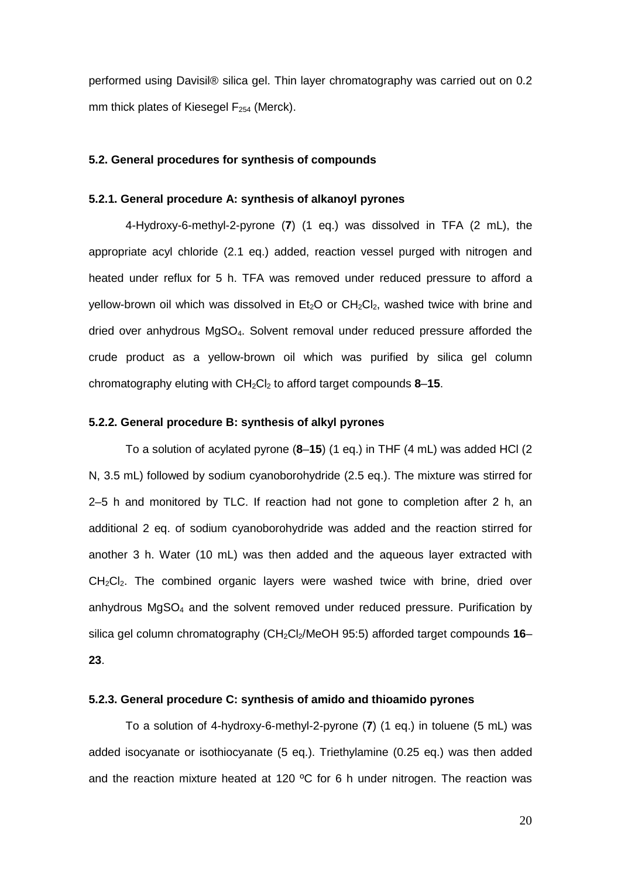performed using Davisil® silica gel. Thin layer chromatography was carried out on 0.2 mm thick plates of Kiesegel $F_{254}$ (Merck).

### 5.2. General procedures for synthesis of compounds

#### 5.2.1. General procedure A: synthesis of alkanoyl pyrones

4-Hydroxy-6-methyl-2-pyrone (**7**) (1 eq.) was dissolved in TFA (2 mL), the appropriate acyl chloride (2.1 eq.) added, reaction vessel purged with nitrogen and heated under reflux for 5 h. TFA was removed under reduced pressure to afford a yellow-brown oil which was dissolved in $Et_2O$ or $CH_2Cl_2$, washed twice with brine and dried over anhydrous $MgSO_4$. Solvent removal under reduced pressure afforded the crude product as a yellow-brown oil which was purified by silica gel column chromatography eluting with $CH_2Cl_2$ to afford target compounds **8**–**15**.

#### 5.2.2. General procedure B: synthesis of alkyl pyrones

To a solution of acylated pyrone (**8**–**15**) (1 eq.) in THF (4 mL) was added HCl (2 N, 3.5 mL) followed by sodium cyanoborohydride (2.5 eq.). The mixture was stirred for 2–5 h and monitored by TLC. If reaction had not gone to completion after 2 h, an additional 2 eq. of sodium cyanoborohydride was added and the reaction stirred for another 3 h. Water (10 mL) was then added and the aqueous layer extracted with $CH_2Cl_2$. The combined organic layers were washed twice with brine, dried over anhydrous $MgSO_4$ and the solvent removed under reduced pressure. Purification by silica gel column chromatography ($CH_2Cl_2$/MeOH 95:5) afforded target compounds **16**–**23**.

#### 5.2.3. General procedure C: synthesis of amido and thioamido pyrones

To a solution of 4-hydroxy-6-methyl-2-pyrone (**7**) (1 eq.) in toluene (5 mL) was added isocyanate or isothiocyanate (5 eq.). Triethylamine (0.25 eq.) was then added and the reaction mixture heated at 120 ºC for 6 h under nitrogen. The reaction was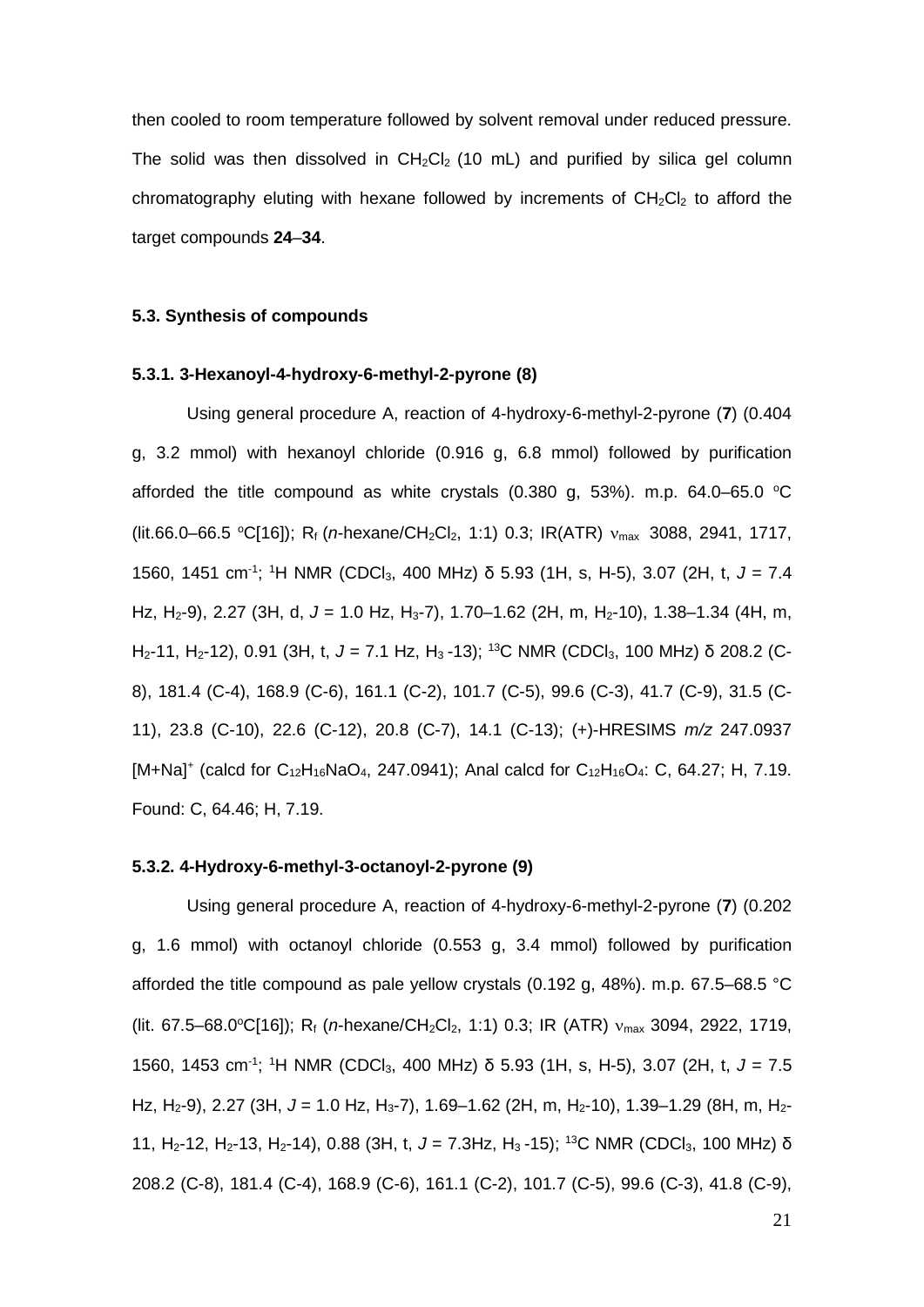then cooled to room temperature followed by solvent removal under reduced pressure. The solid was then dissolved in $CH_2Cl_2$ (10 mL) and purified by silica gel column chromatography eluting with hexane followed by increments of $CH_2Cl_2$ to afford the target compounds **24**–**34**.

### 5.3. Synthesis of compounds

#### 5.3.1. 3-Hexanoyl-4-hydroxy-6-methyl-2-pyrone (8)

Using general procedure A, reaction of 4-hydroxy-6-methyl-2-pyrone (**7**) (0.404 g, 3.2 mmol) with hexanoyl chloride (0.916 g, 6.8 mmol) followed by purification afforded the title compound as white crystals (0.380 g, 53%). m.p. 64.0–65.0 °C (lit.66.0–66.5 °C[16]); $R_f$ (*n*-hexane/$CH_2Cl_2$, 1:1) 0.3; IR(ATR) $\nu_{max}$ 3088, 2941, 1717, 1560, 1451 cm$^{-1}$; $^1$H NMR ($CDCl_3$, 400 MHz) δ 5.93 (1H, s, H-5), 3.07 (2H, t, *J* = 7.4 Hz, $H_2$-9), 2.27 (3H, d, *J* = 1.0 Hz, $H_3$-7), 1.70–1.62 (2H, m, $H_2$-10), 1.38–1.34 (4H, m, $H_2$-11, $H_2$-12), 0.91 (3H, t, *J* = 7.1 Hz, $H_3$ -13); $^{13}$C NMR ($CDCl_3$, 100 MHz) δ 208.2 (C-8), 181.4 (C-4), 168.9 (C-6), 161.1 (C-2), 101.7 (C-5), 99.6 (C-3), 41.7 (C-9), 31.5 (C-11), 23.8 (C-10), 22.6 (C-12), 20.8 (C-7), 14.1 (C-13); (+)-HRESIMS *m/z* 247.0937 $[M+Na]^+$ (calcd for $C_{12}H_{16}NaO_4$, 247.0941); Anal calcd for $C_{12}H_{16}O_4$: C, 64.27; H, 7.19. Found: C, 64.46; H, 7.19.

#### 5.3.2. 4-Hydroxy-6-methyl-3-octanoyl-2-pyrone (9)

Using general procedure A, reaction of 4-hydroxy-6-methyl-2-pyrone (**7**) (0.202 g, 1.6 mmol) with octanoyl chloride (0.553 g, 3.4 mmol) followed by purification afforded the title compound as pale yellow crystals (0.192 g, 48%). m.p. 67.5–68.5 °C (lit. 67.5–68.0°C[16]); $R_f$ (*n*-hexane/$CH_2Cl_2$, 1:1) 0.3; IR (ATR) $\nu_{max}$ 3094, 2922, 1719, 1560, 1453 cm$^{-1}$; $^1$H NMR ($CDCl_3$, 400 MHz) δ 5.93 (1H, s, H-5), 3.07 (2H, t, *J* = 7.5 Hz, $H_2$-9), 2.27 (3H, *J* = 1.0 Hz, $H_3$-7), 1.69–1.62 (2H, m, $H_2$-10), 1.39–1.29 (8H, m, $H_2$-11, $H_2$-12, $H_2$-13, $H_2$-14), 0.88 (3H, t, *J* = 7.3Hz, $H_3$ -15); $^{13}$C NMR ($CDCl_3$, 100 MHz) δ 208.2 (C-8), 181.4 (C-4), 168.9 (C-6), 161.1 (C-2), 101.7 (C-5), 99.6 (C-3), 41.8 (C-9),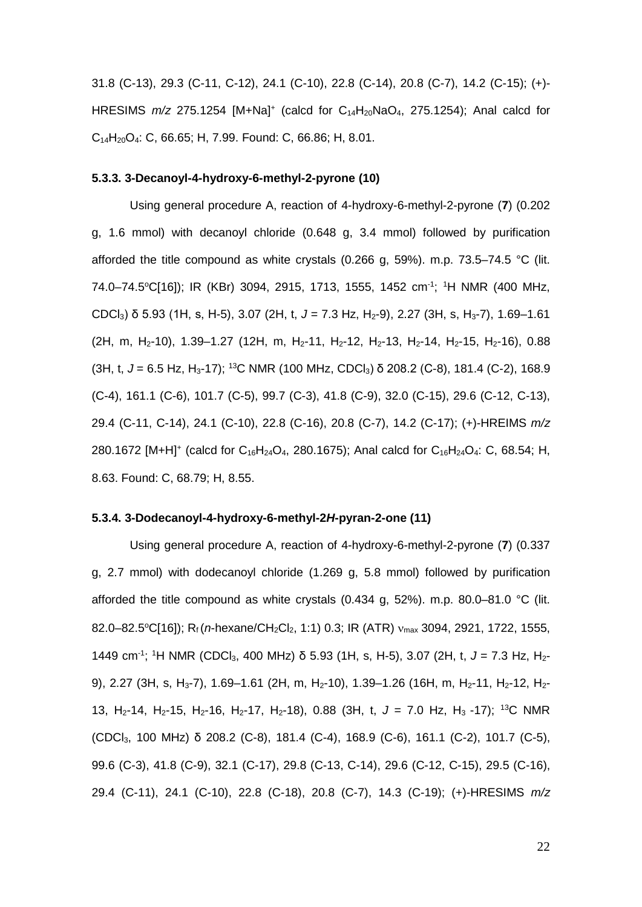31.8 (C-13), 29.3 (C-11, C-12), 24.1 (C-10), 22.8 (C-14), 20.8 (C-7), 14.2 (C-15); (+)-HRESIMS *m/z* 275.1254 $[M+Na]^+$ (calcd for $C_{14}H_{20}NaO_4$, 275.1254); Anal calcd for $C_{14}H_{20}O_4$: C, 66.65; H, 7.99. Found: C, 66.86; H, 8.01.

### 5.3.3. 3-Decanoyl-4-hydroxy-6-methyl-2-pyrone (10)

Using general procedure A, reaction of 4-hydroxy-6-methyl-2-pyrone (**7**) (0.202 g, 1.6 mmol) with decanoyl chloride (0.648 g, 3.4 mmol) followed by purification afforded the title compound as white crystals (0.266 g, 59%). m.p. 73.5–74.5 °C (lit. 74.0–74.5°C[16]); IR (KBr) 3094, 2915, 1713, 1555, 1452 $cm^{-1}$; $^1H$ NMR (400 MHz, $CDCl_3$) δ 5.93 (1H, s, H-5), 3.07 (2H, t, $J$ = 7.3 Hz, $H_2$-9), 2.27 (3H, s, $H_3$-7), 1.69–1.61 (2H, m, $H_2$-10), 1.39–1.27 (12H, m, $H_2$-11, $H_2$-12, $H_2$-13, $H_2$-14, $H_2$-15, $H_2$-16), 0.88 (3H, t, $J$ = 6.5 Hz, $H_3$-17); $^{13}C$ NMR (100 MHz, $CDCl_3$) δ 208.2 (C-8), 181.4 (C-2), 168.9 (C-4), 161.1 (C-6), 101.7 (C-5), 99.7 (C-3), 41.8 (C-9), 32.0 (C-15), 29.6 (C-12, C-13), 29.4 (C-11, C-14), 24.1 (C-10), 22.8 (C-16), 20.8 (C-7), 14.2 (C-17); (+)-HREIMS *m/z* 280.1672 $[M+H]^+$ (calcd for $C_{16}H_{24}O_4$, 280.1675); Anal calcd for $C_{16}H_{24}O_4$: C, 68.54; H, 8.63. Found: C, 68.79; H, 8.55.

### 5.3.4. 3-Dodecanoyl-4-hydroxy-6-methyl-2*H*-pyran-2-one (11)

Using general procedure A, reaction of 4-hydroxy-6-methyl-2-pyrone (**7**) (0.337 g, 2.7 mmol) with dodecanoyl chloride (1.269 g, 5.8 mmol) followed by purification afforded the title compound as white crystals (0.434 g, 52%). m.p. 80.0–81.0 °C (lit. 82.0–82.5°C[16]); $R_f$ (*n*-hexane/$CH_2Cl_2$, 1:1) 0.3; IR (ATR) $\nu_{max}$ 3094, 2921, 1722, 1555, 1449 $cm^{-1}$; $^1H$ NMR ($CDCl_3$, 400 MHz) δ 5.93 (1H, s, H-5), 3.07 (2H, t, $J$ = 7.3 Hz, $H_2$-9), 2.27 (3H, s, $H_3$-7), 1.69–1.61 (2H, m, $H_2$-10), 1.39–1.26 (16H, m, $H_2$-11, $H_2$-12, $H_2$-13, $H_2$-14, $H_2$-15, $H_2$-16, $H_2$-17, $H_2$-18), 0.88 (3H, t, $J$ = 7.0 Hz, $H_3$ -17); $^{13}C$ NMR ($CDCl_3$, 100 MHz) δ 208.2 (C-8), 181.4 (C-4), 168.9 (C-6), 161.1 (C-2), 101.7 (C-5), 99.6 (C-3), 41.8 (C-9), 32.1 (C-17), 29.8 (C-13, C-14), 29.6 (C-12, C-15), 29.5 (C-16), 29.4 (C-11), 24.1 (C-10), 22.8 (C-18), 20.8 (C-7), 14.3 (C-19); (+)-HRESIMS *m/z*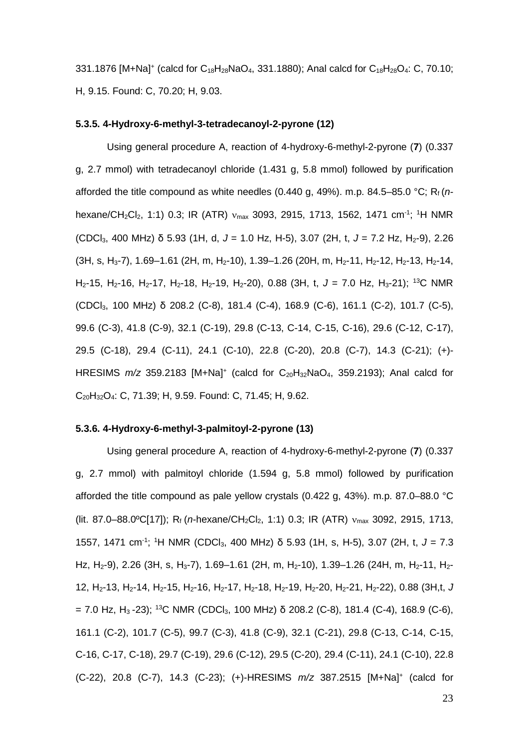331.1876 [M+Na]$^+$ (calcd for $C_{18}H_{28}NaO_4$, 331.1880); Anal calcd for $C_{18}H_{28}O_4$: C, 70.10; H, 9.15. Found: C, 70.20; H, 9.03.

#### 5.3.5. 4-Hydroxy-6-methyl-3-tetradecanoyl-2-pyrone (12)

Using general procedure A, reaction of 4-hydroxy-6-methyl-2-pyrone (**7**) (0.337 g, 2.7 mmol) with tetradecanoyl chloride (1.431 g, 5.8 mmol) followed by purification afforded the title compound as white needles (0.440 g, 49%). m.p. 84.5–85.0 °C; $R_f$ (*n*-hexane/$CH_2Cl_2$, 1:1) 0.3; IR (ATR) $\nu_{max}$ 3093, 2915, 1713, 1562, 1471 cm$^{-1}$; $^1$H NMR ($CDCl_3$, 400 MHz) δ 5.93 (1H, d, *J* = 1.0 Hz, H-5), 3.07 (2H, t, *J* = 7.2 Hz, $H_2$-9), 2.26 (3H, s, $H_3$-7), 1.69–1.61 (2H, m, $H_2$-10), 1.39–1.26 (20H, m, $H_2$-11, $H_2$-12, $H_2$-13, $H_2$-14, $H_2$-15, $H_2$-16, $H_2$-17, $H_2$-18, $H_2$-19, $H_2$-20), 0.88 (3H, t, *J* = 7.0 Hz, $H_3$-21); $^{13}$C NMR ($CDCl_3$, 100 MHz) δ 208.2 (C-8), 181.4 (C-4), 168.9 (C-6), 161.1 (C-2), 101.7 (C-5), 99.6 (C-3), 41.8 (C-9), 32.1 (C-19), 29.8 (C-13, C-14, C-15, C-16), 29.6 (C-12, C-17), 29.5 (C-18), 29.4 (C-11), 24.1 (C-10), 22.8 (C-20), 20.8 (C-7), 14.3 (C-21); (+)-HRESIMS *m/z* 359.2183 [M+Na]$^+$ (calcd for $C_{20}H_{32}NaO_4$, 359.2193); Anal calcd for $C_{20}H_{32}O_4$: C, 71.39; H, 9.59. Found: C, 71.45; H, 9.62.

#### 5.3.6. 4-Hydroxy-6-methyl-3-palmitoyl-2-pyrone (13)

Using general procedure A, reaction of 4-hydroxy-6-methyl-2-pyrone (**7**) (0.337 g, 2.7 mmol) with palmitoyl chloride (1.594 g, 5.8 mmol) followed by purification afforded the title compound as pale yellow crystals (0.422 g, 43%). m.p. 87.0–88.0 °C (lit. 87.0–88.0ºC[17]); $R_f$ (*n*-hexane/$CH_2Cl_2$, 1:1) 0.3; IR (ATR) $\nu_{max}$ 3092, 2915, 1713, 1557, 1471 cm$^{-1}$; $^1$H NMR ($CDCl_3$, 400 MHz) δ 5.93 (1H, s, H-5), 3.07 (2H, t, *J* = 7.3 Hz, $H_2$-9), 2.26 (3H, s, $H_3$-7), 1.69–1.61 (2H, m, $H_2$-10), 1.39–1.26 (24H, m, $H_2$-11, $H_2$-12, $H_2$-13, $H_2$-14, $H_2$-15, $H_2$-16, $H_2$-17, $H_2$-18, $H_2$-19, $H_2$-20, $H_2$-21, $H_2$-22), 0.88 (3H,t, *J* = 7.0 Hz, $H_3$-23); $^{13}$C NMR ($CDCl_3$, 100 MHz) δ 208.2 (C-8), 181.4 (C-4), 168.9 (C-6), 161.1 (C-2), 101.7 (C-5), 99.7 (C-3), 41.8 (C-9), 32.1 (C-21), 29.8 (C-13, C-14, C-15, C-16, C-17, C-18), 29.7 (C-19), 29.6 (C-12), 29.5 (C-20), 29.4 (C-11), 24.1 (C-10), 22.8 (C-22), 20.8 (C-7), 14.3 (C-23); (+)-HRESIMS *m/z* 387.2515 [M+Na]$^+$ (calcd for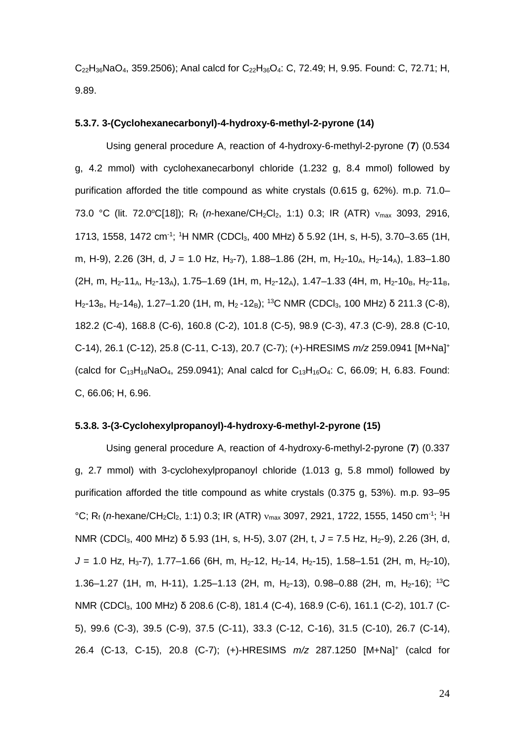$C_{22}H_{36}NaO_4$, 359.2506); Anal calcd for $C_{22}H_{36}O_4$: C, 72.49; H, 9.95. Found: C, 72.71; H, 9.89.

### 5.3.7. 3-(Cyclohexanecarbonyl)-4-hydroxy-6-methyl-2-pyrone (14)

Using general procedure A, reaction of 4-hydroxy-6-methyl-2-pyrone (**7**) (0.534 g, 4.2 mmol) with cyclohexanecarbonyl chloride (1.232 g, 8.4 mmol) followed by purification afforded the title compound as white crystals (0.615 g, 62%). m.p. 71.0–73.0 °C (lit. 72.0°C[18]); $R_f$ (*n*-hexane/$CH_2Cl_2$, 1:1) 0.3; IR (ATR) $\nu_{max}$ 3093, 2916, 1713, 1558, 1472 $cm^{-1}$; $^1H$ NMR ($CDCl_3$, 400 MHz) δ 5.92 (1H, s, H-5), 3.70–3.65 (1H, m, H-9), 2.26 (3H, d, *J* = 1.0 Hz, $H_3$-7), 1.88–1.86 (2H, m, $H_2$-$10_A$, $H_2$-$14_A$), 1.83–1.80 (2H, m, $H_2$-$11_A$, $H_2$-$13_A$), 1.75–1.69 (1H, m, $H_2$-$12_A$), 1.47–1.33 (4H, m, $H_2$-$10_B$, $H_2$-$11_B$, $H_2$-$13_B$, $H_2$-$14_B$), 1.27–1.20 (1H, m, $H_2$ -$12_B$); $^{13}C$ NMR ($CDCl_3$, 100 MHz) δ 211.3 (C-8), 182.2 (C-4), 168.8 (C-6), 160.8 (C-2), 101.8 (C-5), 98.9 (C-3), 47.3 (C-9), 28.8 (C-10, C-14), 26.1 (C-12), 25.8 (C-11, C-13), 20.7 (C-7); (+)-HRESIMS *m/z* 259.0941 $[M+Na]^+$ (calcd for $C_{13}H_{16}NaO_4$, 259.0941); Anal calcd for $C_{13}H_{16}O_4$: C, 66.09; H, 6.83. Found: C, 66.06; H, 6.96.

### 5.3.8. 3-(3-Cyclohexylpropanoyl)-4-hydroxy-6-methyl-2-pyrone (15)

Using general procedure A, reaction of 4-hydroxy-6-methyl-2-pyrone (**7**) (0.337 g, 2.7 mmol) with 3-cyclohexylpropanoyl chloride (1.013 g, 5.8 mmol) followed by purification afforded the title compound as white crystals (0.375 g, 53%). m.p. 93–95 °C; $R_f$ (*n*-hexane/$CH_2Cl_2$, 1:1) 0.3; IR (ATR) $\nu_{max}$ 3097, 2921, 1722, 1555, 1450 $cm^{-1}$; $^1H$ NMR ($CDCl_3$, 400 MHz) δ 5.93 (1H, s, H-5), 3.07 (2H, t, *J* = 7.5 Hz, $H_2$-9), 2.26 (3H, d, *J* = 1.0 Hz, $H_3$-7), 1.77–1.66 (6H, m, $H_2$-12, $H_2$-14, $H_2$-15), 1.58–1.51 (2H, m, $H_2$-10), 1.36–1.27 (1H, m, H-11), 1.25–1.13 (2H, m, $H_2$-13), 0.98–0.88 (2H, m, $H_2$-16); $^{13}C$ NMR ($CDCl_3$, 100 MHz) δ 208.6 (C-8), 181.4 (C-4), 168.9 (C-6), 161.1 (C-2), 101.7 (C-5), 99.6 (C-3), 39.5 (C-9), 37.5 (C-11), 33.3 (C-12, C-16), 31.5 (C-10), 26.7 (C-14), 26.4 (C-13, C-15), 20.8 (C-7); (+)-HRESIMS *m/z* 287.1250 $[M+Na]^+$ (calcd for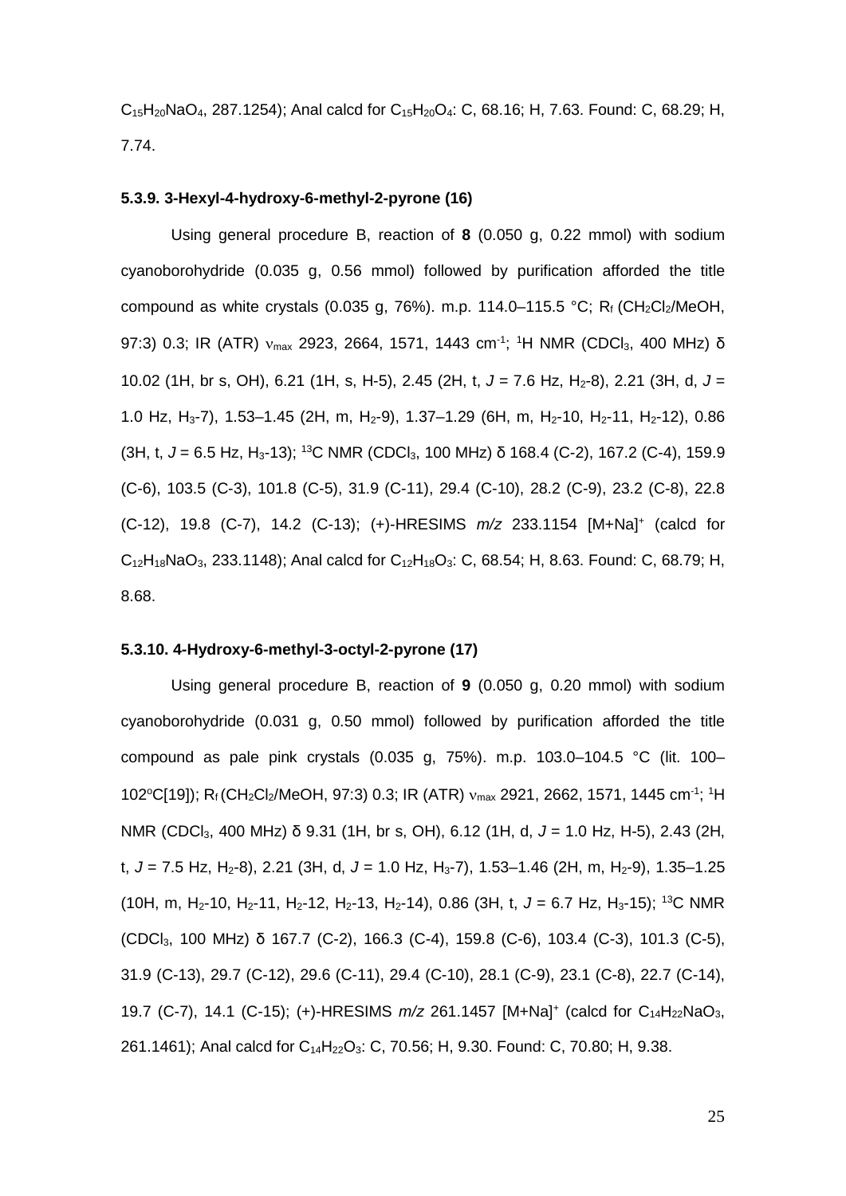$C_{15}H_{20}NaO_4$, 287.1254); Anal calcd for $C_{15}H_{20}O_4$: C, 68.16; H, 7.63. Found: C, 68.29; H, 7.74.

#### 5.3.9. 3-Hexyl-4-hydroxy-6-methyl-2-pyrone (16)

Using general procedure B, reaction of **8** (0.050 g, 0.22 mmol) with sodium cyanoborohydride (0.035 g, 0.56 mmol) followed by purification afforded the title compound as white crystals (0.035 g, 76%). m.p. 114.0–115.5 °C; $R_f$ ($CH_2Cl_2$/MeOH, 97:3) 0.3; IR (ATR) $\nu_{max}$ 2923, 2664, 1571, 1443 $cm^{-1}$; $^1H$ NMR ($CDCl_3$, 400 MHz) δ 10.02 (1H, br s, OH), 6.21 (1H, s, H-5), 2.45 (2H, t, *J* = 7.6 Hz, $H_2$-8), 2.21 (3H, d, *J* = 1.0 Hz, $H_3$-7), 1.53–1.45 (2H, m, $H_2$-9), 1.37–1.29 (6H, m, $H_2$-10, $H_2$-11, $H_2$-12), 0.86 (3H, t, *J* = 6.5 Hz, $H_3$-13); $^{13}C$ NMR ($CDCl_3$, 100 MHz) δ 168.4 (C-2), 167.2 (C-4), 159.9 (C-6), 103.5 (C-3), 101.8 (C-5), 31.9 (C-11), 29.4 (C-10), 28.2 (C-9), 23.2 (C-8), 22.8 (C-12), 19.8 (C-7), 14.2 (C-13); (+)-HRESIMS *m/z* 233.1154 $[M+Na]^+$ (calcd for $C_{12}H_{18}NaO_3$, 233.1148); Anal calcd for $C_{12}H_{18}O_3$: C, 68.54; H, 8.63. Found: C, 68.79; H, 8.68.

#### 5.3.10. 4-Hydroxy-6-methyl-3-octyl-2-pyrone (17)

Using general procedure B, reaction of **9** (0.050 g, 0.20 mmol) with sodium cyanoborohydride (0.031 g, 0.50 mmol) followed by purification afforded the title compound as pale pink crystals (0.035 g, 75%). m.p. 103.0–104.5 °C (lit. 100–102°C[19]); $R_f$ ($CH_2Cl_2$/MeOH, 97:3) 0.3; IR (ATR) $\nu_{max}$ 2921, 2662, 1571, 1445 $cm^{-1}$; $^1H$ NMR ($CDCl_3$, 400 MHz) δ 9.31 (1H, br s, OH), 6.12 (1H, d, *J* = 1.0 Hz, H-5), 2.43 (2H, t, *J* = 7.5 Hz, $H_2$-8), 2.21 (3H, d, *J* = 1.0 Hz, $H_3$-7), 1.53–1.46 (2H, m, $H_2$-9), 1.35–1.25 (10H, m, $H_2$-10, $H_2$-11, $H_2$-12, $H_2$-13, $H_2$-14), 0.86 (3H, t, *J* = 6.7 Hz, $H_3$-15); $^{13}C$ NMR ($CDCl_3$, 100 MHz) δ 167.7 (C-2), 166.3 (C-4), 159.8 (C-6), 103.4 (C-3), 101.3 (C-5), 31.9 (C-13), 29.7 (C-12), 29.6 (C-11), 29.4 (C-10), 28.1 (C-9), 23.1 (C-8), 22.7 (C-14), 19.7 (C-7), 14.1 (C-15); (+)-HRESIMS *m/z* 261.1457 $[M+Na]^+$ (calcd for $C_{14}H_{22}NaO_3$, 261.1461); Anal calcd for $C_{14}H_{22}O_3$: C, 70.56; H, 9.30. Found: C, 70.80; H, 9.38.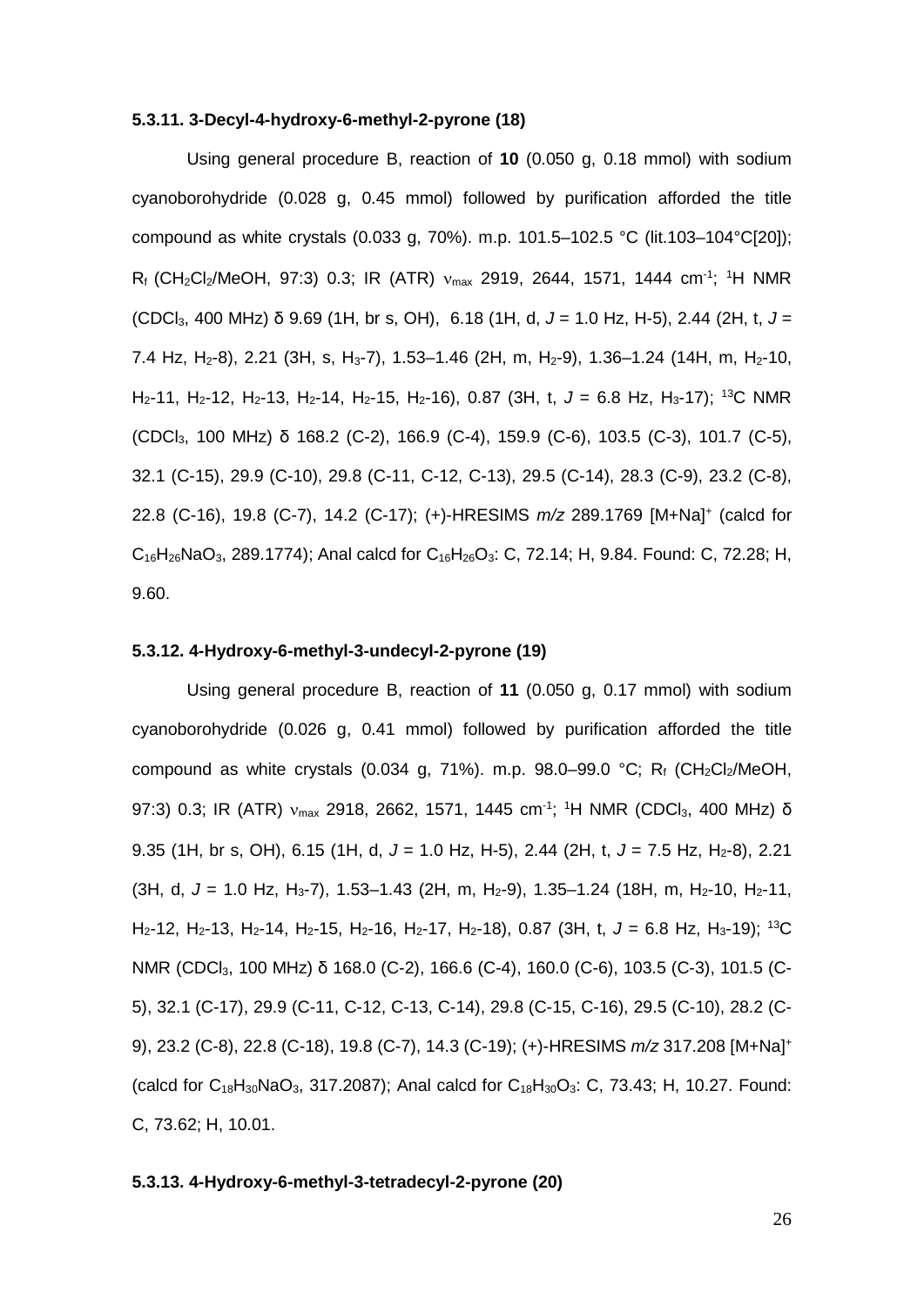#### 5.3.11. 3-Decyl-4-hydroxy-6-methyl-2-pyrone (18)

Using general procedure B, reaction of **10** (0.050 g, 0.18 mmol) with sodium cyanoborohydride (0.028 g, 0.45 mmol) followed by purification afforded the title compound as white crystals (0.033 g, 70%). m.p. 101.5–102.5 °C (lit.103–104°C[20]); $R_f$ ($CH_2Cl_2$/MeOH, 97:3) 0.3; IR (ATR) $\nu_{max}$ 2919, 2644, 1571, 1444 $cm^{-1}$; $^1$H NMR ($CDCl_3$, 400 MHz) δ 9.69 (1H, br s, OH), 6.18 (1H, d, *J* = 1.0 Hz, H-5), 2.44 (2H, t, *J* = 7.4 Hz, $H_2$-8), 2.21 (3H, s, $H_3$-7), 1.53–1.46 (2H, m, $H_2$-9), 1.36–1.24 (14H, m, $H_2$-10, $H_2$-11, $H_2$-12, $H_2$-13, $H_2$-14, $H_2$-15, $H_2$-16), 0.87 (3H, t, *J* = 6.8 Hz, $H_3$-17); $^{13}$C NMR ($CDCl_3$, 100 MHz) δ 168.2 (C-2), 166.9 (C-4), 159.9 (C-6), 103.5 (C-3), 101.7 (C-5), 32.1 (C-15), 29.9 (C-10), 29.8 (C-11, C-12, C-13), 29.5 (C-14), 28.3 (C-9), 23.2 (C-8), 22.8 (C-16), 19.8 (C-7), 14.2 (C-17); (+)-HRESIMS *m/z* 289.1769 $[M+Na]^+$ (calcd for $C_{16}H_{26}NaO_3$, 289.1774); Anal calcd for $C_{16}H_{26}O_3$: C, 72.14; H, 9.84. Found: C, 72.28; H, 9.60.

#### 5.3.12. 4-Hydroxy-6-methyl-3-undecyl-2-pyrone (19)

Using general procedure B, reaction of **11** (0.050 g, 0.17 mmol) with sodium cyanoborohydride (0.026 g, 0.41 mmol) followed by purification afforded the title compound as white crystals (0.034 g, 71%). m.p. 98.0–99.0 °C; $R_f$ ($CH_2Cl_2$/MeOH, 97:3) 0.3; IR (ATR) $\nu_{max}$ 2918, 2662, 1571, 1445 $cm^{-1}$; $^1$H NMR ($CDCl_3$, 400 MHz) δ 9.35 (1H, br s, OH), 6.15 (1H, d, *J* = 1.0 Hz, H-5), 2.44 (2H, t, *J* = 7.5 Hz, $H_2$-8), 2.21 (3H, d, *J* = 1.0 Hz, $H_3$-7), 1.53–1.43 (2H, m, $H_2$-9), 1.35–1.24 (18H, m, $H_2$-10, $H_2$-11, $H_2$-12, $H_2$-13, $H_2$-14, $H_2$-15, $H_2$-16, $H_2$-17, $H_2$-18), 0.87 (3H, t, *J* = 6.8 Hz, $H_3$-19); $^{13}$C NMR ($CDCl_3$, 100 MHz) δ 168.0 (C-2), 166.6 (C-4), 160.0 (C-6), 103.5 (C-3), 101.5 (C-5), 32.1 (C-17), 29.9 (C-11, C-12, C-13, C-14), 29.8 (C-15, C-16), 29.5 (C-10), 28.2 (C-9), 23.2 (C-8), 22.8 (C-18), 19.8 (C-7), 14.3 (C-19); (+)-HRESIMS *m/z* 317.208 $[M+Na]^+$ (calcd for $C_{18}H_{30}NaO_3$, 317.2087); Anal calcd for $C_{18}H_{30}O_3$: C, 73.43; H, 10.27. Found: C, 73.62; H, 10.01.

#### 5.3.13. 4-Hydroxy-6-methyl-3-tetradecyl-2-pyrone (20)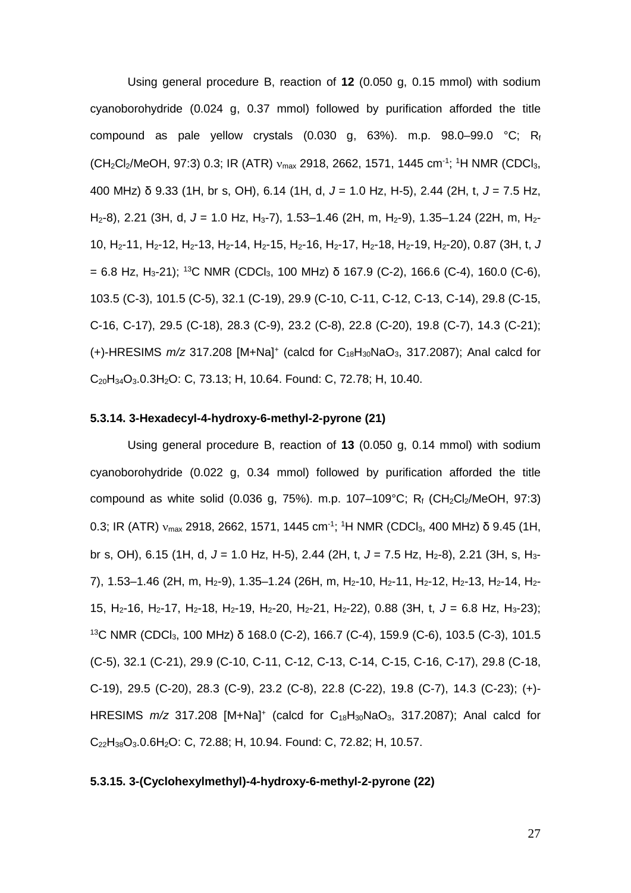Using general procedure B, reaction of **12** (0.050 g, 0.15 mmol) with sodium cyanoborohydride (0.024 g, 0.37 mmol) followed by purification afforded the title compound as pale yellow crystals (0.030 g, 63%). m.p. 98.0–99.0 °C; $R_f$ ($CH_2Cl_2$/MeOH, 97:3) 0.3; IR (ATR) $\nu_{max}$ 2918, 2662, 1571, 1445 cm$^{-1}$; $^1$H NMR ($CDCl_3$, 400 MHz) δ 9.33 (1H, br s, OH), 6.14 (1H, d, *J* = 1.0 Hz, H-5), 2.44 (2H, t, *J* = 7.5 Hz, $H_2$-8), 2.21 (3H, d, *J* = 1.0 Hz, $H_3$-7), 1.53–1.46 (2H, m, $H_2$-9), 1.35–1.24 (22H, m, $H_2$-10, $H_2$-11, $H_2$-12, $H_2$-13, $H_2$-14, $H_2$-15, $H_2$-16, $H_2$-17, $H_2$-18, $H_2$-19, $H_2$-20), 0.87 (3H, t, *J* = 6.8 Hz, $H_3$-21); $^{13}$C NMR ($CDCl_3$, 100 MHz) δ 167.9 (C-2), 166.6 (C-4), 160.0 (C-6), 103.5 (C-3), 101.5 (C-5), 32.1 (C-19), 29.9 (C-10, C-11, C-12, C-13, C-14), 29.8 (C-15, C-16, C-17), 29.5 (C-18), 28.3 (C-9), 23.2 (C-8), 22.8 (C-20), 19.8 (C-7), 14.3 (C-21); (+)-HRESIMS *m/z* 317.208 [M+Na]$^+$ (calcd for $C_{18}H_{30}NaO_3$, 317.2087); Anal calcd for $C_{20}H_{34}O_3$.0.3$H_2O$: C, 73.13; H, 10.64. Found: C, 72.78; H, 10.40.

#### 5.3.14. 3-Hexadecyl-4-hydroxy-6-methyl-2-pyrone (21)

Using general procedure B, reaction of **13** (0.050 g, 0.14 mmol) with sodium cyanoborohydride (0.022 g, 0.34 mmol) followed by purification afforded the title compound as white solid (0.036 g, 75%). m.p. 107–109°C; $R_f$ ($CH_2Cl_2$/MeOH, 97:3) 0.3; IR (ATR) $\nu_{max}$ 2918, 2662, 1571, 1445 cm$^{-1}$; $^1$H NMR ($CDCl_3$, 400 MHz) δ 9.45 (1H, br s, OH), 6.15 (1H, d, *J* = 1.0 Hz, H-5), 2.44 (2H, t, *J* = 7.5 Hz, $H_2$-8), 2.21 (3H, s, $H_3$-7), 1.53–1.46 (2H, m, $H_2$-9), 1.35–1.24 (26H, m, $H_2$-10, $H_2$-11, $H_2$-12, $H_2$-13, $H_2$-14, $H_2$-15, $H_2$-16, $H_2$-17, $H_2$-18, $H_2$-19, $H_2$-20, $H_2$-21, $H_2$-22), 0.88 (3H, t, *J* = 6.8 Hz, $H_3$-23); $^{13}$C NMR ($CDCl_3$, 100 MHz) δ 168.0 (C-2), 166.7 (C-4), 159.9 (C-6), 103.5 (C-3), 101.5 (C-5), 32.1 (C-21), 29.9 (C-10, C-11, C-12, C-13, C-14, C-15, C-16, C-17), 29.8 (C-18, C-19), 29.5 (C-20), 28.3 (C-9), 23.2 (C-8), 22.8 (C-22), 19.8 (C-7), 14.3 (C-23); (+)-HRESIMS *m/z* 317.208 [M+Na]$^+$ (calcd for $C_{18}H_{30}NaO_3$, 317.2087); Anal calcd for $C_{22}H_{38}O_3$.0.6$H_2O$: C, 72.88; H, 10.94. Found: C, 72.82; H, 10.57.

#### 5.3.15. 3-(Cyclohexylmethyl)-4-hydroxy-6-methyl-2-pyrone (22)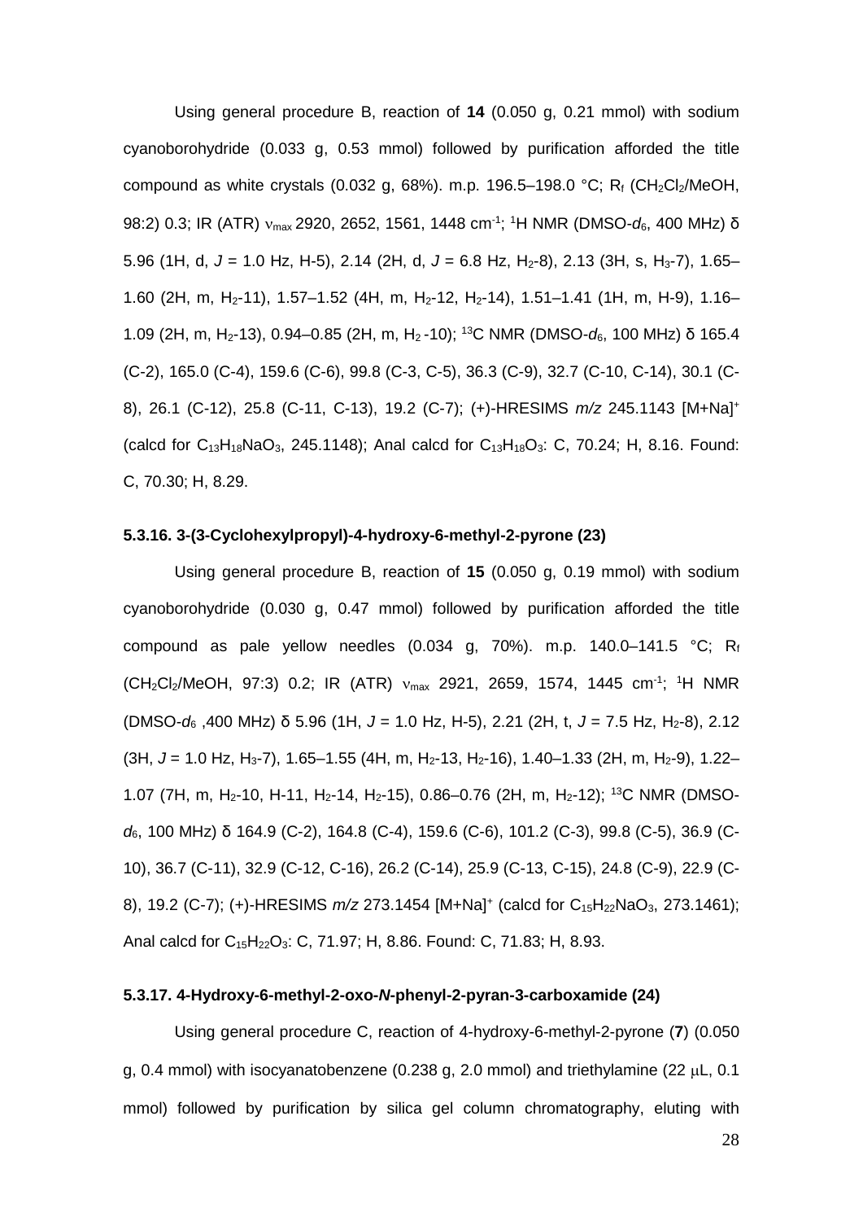Using general procedure B, reaction of **14** (0.050 g, 0.21 mmol) with sodium cyanoborohydride (0.033 g, 0.53 mmol) followed by purification afforded the title compound as white crystals (0.032 g, 68%). m.p. 196.5–198.0 °C; $R_f$ ($CH_2Cl_2$/MeOH, 98:2) 0.3; IR (ATR) $\nu_{max}$ 2920, 2652, 1561, 1448 $cm^{-1}$; $^1H$ NMR (DMSO-$d_6$, 400 MHz) δ 5.96 (1H, d, *J* = 1.0 Hz, H-5), 2.14 (2H, d, *J* = 6.8 Hz, $H_2$-8), 2.13 (3H, s, $H_3$-7), 1.65–1.60 (2H, m, $H_2$-11), 1.57–1.52 (4H, m, $H_2$-12, $H_2$-14), 1.51–1.41 (1H, m, H-9), 1.16–1.09 (2H, m, $H_2$-13), 0.94–0.85 (2H, m, $H_2$-10); $^{13}C$ NMR (DMSO-$d_6$, 100 MHz) δ 165.4 (C-2), 165.0 (C-4), 159.6 (C-6), 99.8 (C-3, C-5), 36.3 (C-9), 32.7 (C-10, C-14), 30.1 (C-8), 26.1 (C-12), 25.8 (C-11, C-13), 19.2 (C-7); (+)-HRESIMS *m/z* 245.1143 $[M+Na]^+$ (calcd for $C_{13}H_{18}NaO_3$, 245.1148); Anal calcd for $C_{13}H_{18}O_3$: C, 70.24; H, 8.16. Found: C, 70.30; H, 8.29.

### 5.3.16. 3-(3-Cyclohexylpropyl)-4-hydroxy-6-methyl-2-pyrone (23)

Using general procedure B, reaction of **15** (0.050 g, 0.19 mmol) with sodium cyanoborohydride (0.030 g, 0.47 mmol) followed by purification afforded the title compound as pale yellow needles (0.034 g, 70%). m.p. 140.0–141.5 °C; $R_f$ ($CH_2Cl_2$/MeOH, 97:3) 0.2; IR (ATR) $\nu_{max}$ 2921, 2659, 1574, 1445 $cm^{-1}$; $^1H$ NMR (DMSO-$d_6$ ,400 MHz) δ 5.96 (1H, *J* = 1.0 Hz, H-5), 2.21 (2H, t, *J* = 7.5 Hz, $H_2$-8), 2.12 (3H, *J* = 1.0 Hz, $H_3$-7), 1.65–1.55 (4H, m, $H_2$-13, $H_2$-16), 1.40–1.33 (2H, m, $H_2$-9), 1.22–1.07 (7H, m, $H_2$-10, H-11, $H_2$-14, $H_2$-15), 0.86–0.76 (2H, m, $H_2$-12); $^{13}C$ NMR (DMSO-$d_6$, 100 MHz) δ 164.9 (C-2), 164.8 (C-4), 159.6 (C-6), 101.2 (C-3), 99.8 (C-5), 36.9 (C-10), 36.7 (C-11), 32.9 (C-12, C-16), 26.2 (C-14), 25.9 (C-13, C-15), 24.8 (C-9), 22.9 (C-8), 19.2 (C-7); (+)-HRESIMS *m/z* 273.1454 $[M+Na]^+$ (calcd for $C_{15}H_{22}NaO_3$, 273.1461); Anal calcd for $C_{15}H_{22}O_3$: C, 71.97; H, 8.86. Found: C, 71.83; H, 8.93.

### 5.3.17. 4-Hydroxy-6-methyl-2-oxo-*N*-phenyl-2-pyran-3-carboxamide (24)

Using general procedure C, reaction of 4-hydroxy-6-methyl-2-pyrone (**7**) (0.050 g, 0.4 mmol) with isocyanatobenzene (0.238 g, 2.0 mmol) and triethylamine (22 μL, 0.1 mmol) followed by purification by silica gel column chromatography, eluting with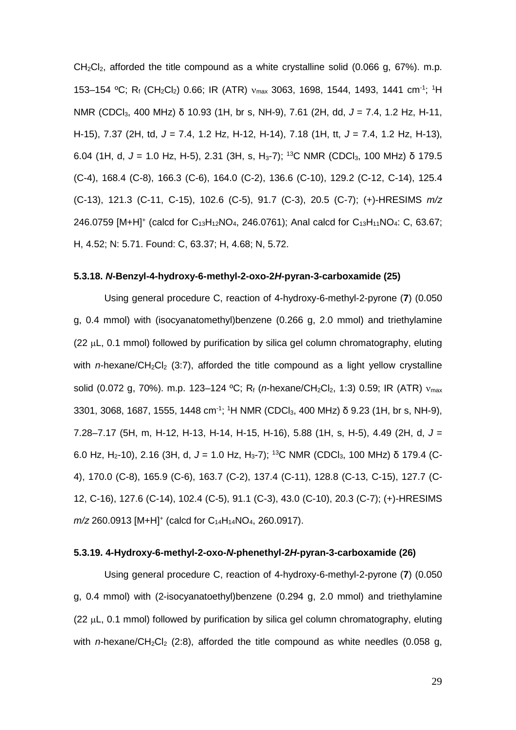$CH_2Cl_2$, afforded the title compound as a white crystalline solid (0.066 g, 67%). m.p. 153–154 ºC; $R_f$ ($CH_2Cl_2$) 0.66; IR (ATR) $\nu_{max}$ 3063, 1698, 1544, 1493, 1441 cm$^{-1}$; $^1$H NMR ($CDCl_3$, 400 MHz) δ 10.93 (1H, br s, NH-9), 7.61 (2H, dd, *J* = 7.4, 1.2 Hz, H-11, H-15), 7.37 (2H, td, *J* = 7.4, 1.2 Hz, H-12, H-14), 7.18 (1H, tt, *J* = 7.4, 1.2 Hz, H-13), 6.04 (1H, d, *J* = 1.0 Hz, H-5), 2.31 (3H, s, $H_3$-7); $^{13}$C NMR ($CDCl_3$, 100 MHz) δ 179.5 (C-4), 168.4 (C-8), 166.3 (C-6), 164.0 (C-2), 136.6 (C-10), 129.2 (C-12, C-14), 125.4 (C-13), 121.3 (C-11, C-15), 102.6 (C-5), 91.7 (C-3), 20.5 (C-7); (+)-HRESIMS *m/z* 246.0759 $[M+H]^+$ (calcd for $C_{13}H_{12}NO_4$, 246.0761); Anal calcd for $C_{13}H_{11}NO_4$: C, 63.67; H, 4.52; N: 5.71. Found: C, 63.37; H, 4.68; N, 5.72.

### 5.3.18. *N*-Benzyl-4-hydroxy-6-methyl-2-oxo-2*H*-pyran-3-carboxamide (25)

Using general procedure C, reaction of 4-hydroxy-6-methyl-2-pyrone (**7**) (0.050 g, 0.4 mmol) with (isocyanatomethyl)benzene (0.266 g, 2.0 mmol) and triethylamine (22 μL, 0.1 mmol) followed by purification by silica gel column chromatography, eluting with *n*-hexane/$CH_2Cl_2$ (3:7), afforded the title compound as a light yellow crystalline solid (0.072 g, 70%). m.p. 123–124 ºC; $R_f$ (*n*-hexane/$CH_2Cl_2$, 1:3) 0.59; IR (ATR) $\nu_{max}$ 3301, 3068, 1687, 1555, 1448 cm$^{-1}$; $^1$H NMR ($CDCl_3$, 400 MHz) δ 9.23 (1H, br s, NH-9), 7.28–7.17 (5H, m, H-12, H-13, H-14, H-15, H-16), 5.88 (1H, s, H-5), 4.49 (2H, d, *J* = 6.0 Hz, $H_2$-10), 2.16 (3H, d, *J* = 1.0 Hz, $H_3$-7); $^{13}$C NMR ($CDCl_3$, 100 MHz) δ 179.4 (C-4), 170.0 (C-8), 165.9 (C-6), 163.7 (C-2), 137.4 (C-11), 128.8 (C-13, C-15), 127.7 (C-12, C-16), 127.6 (C-14), 102.4 (C-5), 91.1 (C-3), 43.0 (C-10), 20.3 (C-7); (+)-HRESIMS *m/z* 260.0913 $[M+H]^+$ (calcd for $C_{14}H_{14}NO_4$, 260.0917).

### 5.3.19. 4-Hydroxy-6-methyl-2-oxo-*N*-phenethyl-2*H*-pyran-3-carboxamide (26)

Using general procedure C, reaction of 4-hydroxy-6-methyl-2-pyrone (**7**) (0.050 g, 0.4 mmol) with (2-isocyanatoethyl)benzene (0.294 g, 2.0 mmol) and triethylamine (22 μL, 0.1 mmol) followed by purification by silica gel column chromatography, eluting with *n*-hexane/$CH_2Cl_2$ (2:8), afforded the title compound as white needles (0.058 g,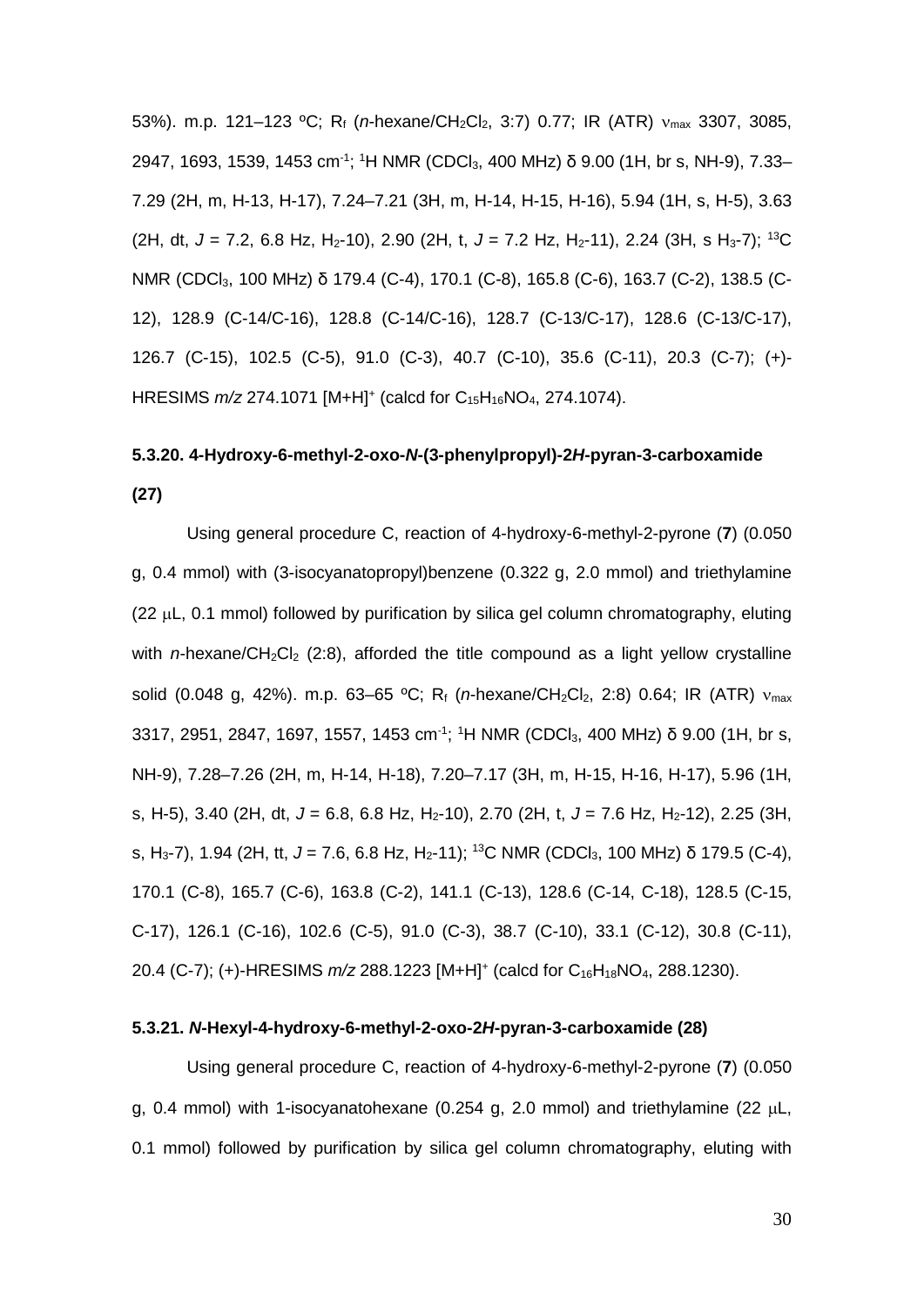53%). m.p. 121–123 ºC; $R_f$ (*n*-hexane/$CH_2Cl_2$, 3:7) 0.77; IR (ATR) $\nu_{max}$ 3307, 3085, 2947, 1693, 1539, 1453 $cm^{-1}$; $^1H$ NMR ($CDCl_3$, 400 MHz) δ 9.00 (1H, br s, NH-9), 7.33–7.29 (2H, m, H-13, H-17), 7.24–7.21 (3H, m, H-14, H-15, H-16), 5.94 (1H, s, H-5), 3.63 (2H, dt, *J* = 7.2, 6.8 Hz, $H_2$-10), 2.90 (2H, t, *J* = 7.2 Hz, $H_2$-11), 2.24 (3H, s $H_3$-7); $^{13}C$ NMR ($CDCl_3$, 100 MHz) δ 179.4 (C-4), 170.1 (C-8), 165.8 (C-6), 163.7 (C-2), 138.5 (C-12), 128.9 (C-14/C-16), 128.8 (C-14/C-16), 128.7 (C-13/C-17), 128.6 (C-13/C-17), 126.7 (C-15), 102.5 (C-5), 91.0 (C-3), 40.7 (C-10), 35.6 (C-11), 20.3 (C-7); (+)-HRESIMS *m/z* 274.1071 $[M+H]^+$ (calcd for $C_{15}H_{16}NO_4$, 274.1074).

### 5.3.20. 4-Hydroxy-6-methyl-2-oxo-*N*-(3-phenylpropyl)-2*H*-pyran-3-carboxamide (27)

Using general procedure C, reaction of 4-hydroxy-6-methyl-2-pyrone (**7**) (0.050 g, 0.4 mmol) with (3-isocyanatopropyl)benzene (0.322 g, 2.0 mmol) and triethylamine (22 μL, 0.1 mmol) followed by purification by silica gel column chromatography, eluting with *n*-hexane/$CH_2Cl_2$ (2:8), afforded the title compound as a light yellow crystalline solid (0.048 g, 42%). m.p. 63–65 ºC; $R_f$ (*n*-hexane/$CH_2Cl_2$, 2:8) 0.64; IR (ATR) $\nu_{max}$ 3317, 2951, 2847, 1697, 1557, 1453 $cm^{-1}$; $^1H$ NMR ($CDCl_3$, 400 MHz) δ 9.00 (1H, br s, NH-9), 7.28–7.26 (2H, m, H-14, H-18), 7.20–7.17 (3H, m, H-15, H-16, H-17), 5.96 (1H, s, H-5), 3.40 (2H, dt, *J* = 6.8, 6.8 Hz, $H_2$-10), 2.70 (2H, t, *J* = 7.6 Hz, $H_2$-12), 2.25 (3H, s, $H_3$-7), 1.94 (2H, tt, *J* = 7.6, 6.8 Hz, $H_2$-11); $^{13}C$ NMR ($CDCl_3$, 100 MHz) δ 179.5 (C-4), 170.1 (C-8), 165.7 (C-6), 163.8 (C-2), 141.1 (C-13), 128.6 (C-14, C-18), 128.5 (C-15, C-17), 126.1 (C-16), 102.6 (C-5), 91.0 (C-3), 38.7 (C-10), 33.1 (C-12), 30.8 (C-11), 20.4 (C-7); (+)-HRESIMS *m/z* 288.1223 $[M+H]^+$ (calcd for $C_{16}H_{18}NO_4$, 288.1230).

### 5.3.21. *N*-Hexyl-4-hydroxy-6-methyl-2-oxo-2*H*-pyran-3-carboxamide (28)

Using general procedure C, reaction of 4-hydroxy-6-methyl-2-pyrone (**7**) (0.050 g, 0.4 mmol) with 1-isocyanatohexane (0.254 g, 2.0 mmol) and triethylamine (22 μL, 0.1 mmol) followed by purification by silica gel column chromatography, eluting with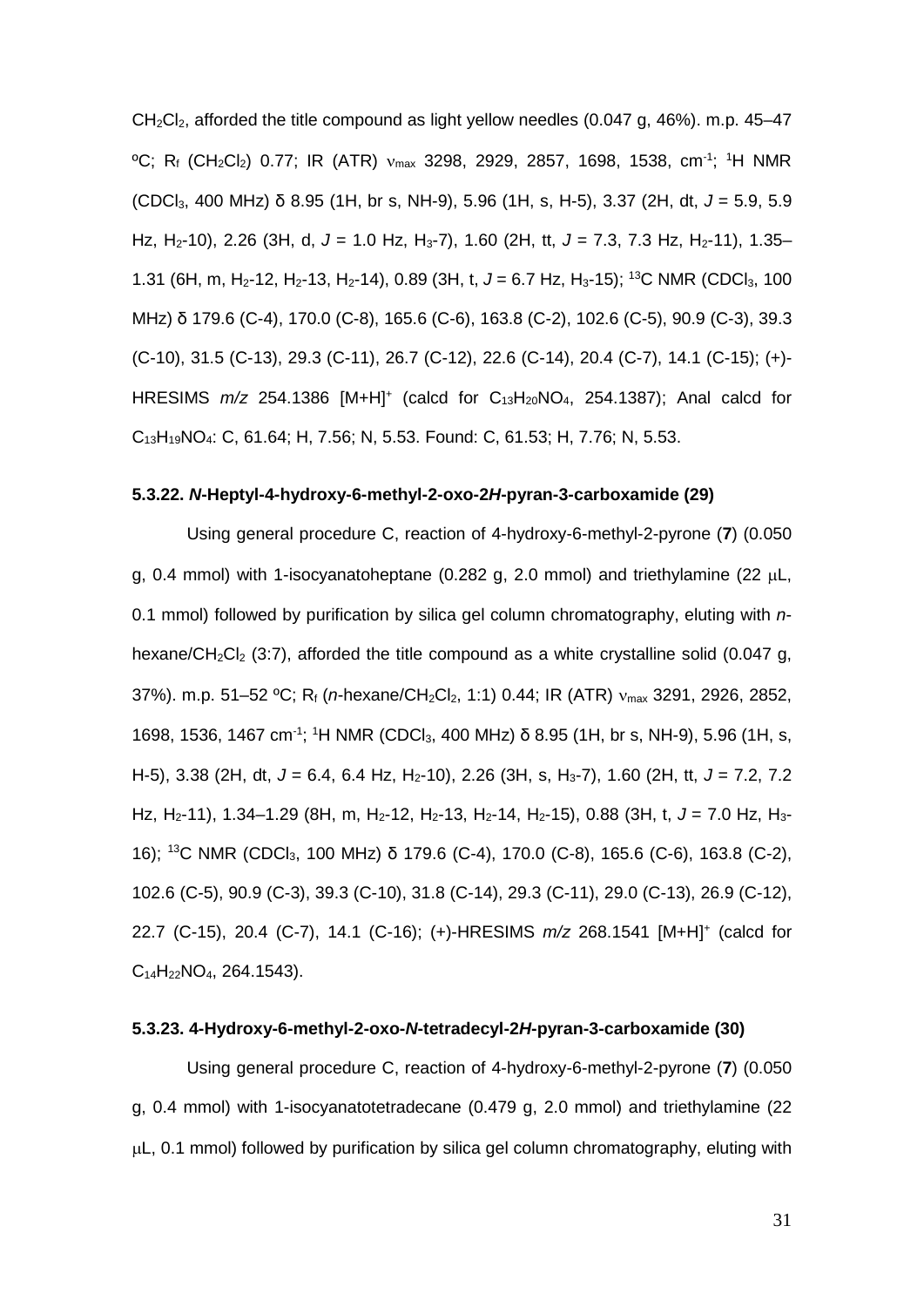$CH_2Cl_2$, afforded the title compound as light yellow needles (0.047 g, 46%). m.p. 45–47 ºC; $R_f$ ($CH_2Cl_2$) 0.77; IR (ATR) $\nu_{max}$ 3298, 2929, 2857, 1698, 1538, cm$^{-1}$; $^1$H NMR ($CDCl_3$, 400 MHz) δ 8.95 (1H, br s, NH-9), 5.96 (1H, s, H-5), 3.37 (2H, dt, *J* = 5.9, 5.9 Hz, $H_2$-10), 2.26 (3H, d, *J* = 1.0 Hz, $H_3$-7), 1.60 (2H, tt, *J* = 7.3, 7.3 Hz, $H_2$-11), 1.35–1.31 (6H, m, $H_2$-12, $H_2$-13, $H_2$-14), 0.89 (3H, t, *J* = 6.7 Hz, $H_3$-15); $^{13}$C NMR ($CDCl_3$, 100 MHz) δ 179.6 (C-4), 170.0 (C-8), 165.6 (C-6), 163.8 (C-2), 102.6 (C-5), 90.9 (C-3), 39.3 (C-10), 31.5 (C-13), 29.3 (C-11), 26.7 (C-12), 22.6 (C-14), 20.4 (C-7), 14.1 (C-15); (+)-HRESIMS *m/z* 254.1386 $[M+H]^+$ (calcd for $C_{13}H_{20}NO_4$, 254.1387); Anal calcd for $C_{13}H_{19}NO_4$: C, 61.64; H, 7.56; N, 5.53. Found: C, 61.53; H, 7.76; N, 5.53.

### 5.3.22. *N*-Heptyl-4-hydroxy-6-methyl-2-oxo-2*H*-pyran-3-carboxamide (29)

Using general procedure C, reaction of 4-hydroxy-6-methyl-2-pyrone (**7**) (0.050 g, 0.4 mmol) with 1-isocyanatoheptane (0.282 g, 2.0 mmol) and triethylamine (22 μL, 0.1 mmol) followed by purification by silica gel column chromatography, eluting with *n*-hexane/$CH_2Cl_2$ (3:7), afforded the title compound as a white crystalline solid (0.047 g, 37%). m.p. 51–52 ºC; $R_f$ (*n*-hexane/$CH_2Cl_2$, 1:1) 0.44; IR (ATR) $\nu_{max}$ 3291, 2926, 2852, 1698, 1536, 1467 cm$^{-1}$; $^1$H NMR ($CDCl_3$, 400 MHz) δ 8.95 (1H, br s, NH-9), 5.96 (1H, s, H-5), 3.38 (2H, dt, *J* = 6.4, 6.4 Hz, $H_2$-10), 2.26 (3H, s, $H_3$-7), 1.60 (2H, tt, *J* = 7.2, 7.2 Hz, $H_2$-11), 1.34–1.29 (8H, m, $H_2$-12, $H_2$-13, $H_2$-14, $H_2$-15), 0.88 (3H, t, *J* = 7.0 Hz, $H_3$-16); $^{13}$C NMR ($CDCl_3$, 100 MHz) δ 179.6 (C-4), 170.0 (C-8), 165.6 (C-6), 163.8 (C-2), 102.6 (C-5), 90.9 (C-3), 39.3 (C-10), 31.8 (C-14), 29.3 (C-11), 29.0 (C-13), 26.9 (C-12), 22.7 (C-15), 20.4 (C-7), 14.1 (C-16); (+)-HRESIMS *m/z* 268.1541 $[M+H]^+$ (calcd for $C_{14}H_{22}NO_4$, 264.1543).

### 5.3.23. 4-Hydroxy-6-methyl-2-oxo-*N*-tetradecyl-2*H*-pyran-3-carboxamide (30)

Using general procedure C, reaction of 4-hydroxy-6-methyl-2-pyrone (**7**) (0.050 g, 0.4 mmol) with 1-isocyanatotetradecane (0.479 g, 2.0 mmol) and triethylamine (22 μL, 0.1 mmol) followed by purification by silica gel column chromatography, eluting with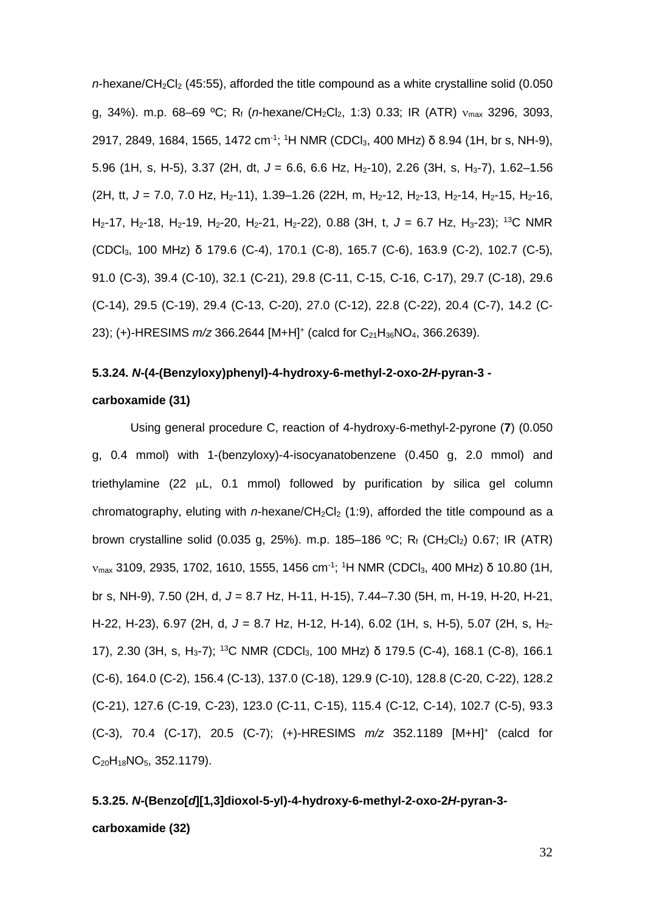*n*-hexane/$CH_2Cl_2$ (45:55), afforded the title compound as a white crystalline solid (0.050 g, 34%). m.p. 68–69 ºC; $R_f$ (*n*-hexane/$CH_2Cl_2$, 1:3) 0.33; IR (ATR) $\nu_{max}$ 3296, 3093, 2917, 2849, 1684, 1565, 1472 $cm^{-1}$; $^1H$ NMR ($CDCl_3$, 400 MHz) δ 8.94 (1H, br s, NH-9), 5.96 (1H, s, H-5), 3.37 (2H, dt, *J* = 6.6, 6.6 Hz, $H_2$-10), 2.26 (3H, s, $H_3$-7), 1.62–1.56 (2H, tt, *J* = 7.0, 7.0 Hz, $H_2$-11), 1.39–1.26 (22H, m, $H_2$-12, $H_2$-13, $H_2$-14, $H_2$-15, $H_2$-16, $H_2$-17, $H_2$-18, $H_2$-19, $H_2$-20, $H_2$-21, $H_2$-22), 0.88 (3H, t, *J* = 6.7 Hz, $H_3$-23); $^{13}C$ NMR ($CDCl_3$, 100 MHz) δ 179.6 (C-4), 170.1 (C-8), 165.7 (C-6), 163.9 (C-2), 102.7 (C-5), 91.0 (C-3), 39.4 (C-10), 32.1 (C-21), 29.8 (C-11, C-15, C-16, C-17), 29.7 (C-18), 29.6 (C-14), 29.5 (C-19), 29.4 (C-13, C-20), 27.0 (C-12), 22.8 (C-22), 20.4 (C-7), 14.2 (C-23); (+)-HRESIMS *m/z* 366.2644 $[M+H]^+$ (calcd for $C_{21}H_{36}NO_4$, 366.2639).

### 5.3.24. *N*-(4-(Benzyloxy)phenyl)-4-hydroxy-6-methyl-2-oxo-2*H*-pyran-3 -carboxamide (31)

Using general procedure C, reaction of 4-hydroxy-6-methyl-2-pyrone (**7**) (0.050 g, 0.4 mmol) with 1-(benzyloxy)-4-isocyanatobenzene (0.450 g, 2.0 mmol) and triethylamine (22 μL, 0.1 mmol) followed by purification by silica gel column chromatography, eluting with *n*-hexane/$CH_2Cl_2$ (1:9), afforded the title compound as a brown crystalline solid (0.035 g, 25%). m.p. 185–186 ºC; $R_f$ ($CH_2Cl_2$) 0.67; IR (ATR) $\nu_{max}$ 3109, 2935, 1702, 1610, 1555, 1456 $cm^{-1}$; $^1H$ NMR ($CDCl_3$, 400 MHz) δ 10.80 (1H, br s, NH-9), 7.50 (2H, d, *J* = 8.7 Hz, H-11, H-15), 7.44–7.30 (5H, m, H-19, H-20, H-21, H-22, H-23), 6.97 (2H, d, *J* = 8.7 Hz, H-12, H-14), 6.02 (1H, s, H-5), 5.07 (2H, s, $H_2$-17), 2.30 (3H, s, $H_3$-7); $^{13}C$ NMR ($CDCl_3$, 100 MHz) δ 179.5 (C-4), 168.1 (C-8), 166.1 (C-6), 164.0 (C-2), 156.4 (C-13), 137.0 (C-18), 129.9 (C-10), 128.8 (C-20, C-22), 128.2 (C-21), 127.6 (C-19, C-23), 123.0 (C-11, C-15), 115.4 (C-12, C-14), 102.7 (C-5), 93.3 (C-3), 70.4 (C-17), 20.5 (C-7); (+)-HRESIMS *m/z* 352.1189 $[M+H]^+$ (calcd for $C_{20}H_{18}NO_5$, 352.1179).

### 5.3.25. *N*-(Benzo[*d*][1,3]dioxol-5-yl)-4-hydroxy-6-methyl-2-oxo-2*H*-pyran-3-carboxamide (32)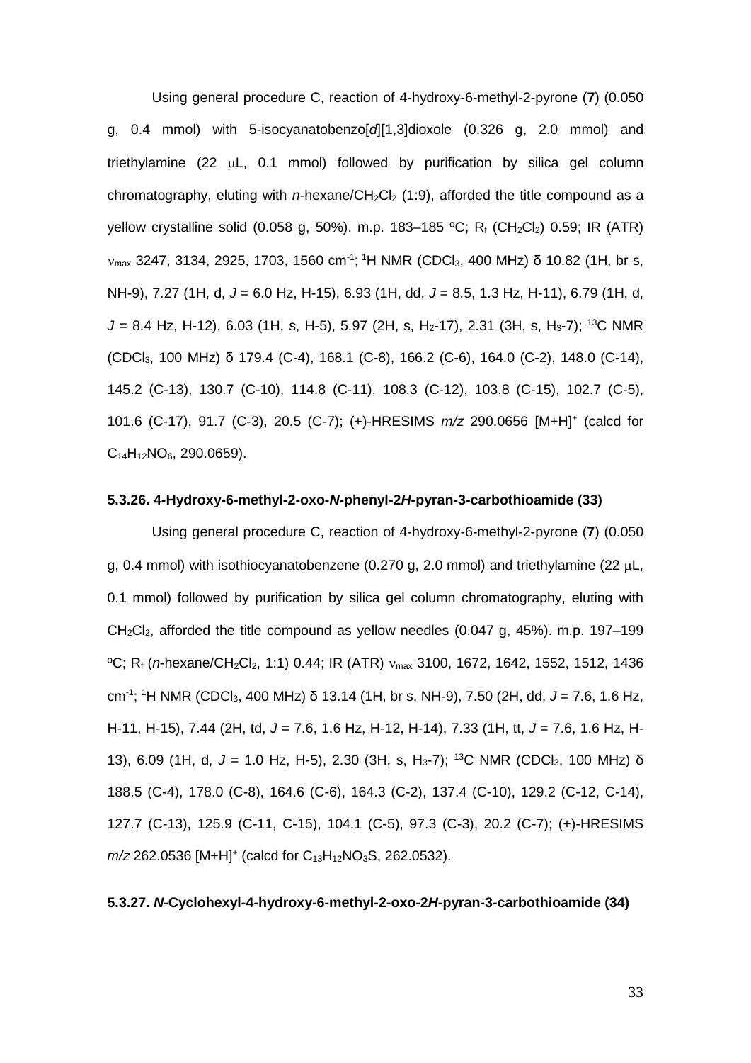Using general procedure C, reaction of 4-hydroxy-6-methyl-2-pyrone (**7**) (0.050 g, 0.4 mmol) with 5-isocyanatobenzo[*d*][1,3]dioxole (0.326 g, 2.0 mmol) and triethylamine (22 μL, 0.1 mmol) followed by purification by silica gel column chromatography, eluting with *n*-hexane/$CH_2Cl_2$ (1:9), afforded the title compound as a yellow crystalline solid (0.058 g, 50%). m.p. 183–185 ºC; $R_f$ ($CH_2Cl_2$) 0.59; IR (ATR) $\nu_{max}$ 3247, 3134, 2925, 1703, 1560 $cm^{-1}$; $^1H$ NMR ($CDCl_3$, 400 MHz) δ 10.82 (1H, br s, NH-9), 7.27 (1H, d, *J* = 6.0 Hz, H-15), 6.93 (1H, dd, *J* = 8.5, 1.3 Hz, H-11), 6.79 (1H, d, *J* = 8.4 Hz, H-12), 6.03 (1H, s, H-5), 5.97 (2H, s, $H_2$-17), 2.31 (3H, s, $H_3$-7); $^{13}C$ NMR ($CDCl_3$, 100 MHz) δ 179.4 (C-4), 168.1 (C-8), 166.2 (C-6), 164.0 (C-2), 148.0 (C-14), 145.2 (C-13), 130.7 (C-10), 114.8 (C-11), 108.3 (C-12), 103.8 (C-15), 102.7 (C-5), 101.6 (C-17), 91.7 (C-3), 20.5 (C-7); (+)-HRESIMS *m/z* 290.0656 $[M+H]^+$ (calcd for $C_{14}H_{12}NO_6$, 290.0659).

### 5.3.26. 4-Hydroxy-6-methyl-2-oxo-*N*-phenyl-2*H*-pyran-3-carbothioamide (33)

Using general procedure C, reaction of 4-hydroxy-6-methyl-2-pyrone (**7**) (0.050 g, 0.4 mmol) with isothiocyanatobenzene (0.270 g, 2.0 mmol) and triethylamine (22 μL, 0.1 mmol) followed by purification by silica gel column chromatography, eluting with $CH_2Cl_2$, afforded the title compound as yellow needles (0.047 g, 45%). m.p. 197–199 ºC; $R_f$ (*n*-hexane/$CH_2Cl_2$, 1:1) 0.44; IR (ATR) $\nu_{max}$ 3100, 1672, 1642, 1552, 1512, 1436 $cm^{-1}$; $^1H$ NMR ($CDCl_3$, 400 MHz) δ 13.14 (1H, br s, NH-9), 7.50 (2H, dd, *J* = 7.6, 1.6 Hz, H-11, H-15), 7.44 (2H, td, *J* = 7.6, 1.6 Hz, H-12, H-14), 7.33 (1H, tt, *J* = 7.6, 1.6 Hz, H-13), 6.09 (1H, d, *J* = 1.0 Hz, H-5), 2.30 (3H, s, $H_3$-7); $^{13}C$ NMR ($CDCl_3$, 100 MHz) δ 188.5 (C-4), 178.0 (C-8), 164.6 (C-6), 164.3 (C-2), 137.4 (C-10), 129.2 (C-12, C-14), 127.7 (C-13), 125.9 (C-11, C-15), 104.1 (C-5), 97.3 (C-3), 20.2 (C-7); (+)-HRESIMS *m/z* 262.0536 $[M+H]^+$ (calcd for $C_{13}H_{12}NO_3S$, 262.0532).

### 5.3.27. *N*-Cyclohexyl-4-hydroxy-6-methyl-2-oxo-2*H*-pyran-3-carbothioamide (34)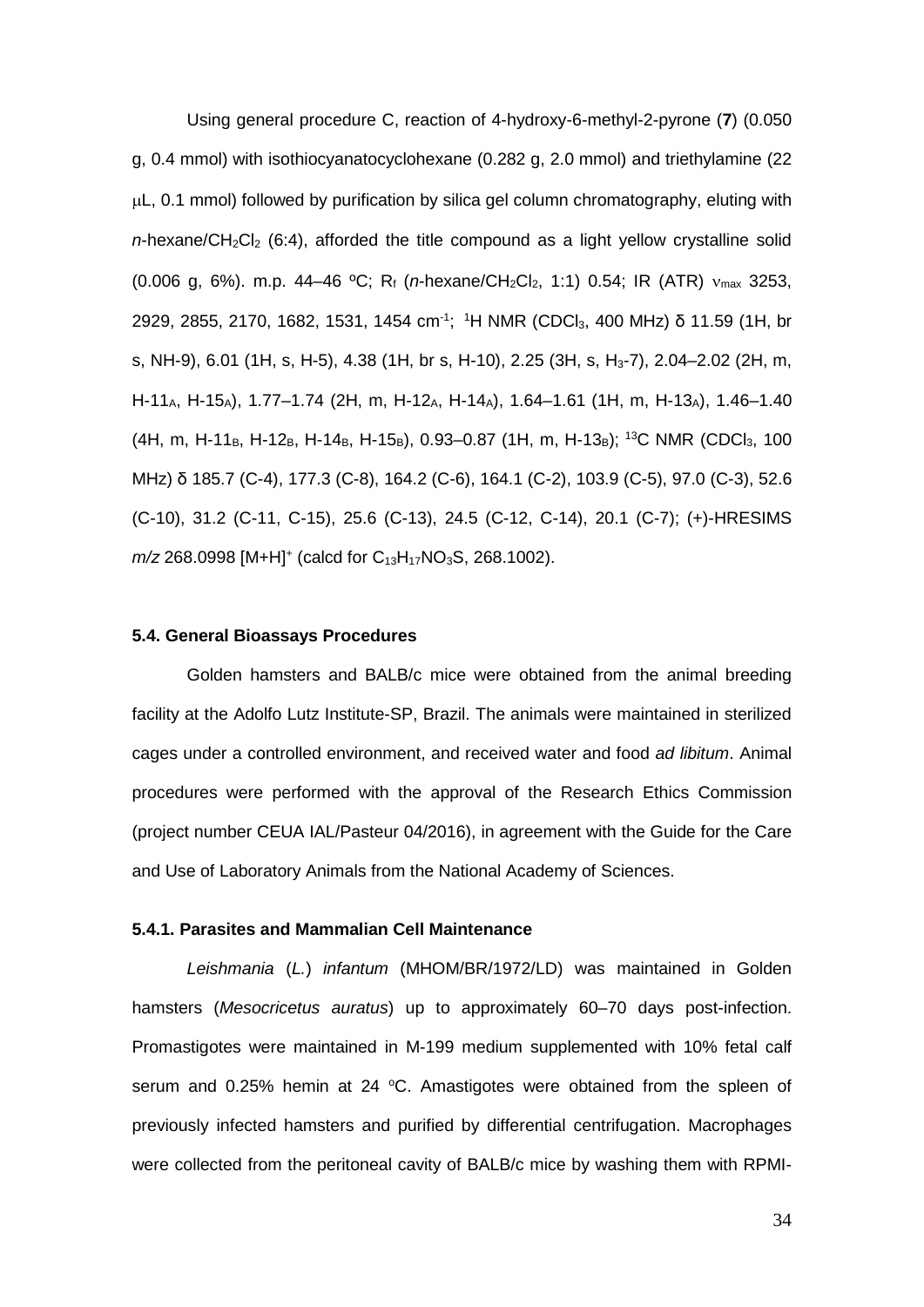Using general procedure C, reaction of 4-hydroxy-6-methyl-2-pyrone (**7**) (0.050 g, 0.4 mmol) with isothiocyanatocyclohexane (0.282 g, 2.0 mmol) and triethylamine (22 μL, 0.1 mmol) followed by purification by silica gel column chromatography, eluting with *n*-hexane/$CH_2Cl_2$ (6:4), afforded the title compound as a light yellow crystalline solid (0.006 g, 6%). m.p. 44–46 ºC; $R_f$ (*n*-hexane/$CH_2Cl_2$, 1:1) 0.54; IR (ATR) $\nu_{max}$ 3253, 2929, 2855, 2170, 1682, 1531, 1454 $cm^{-1}$; $^1H$ NMR ($CDCl_3$, 400 MHz) δ 11.59 (1H, br s, NH-9), 6.01 (1H, s, H-5), 4.38 (1H, br s, H-10), 2.25 (3H, s, $H_3$-7), 2.04–2.02 (2H, m, H-$11_A$, H-$15_A$), 1.77–1.74 (2H, m, H-$12_A$, H-$14_A$), 1.64–1.61 (1H, m, H-$13_A$), 1.46–1.40 (4H, m, H-$11_B$, H-$12_B$, H-$14_B$, H-$15_B$), 0.93–0.87 (1H, m, H-$13_B$); $^{13}C$ NMR ($CDCl_3$, 100 MHz) δ 185.7 (C-4), 177.3 (C-8), 164.2 (C-6), 164.1 (C-2), 103.9 (C-5), 97.0 (C-3), 52.6 (C-10), 31.2 (C-11, C-15), 25.6 (C-13), 24.5 (C-12, C-14), 20.1 (C-7); (+)-HRESIMS *m/z* 268.0998 $[M+H]^+$ (calcd for $C_{13}H_{17}NO_3S$, 268.1002).

### 5.4. General Bioassays Procedures

Golden hamsters and BALB/c mice were obtained from the animal breeding facility at the Adolfo Lutz Institute-SP, Brazil. The animals were maintained in sterilized cages under a controlled environment, and received water and food *ad libitum*. Animal procedures were performed with the approval of the Research Ethics Commission (project number CEUA IAL/Pasteur 04/2016), in agreement with the Guide for the Care and Use of Laboratory Animals from the National Academy of Sciences.

#### 5.4.1. Parasites and Mammalian Cell Maintenance

*Leishmania* (*L.*) *infantum* (MHOM/BR/1972/LD) was maintained in Golden hamsters (*Mesocricetus auratus*) up to approximately 60–70 days post-infection. Promastigotes were maintained in M-199 medium supplemented with 10% fetal calf serum and 0.25% hemin at 24 ºC. Amastigotes were obtained from the spleen of previously infected hamsters and purified by differential centrifugation. Macrophages were collected from the peritoneal cavity of BALB/c mice by washing them with RPMI-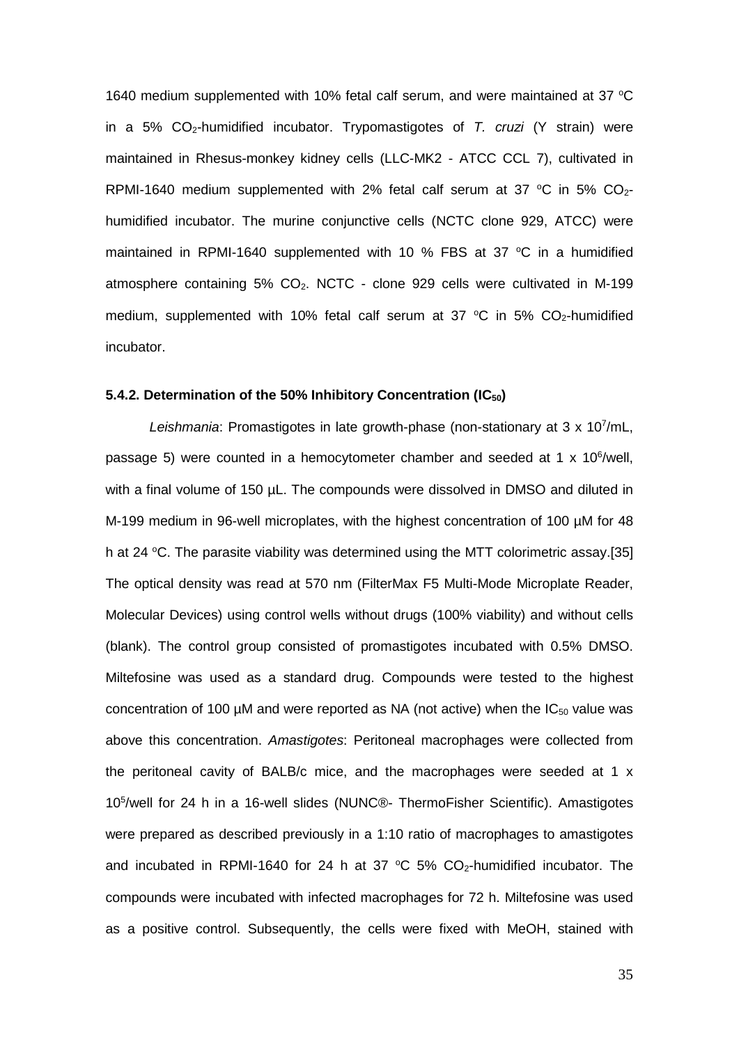1640 medium supplemented with 10% fetal calf serum, and were maintained at 37 °C in a 5% $CO_2$-humidified incubator. Trypomastigotes of *T. cruzi* (Y strain) were maintained in Rhesus-monkey kidney cells (LLC-MK2 - ATCC CCL 7), cultivated in RPMI-1640 medium supplemented with 2% fetal calf serum at 37 °C in 5% $CO_2$-humidified incubator. The murine conjunctive cells (NCTC clone 929, ATCC) were maintained in RPMI-1640 supplemented with 10 % FBS at 37 °C in a humidified atmosphere containing 5% $CO_2$. NCTC - clone 929 cells were cultivated in M-199 medium, supplemented with 10% fetal calf serum at 37 °C in 5% $CO_2$-humidified incubator.

### 5.4.2. Determination of the 50% Inhibitory Concentration ($IC_{50}$)

*Leishmania*: Promastigotes in late growth-phase (non-stationary at 3 x $10^7$/mL, passage 5) were counted in a hemocytometer chamber and seeded at 1 x $10^6$/well, with a final volume of 150 µL. The compounds were dissolved in DMSO and diluted in M-199 medium in 96-well microplates, with the highest concentration of 100 µM for 48 h at 24 °C. The parasite viability was determined using the MTT colorimetric assay.[35] The optical density was read at 570 nm (FilterMax F5 Multi-Mode Microplate Reader, Molecular Devices) using control wells without drugs (100% viability) and without cells (blank). The control group consisted of promastigotes incubated with 0.5% DMSO. Miltefosine was used as a standard drug. Compounds were tested to the highest concentration of 100 µM and were reported as NA (not active) when the $IC_{50}$ value was above this concentration. *Amastigotes*: Peritoneal macrophages were collected from the peritoneal cavity of BALB/c mice, and the macrophages were seeded at 1 x $10^5$/well for 24 h in a 16-well slides (NUNC®- ThermoFisher Scientific). Amastigotes were prepared as described previously in a 1:10 ratio of macrophages to amastigotes and incubated in RPMI-1640 for 24 h at 37 °C 5% $CO_2$-humidified incubator. The compounds were incubated with infected macrophages for 72 h. Miltefosine was used as a positive control. Subsequently, the cells were fixed with MeOH, stained with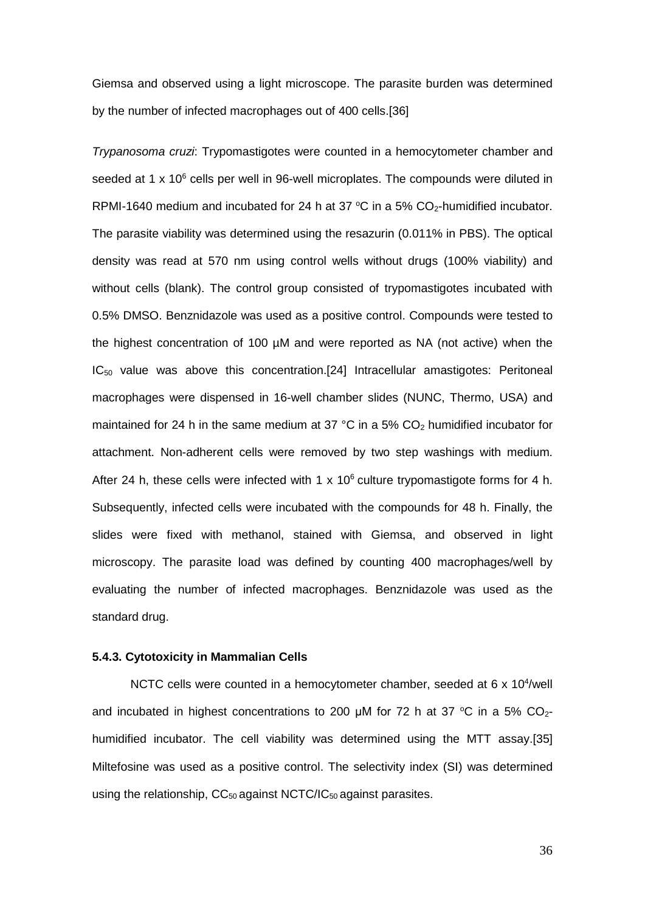Giemsa and observed using a light microscope. The parasite burden was determined by the number of infected macrophages out of 400 cells.[36]

*Trypanosoma cruzi*: Trypomastigotes were counted in a hemocytometer chamber and seeded at 1 x $10^6$ cells per well in 96-well microplates. The compounds were diluted in RPMI-1640 medium and incubated for 24 h at 37 °C in a 5% $CO_2$-humidified incubator. The parasite viability was determined using the resazurin (0.011% in PBS). The optical density was read at 570 nm using control wells without drugs (100% viability) and without cells (blank). The control group consisted of trypomastigotes incubated with 0.5% DMSO. Benznidazole was used as a positive control. Compounds were tested to the highest concentration of 100 µM and were reported as NA (not active) when the $IC_{50}$ value was above this concentration.[24] Intracellular amastigotes: Peritoneal macrophages were dispensed in 16-well chamber slides (NUNC, Thermo, USA) and maintained for 24 h in the same medium at 37 °C in a 5% $CO_2$ humidified incubator for attachment. Non-adherent cells were removed by two step washings with medium. After 24 h, these cells were infected with 1 x $10^6$ culture trypomastigote forms for 4 h. Subsequently, infected cells were incubated with the compounds for 48 h. Finally, the slides were fixed with methanol, stained with Giemsa, and observed in light microscopy. The parasite load was defined by counting 400 macrophages/well by evaluating the number of infected macrophages. Benznidazole was used as the standard drug.

### 5.4.3. Cytotoxicity in Mammalian Cells

NCTC cells were counted in a hemocytometer chamber, seeded at 6 x $10^4$/well and incubated in highest concentrations to 200 µM for 72 h at 37 °C in a 5% $CO_2$-humidified incubator. The cell viability was determined using the MTT assay.[35] Miltefosine was used as a positive control. The selectivity index (SI) was determined using the relationship, $CC_{50}$ against NCTC/$IC_{50}$ against parasites.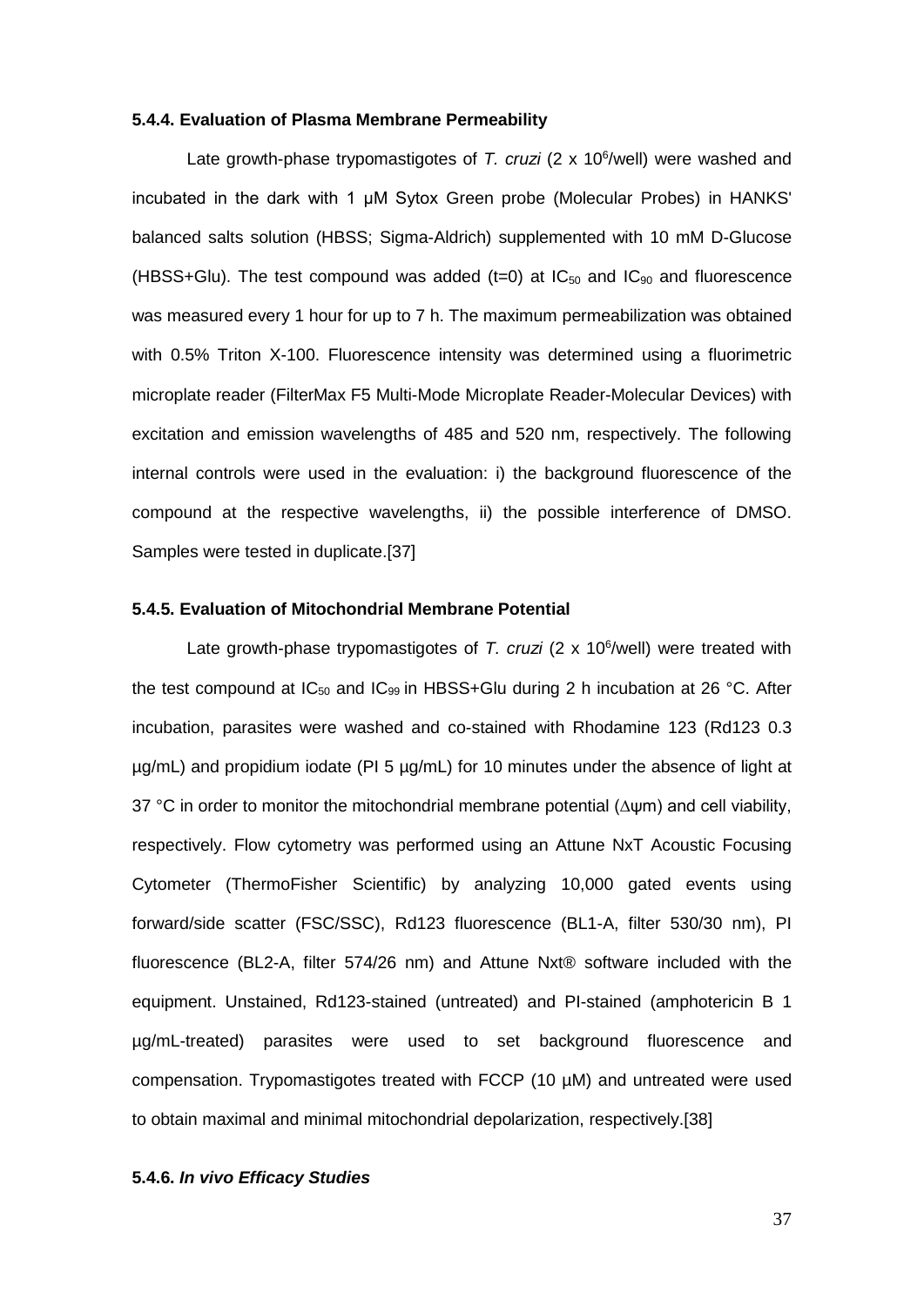#### 5.4.4. Evaluation of Plasma Membrane Permeability

Late growth-phase trypomastigotes of *T. cruzi* (2 x $10^6$/well) were washed and incubated in the dark with 1 µM Sytox Green probe (Molecular Probes) in HANKS' balanced salts solution (HBSS; Sigma-Aldrich) supplemented with 10 mM D-Glucose (HBSS+Glu). The test compound was added (t=0) at $IC_{50}$ and $IC_{90}$ and fluorescence was measured every 1 hour for up to 7 h. The maximum permeabilization was obtained with 0.5% Triton X-100. Fluorescence intensity was determined using a fluorimetric microplate reader (FilterMax F5 Multi-Mode Microplate Reader-Molecular Devices) with excitation and emission wavelengths of 485 and 520 nm, respectively. The following internal controls were used in the evaluation: i) the background fluorescence of the compound at the respective wavelengths, ii) the possible interference of DMSO. Samples were tested in duplicate.[37]

#### 5.4.5. Evaluation of Mitochondrial Membrane Potential

Late growth-phase trypomastigotes of *T. cruzi* (2 x $10^6$/well) were treated with the test compound at $IC_{50}$ and $IC_{99}$ in HBSS+Glu during 2 h incubation at 26 °C. After incubation, parasites were washed and co-stained with Rhodamine 123 (Rd123 0.3 µg/mL) and propidium iodate (PI 5 µg/mL) for 10 minutes under the absence of light at 37 °C in order to monitor the mitochondrial membrane potential ($\Delta\psi m$) and cell viability, respectively. Flow cytometry was performed using an Attune NxT Acoustic Focusing Cytometer (ThermoFisher Scientific) by analyzing 10,000 gated events using forward/side scatter (FSC/SSC), Rd123 fluorescence (BL1-A, filter 530/30 nm), PI fluorescence (BL2-A, filter 574/26 nm) and Attune Nxt® software included with the equipment. Unstained, Rd123-stained (untreated) and PI-stained (amphotericin B 1 µg/mL-treated) parasites were used to set background fluorescence and compensation. Trypomastigotes treated with FCCP (10 µM) and untreated were used to obtain maximal and minimal mitochondrial depolarization, respectively.[38]

#### 5.4.6. *In vivo Efficacy Studies*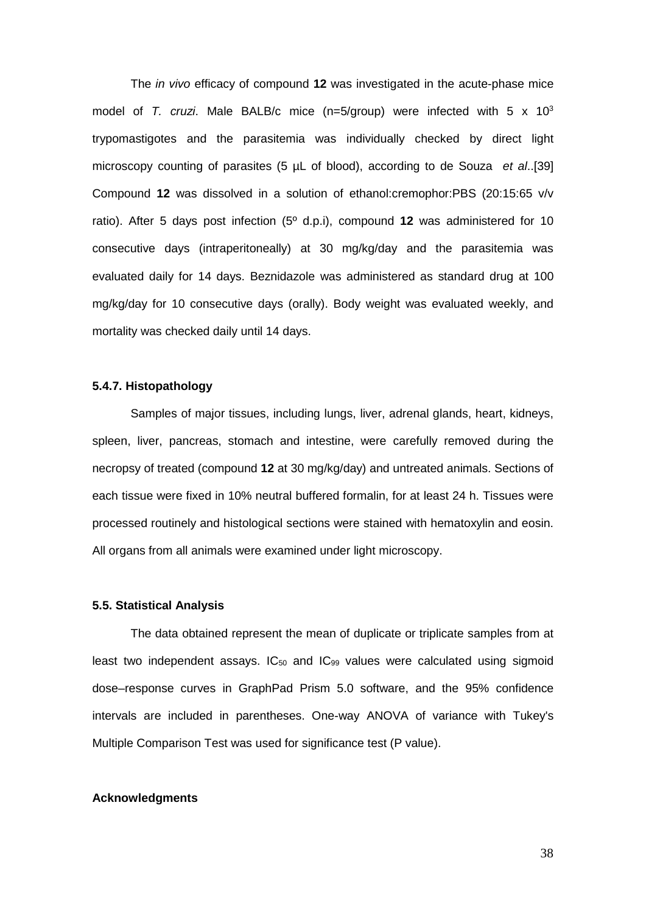The *in vivo* efficacy of compound **12** was investigated in the acute-phase mice model of *T. cruzi*. Male BALB/c mice (n=5/group) were infected with 5 x $10^3$ trypomastigotes and the parasitemia was individually checked by direct light microscopy counting of parasites (5 µL of blood), according to de Souza *et al*..[39] Compound **12** was dissolved in a solution of ethanol:cremophor:PBS (20:15:65 v/v ratio). After 5 days post infection (5º d.p.i), compound **12** was administered for 10 consecutive days (intraperitoneally) at 30 mg/kg/day and the parasitemia was evaluated daily for 14 days. Beznidazole was administered as standard drug at 100 mg/kg/day for 10 consecutive days (orally). Body weight was evaluated weekly, and mortality was checked daily until 14 days.

#### 5.4.7. Histopathology

Samples of major tissues, including lungs, liver, adrenal glands, heart, kidneys, spleen, liver, pancreas, stomach and intestine, were carefully removed during the necropsy of treated (compound **12** at 30 mg/kg/day) and untreated animals. Sections of each tissue were fixed in 10% neutral buffered formalin, for at least 24 h. Tissues were processed routinely and histological sections were stained with hematoxylin and eosin. All organs from all animals were examined under light microscopy.

### 5.5. Statistical Analysis

The data obtained represent the mean of duplicate or triplicate samples from at least two independent assays. $IC_{50}$ and $IC_{99}$ values were calculated using sigmoid dose–response curves in GraphPad Prism 5.0 software, and the 95% confidence intervals are included in parentheses. One-way ANOVA of variance with Tukey's Multiple Comparison Test was used for significance test (P value).

### Acknowledgments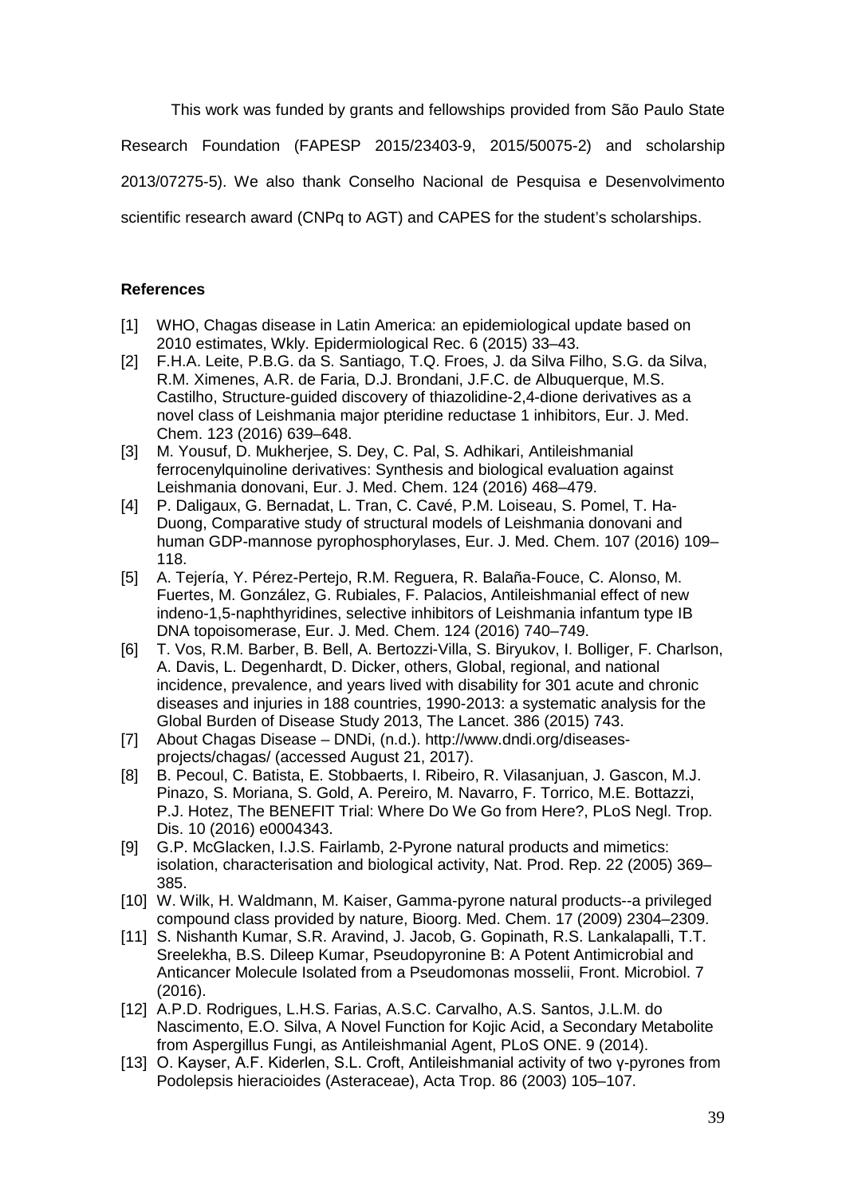This work was funded by grants and fellowships provided from São Paulo State Research Foundation (FAPESP 2015/23403-9, 2015/50075-2) and scholarship 2013/07275-5). We also thank Conselho Nacional de Pesquisa e Desenvolvimento scientific research award (CNPq to AGT) and CAPES for the student's scholarships.

**References**

[1] WHO, Chagas disease in Latin America: an epidemiological update based on 2010 estimates, Wkly. Epidermiological Rec. 6 (2015) 33–43.

[2] F.H.A. Leite, P.B.G. da S. Santiago, T.Q. Froes, J. da Silva Filho, S.G. da Silva, R.M. Ximenes, A.R. de Faria, D.J. Brondani, J.F.C. de Albuquerque, M.S. Castilho, Structure-guided discovery of thiazolidine-2,4-dione derivatives as a novel class of Leishmania major pteridine reductase 1 inhibitors, Eur. J. Med. Chem. 123 (2016) 639–648.

[3] M. Yousuf, D. Mukherjee, S. Dey, C. Pal, S. Adhikari, Antileishmanial ferrocenylquinoline derivatives: Synthesis and biological evaluation against Leishmania donovani, Eur. J. Med. Chem. 124 (2016) 468–479.

[4] P. Daligaux, G. Bernadat, L. Tran, C. Cavé, P.M. Loiseau, S. Pomel, T. Ha-Duong, Comparative study of structural models of Leishmania donovani and human GDP-mannose pyrophosphorylases, Eur. J. Med. Chem. 107 (2016) 109–118.

[5] A. Tejería, Y. Pérez-Pertejo, R.M. Reguera, R. Balaña-Fouce, C. Alonso, M. Fuertes, M. González, G. Rubiales, F. Palacios, Antileishmanial effect of new indeno-1,5-naphthyridines, selective inhibitors of Leishmania infantum type IB DNA topoisomerase, Eur. J. Med. Chem. 124 (2016) 740–749.

[6] T. Vos, R.M. Barber, B. Bell, A. Bertozzi-Villa, S. Biryukov, I. Bolliger, F. Charlson, A. Davis, L. Degenhardt, D. Dicker, others, Global, regional, and national incidence, prevalence, and years lived with disability for 301 acute and chronic diseases and injuries in 188 countries, 1990-2013: a systematic analysis for the Global Burden of Disease Study 2013, The Lancet. 386 (2015) 743.

[7] About Chagas Disease – DNDi, (n.d.). http://www.dndi.org/diseases-projects/chagas/ (accessed August 21, 2017).

[8] B. Pecoul, C. Batista, E. Stobbaerts, I. Ribeiro, R. Vilasanjuan, J. Gascon, M.J. Pinazo, S. Moriana, S. Gold, A. Pereiro, M. Navarro, F. Torrico, M.E. Bottazzi, P.J. Hotez, The BENEFIT Trial: Where Do We Go from Here?, PLoS Negl. Trop. Dis. 10 (2016) e0004343.

[9] G.P. McGlacken, I.J.S. Fairlamb, 2-Pyrone natural products and mimetics: isolation, characterisation and biological activity, Nat. Prod. Rep. 22 (2005) 369–385.

[10] W. Wilk, H. Waldmann, M. Kaiser, Gamma-pyrone natural products--a privileged compound class provided by nature, Bioorg. Med. Chem. 17 (2009) 2304–2309.

[11] S. Nishanth Kumar, S.R. Aravind, J. Jacob, G. Gopinath, R.S. Lankalapalli, T.T. Sreelekha, B.S. Dileep Kumar, Pseudopyronine B: A Potent Antimicrobial and Anticancer Molecule Isolated from a Pseudomonas mosselii, Front. Microbiol. 7 (2016).

[12] A.P.D. Rodrigues, L.H.S. Farias, A.S.C. Carvalho, A.S. Santos, J.L.M. do Nascimento, E.O. Silva, A Novel Function for Kojic Acid, a Secondary Metabolite from Aspergillus Fungi, as Antileishmanial Agent, PLoS ONE. 9 (2014).

[13] O. Kayser, A.F. Kiderlen, S.L. Croft, Antileishmanial activity of two γ-pyrones from Podolepsis hieracioides (Asteraceae), Acta Trop. 86 (2003) 105–107.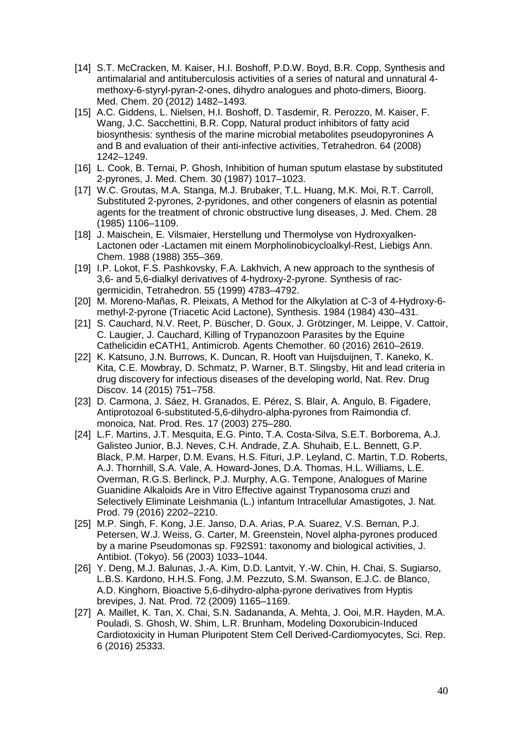[14] S.T. McCracken, M. Kaiser, H.I. Boshoff, P.D.W. Boyd, B.R. Copp, Synthesis and antimalarial and antituberculosis activities of a series of natural and unnatural 4-methoxy-6-styryl-pyran-2-ones, dihydro analogues and photo-dimers, Bioorg. Med. Chem. 20 (2012) 1482–1493.

[15] A.C. Giddens, L. Nielsen, H.I. Boshoff, D. Tasdemir, R. Perozzo, M. Kaiser, F. Wang, J.C. Sacchettini, B.R. Copp, Natural product inhibitors of fatty acid biosynthesis: synthesis of the marine microbial metabolites pseudopyronines A and B and evaluation of their anti-infective activities, Tetrahedron. 64 (2008) 1242–1249.

[16] L. Cook, B. Ternai, P. Ghosh, Inhibition of human sputum elastase by substituted 2-pyrones, J. Med. Chem. 30 (1987) 1017–1023.

[17] W.C. Groutas, M.A. Stanga, M.J. Brubaker, T.L. Huang, M.K. Moi, R.T. Carroll, Substituted 2-pyrones, 2-pyridones, and other congeners of elasnin as potential agents for the treatment of chronic obstructive lung diseases, J. Med. Chem. 28 (1985) 1106–1109.

[18] J. Maischein, E. Vilsmaier, Herstellung und Thermolyse von Hydroxyalken-Lactonen oder -Lactamen mit einem Morpholinobicycloalkyl-Rest, Liebigs Ann. Chem. 1988 (1988) 355–369.

[19] I.P. Lokot, F.S. Pashkovsky, F.A. Lakhvich, A new approach to the synthesis of 3,6- and 5,6-dialkyl derivatives of 4-hydroxy-2-pyrone. Synthesis of rac-germicidin, Tetrahedron. 55 (1999) 4783–4792.

[20] M. Moreno-Mañas, R. Pleixats, A Method for the Alkylation at C-3 of 4-Hydroxy-6-methyl-2-pyrone (Triacetic Acid Lactone), Synthesis. 1984 (1984) 430–431.

[21] S. Cauchard, N.V. Reet, P. Büscher, D. Goux, J. Grötzinger, M. Leippe, V. Cattoir, C. Laugier, J. Cauchard, Killing of Trypanozoon Parasites by the Equine Cathelicidin eCATH1, Antimicrob. Agents Chemother. 60 (2016) 2610–2619.

[22] K. Katsuno, J.N. Burrows, K. Duncan, R. Hooft van Huijsduijnen, T. Kaneko, K. Kita, C.E. Mowbray, D. Schmatz, P. Warner, B.T. Slingsby, Hit and lead criteria in drug discovery for infectious diseases of the developing world, Nat. Rev. Drug Discov. 14 (2015) 751–758.

[23] D. Carmona, J. Sáez, H. Granados, E. Pérez, S. Blair, A. Angulo, B. Figadere, Antiprotozoal 6-substituted-5,6-dihydro-alpha-pyrones from Raimondia cf. monoica, Nat. Prod. Res. 17 (2003) 275–280.

[24] L.F. Martins, J.T. Mesquita, E.G. Pinto, T.A. Costa-Silva, S.E.T. Borborema, A.J. Galisteo Junior, B.J. Neves, C.H. Andrade, Z.A. Shuhaib, E.L. Bennett, G.P. Black, P.M. Harper, D.M. Evans, H.S. Fituri, J.P. Leyland, C. Martin, T.D. Roberts, A.J. Thornhill, S.A. Vale, A. Howard-Jones, D.A. Thomas, H.L. Williams, L.E. Overman, R.G.S. Berlinck, P.J. Murphy, A.G. Tempone, Analogues of Marine Guanidine Alkaloids Are in Vitro Effective against Trypanosoma cruzi and Selectively Eliminate Leishmania (L.) infantum Intracellular Amastigotes, J. Nat. Prod. 79 (2016) 2202–2210.

[25] M.P. Singh, F. Kong, J.E. Janso, D.A. Arias, P.A. Suarez, V.S. Bernan, P.J. Petersen, W.J. Weiss, G. Carter, M. Greenstein, Novel alpha-pyrones produced by a marine Pseudomonas sp. F92S91: taxonomy and biological activities, J. Antibiot. (Tokyo). 56 (2003) 1033–1044.

[26] Y. Deng, M.J. Balunas, J.-A. Kim, D.D. Lantvit, Y.-W. Chin, H. Chai, S. Sugiarso, L.B.S. Kardono, H.H.S. Fong, J.M. Pezzuto, S.M. Swanson, E.J.C. de Blanco, A.D. Kinghorn, Bioactive 5,6-dihydro-alpha-pyrone derivatives from Hyptis brevipes, J. Nat. Prod. 72 (2009) 1165–1169.

[27] A. Maillet, K. Tan, X. Chai, S.N. Sadananda, A. Mehta, J. Ooi, M.R. Hayden, M.A. Pouladi, S. Ghosh, W. Shim, L.R. Brunham, Modeling Doxorubicin-Induced Cardiotoxicity in Human Pluripotent Stem Cell Derived-Cardiomyocytes, Sci. Rep. 6 (2016) 25333.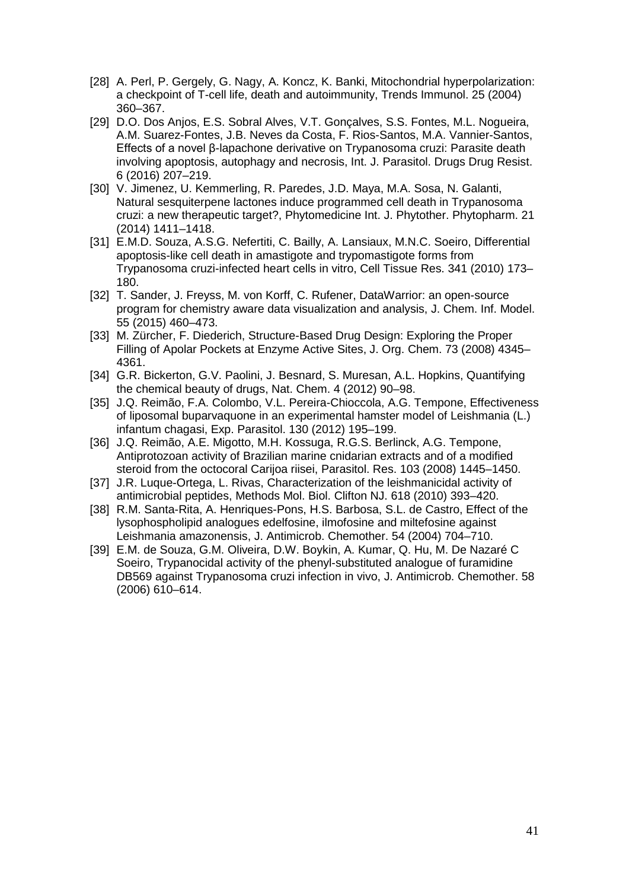[28] A. Perl, P. Gergely, G. Nagy, A. Koncz, K. Banki, Mitochondrial hyperpolarization: a checkpoint of T-cell life, death and autoimmunity, Trends Immunol. 25 (2004) 360–367.

[29] D.O. Dos Anjos, E.S. Sobral Alves, V.T. Gonçalves, S.S. Fontes, M.L. Nogueira, A.M. Suarez-Fontes, J.B. Neves da Costa, F. Rios-Santos, M.A. Vannier-Santos, Effects of a novel β-lapachone derivative on Trypanosoma cruzi: Parasite death involving apoptosis, autophagy and necrosis, Int. J. Parasitol. Drugs Drug Resist. 6 (2016) 207–219.

[30] V. Jimenez, U. Kemmerling, R. Paredes, J.D. Maya, M.A. Sosa, N. Galanti, Natural sesquiterpene lactones induce programmed cell death in Trypanosoma cruzi: a new therapeutic target?, Phytomedicine Int. J. Phytother. Phytopharm. 21 (2014) 1411–1418.

[31] E.M.D. Souza, A.S.G. Nefertiti, C. Bailly, A. Lansiaux, M.N.C. Soeiro, Differential apoptosis-like cell death in amastigote and trypomastigote forms from Trypanosoma cruzi-infected heart cells in vitro, Cell Tissue Res. 341 (2010) 173–180.

[32] T. Sander, J. Freyss, M. von Korff, C. Rufener, DataWarrior: an open-source program for chemistry aware data visualization and analysis, J. Chem. Inf. Model. 55 (2015) 460–473.

[33] M. Zürcher, F. Diederich, Structure-Based Drug Design: Exploring the Proper Filling of Apolar Pockets at Enzyme Active Sites, J. Org. Chem. 73 (2008) 4345–4361.

[34] G.R. Bickerton, G.V. Paolini, J. Besnard, S. Muresan, A.L. Hopkins, Quantifying the chemical beauty of drugs, Nat. Chem. 4 (2012) 90–98.

[35] J.Q. Reimão, F.A. Colombo, V.L. Pereira-Chioccola, A.G. Tempone, Effectiveness of liposomal buparvaquone in an experimental hamster model of Leishmania (L.) infantum chagasi, Exp. Parasitol. 130 (2012) 195–199.

[36] J.Q. Reimão, A.E. Migotto, M.H. Kossuga, R.G.S. Berlinck, A.G. Tempone, Antiprotozoan activity of Brazilian marine cnidarian extracts and of a modified steroid from the octocoral Carijoa riisei, Parasitol. Res. 103 (2008) 1445–1450.

[37] J.R. Luque-Ortega, L. Rivas, Characterization of the leishmanicidal activity of antimicrobial peptides, Methods Mol. Biol. Clifton NJ. 618 (2010) 393–420.

[38] R.M. Santa-Rita, A. Henriques-Pons, H.S. Barbosa, S.L. de Castro, Effect of the lysophospholipid analogues edelfosine, ilmofosine and miltefosine against Leishmania amazonensis, J. Antimicrob. Chemother. 54 (2004) 704–710.

[39] E.M. de Souza, G.M. Oliveira, D.W. Boykin, A. Kumar, Q. Hu, M. De Nazaré C Soeiro, Trypanocidal activity of the phenyl-substituted analogue of furamidine DB569 against Trypanosoma cruzi infection in vivo, J. Antimicrob. Chemother. 58 (2006) 610–614.